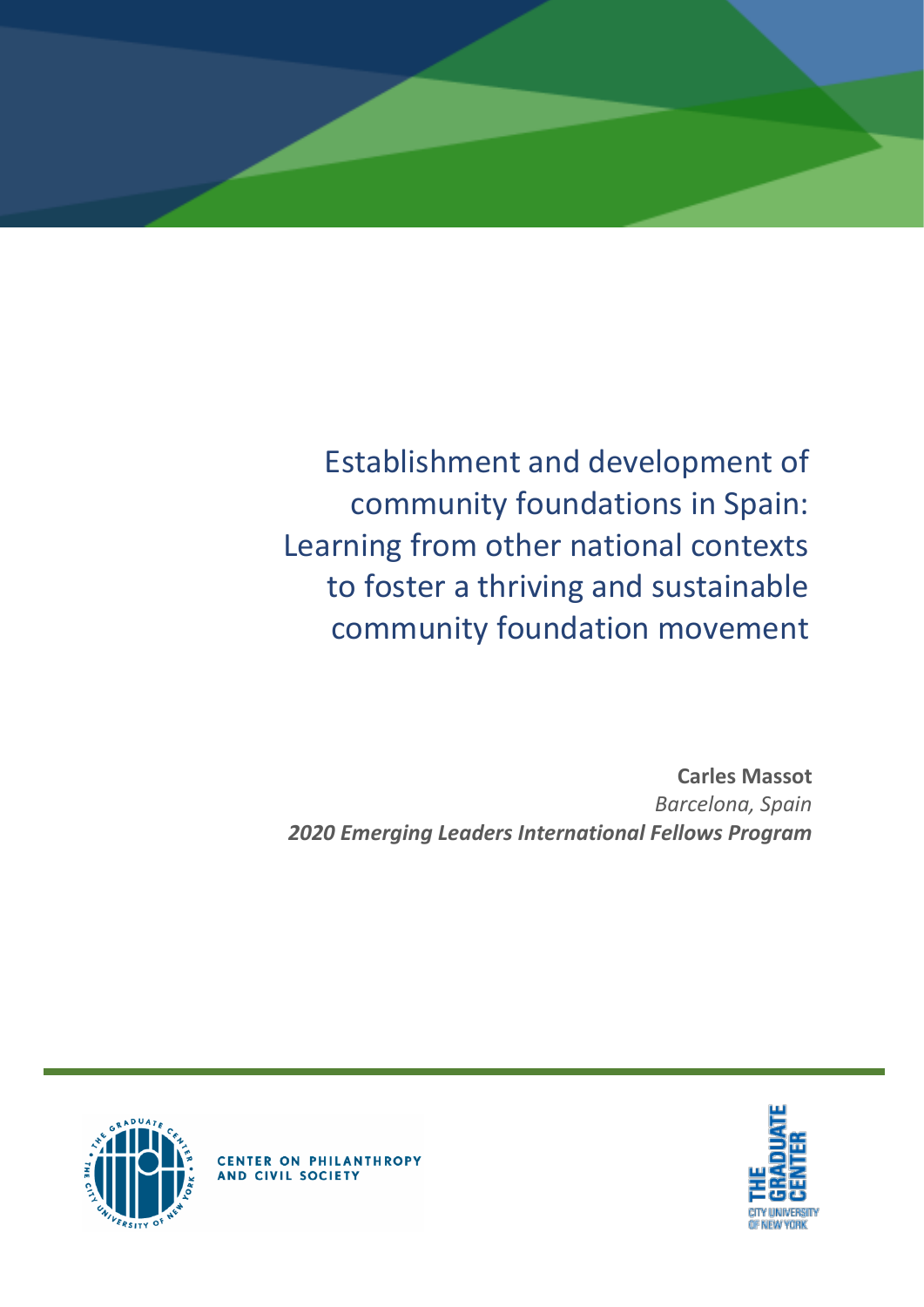# Establishment and development of community foundations in Spain: Learning from other national contexts to foster a thriving and sustainable community foundation movement

**Carles Massot**

*Barcelona, Spain*

***2020 Emerging Leaders International Fellows Program***

CENTER ON PHILANTHROPY AND CIVIL SOCIETY

THE GRADUATE CENTER CITY UNIVERSITY OF NEW YORK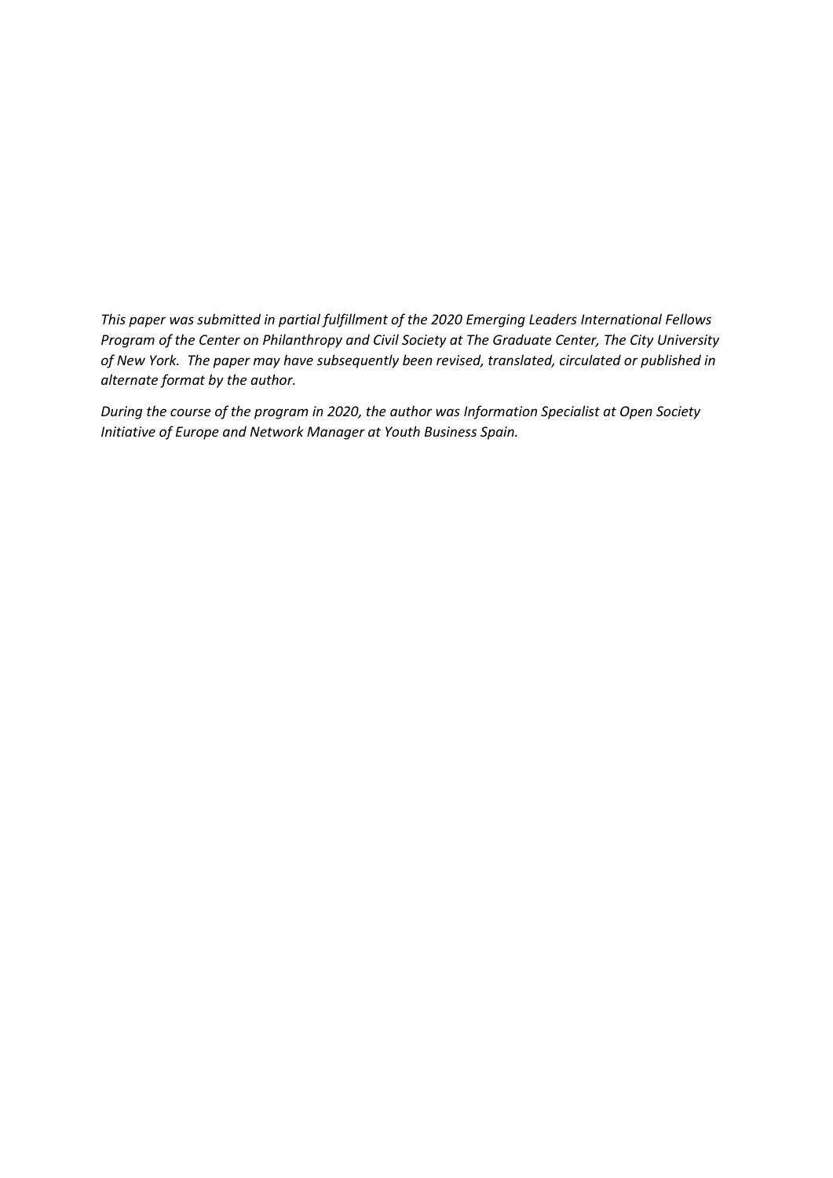*This paper was submitted in partial fulfillment of the 2020 Emerging Leaders International Fellows Program of the Center on Philanthropy and Civil Society at The Graduate Center, The City University of New York. The paper may have subsequently been revised, translated, circulated or published in alternate format by the author.*

*During the course of the program in 2020, the author was Information Specialist at Open Society Initiative of Europe and Network Manager at Youth Business Spain.*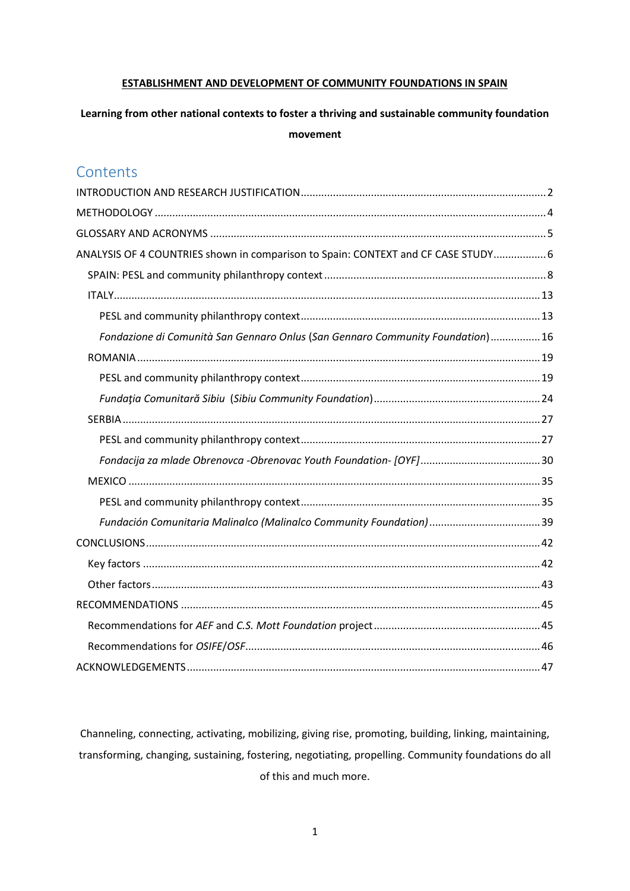**ESTABLISHMENT AND DEVELOPMENT OF COMMUNITY FOUNDATIONS IN SPAIN**

**Learning from other national contexts to foster a thriving and sustainable community foundation movement**

# Contents

INTRODUCTION AND RESEARCH JUSTIFICATION .......... 2
METHODOLOGY .......... 4
GLOSSARY AND ACRONYMS .......... 5
ANALYSIS OF 4 COUNTRIES shown in comparison to Spain: CONTEXT and CF CASE STUDY .......... 6
- SPAIN: PESL and community philanthropy context .......... 8
- ITALY .......... 13
  - PESL and community philanthropy context .......... 13
  - *Fondazione di Comunità San Gennaro Onlus* (*San Gennaro Community Foundation*) .......... 16
- ROMANIA .......... 19
  - PESL and community philanthropy context .......... 19
  - *Fundaţia Comunitară Sibiu* (*Sibiu Community Foundation*) .......... 24
- SERBIA .......... 27
  - PESL and community philanthropy context .......... 27
  - *Fondacija za mlade Obrenovca -Obrenovac Youth Foundation- [OYF]* .......... 30
- MEXICO .......... 35
  - PESL and community philanthropy context .......... 35
  - *Fundación Comunitaria Malinalco (Malinalco Community Foundation)* .......... 39

CONCLUSIONS .......... 42
- Key factors .......... 42
- Other factors .......... 43

RECOMMENDATIONS .......... 45
- Recommendations for *AEF* and *C.S. Mott Foundation* project .......... 45
- Recommendations for *OSIFE*/*OSF* .......... 46

ACKNOWLEDGEMENTS .......... 47

Channeling, connecting, activating, mobilizing, giving rise, promoting, building, linking, maintaining, transforming, changing, sustaining, fostering, negotiating, propelling. Community foundations do all of this and much more.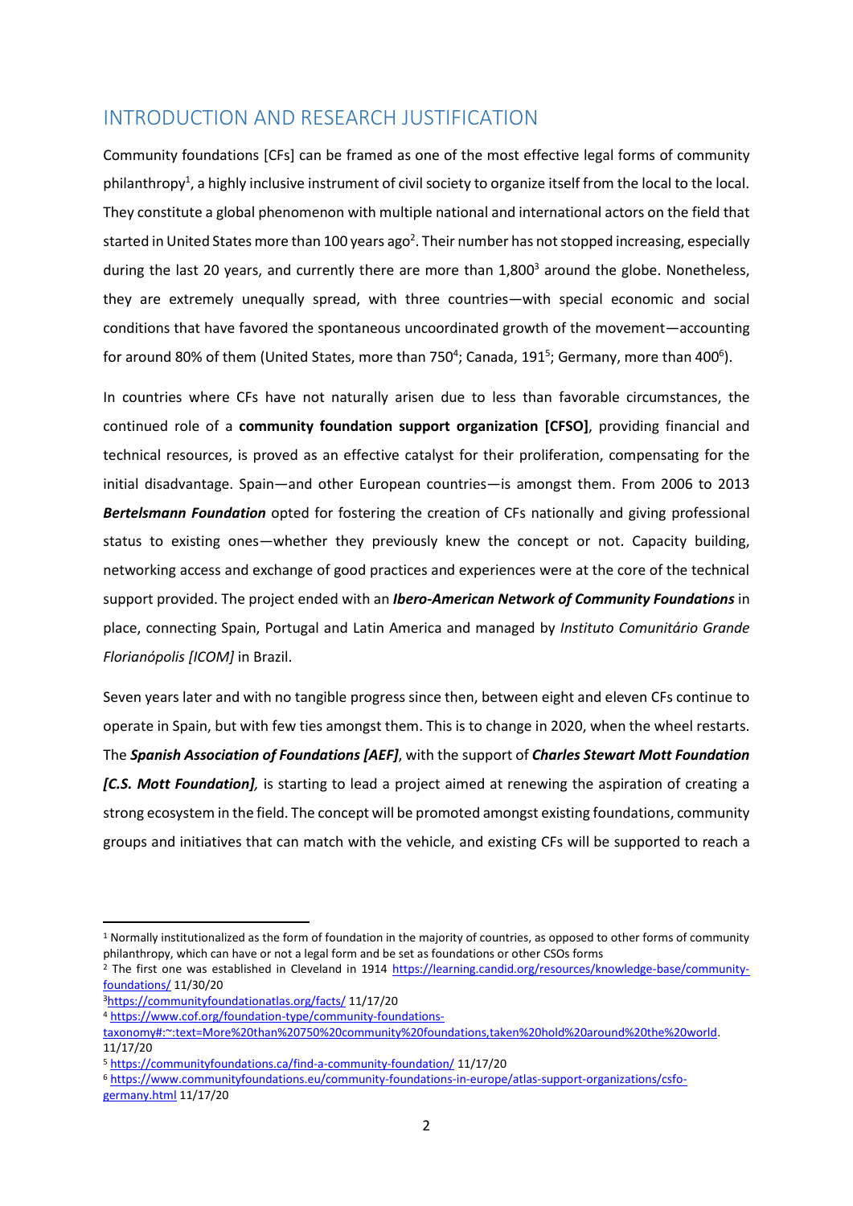## INTRODUCTION AND RESEARCH JUSTIFICATION

Community foundations [CFs] can be framed as one of the most effective legal forms of community philanthropy[1], a highly inclusive instrument of civil society to organize itself from the local to the local. They constitute a global phenomenon with multiple national and international actors on the field that started in United States more than 100 years ago[2]. Their number has not stopped increasing, especially during the last 20 years, and currently there are more than 1,800[3] around the globe. Nonetheless, they are extremely unequally spread, with three countries—with special economic and social conditions that have favored the spontaneous uncoordinated growth of the movement—accounting for around 80% of them (United States, more than 750[4]; Canada, 191[5]; Germany, more than 400[6]).

In countries where CFs have not naturally arisen due to less than favorable circumstances, the continued role of a **community foundation support organization [CFSO]**, providing financial and technical resources, is proved as an effective catalyst for their proliferation, compensating for the initial disadvantage. Spain—and other European countries—is amongst them. From 2006 to 2013 ***Bertelsmann Foundation*** opted for fostering the creation of CFs nationally and giving professional status to existing ones—whether they previously knew the concept or not. Capacity building, networking access and exchange of good practices and experiences were at the core of the technical support provided. The project ended with an ***Ibero-American Network of Community Foundations*** in place, connecting Spain, Portugal and Latin America and managed by *Instituto Comunitário Grande Florianópolis [ICOM]* in Brazil.

Seven years later and with no tangible progress since then, between eight and eleven CFs continue to operate in Spain, but with few ties amongst them. This is to change in 2020, when the wheel restarts. The ***Spanish Association of Foundations [AEF]***, with the support of ***Charles Stewart Mott Foundation [C.S. Mott Foundation],*** is starting to lead a project aimed at renewing the aspiration of creating a strong ecosystem in the field. The concept will be promoted amongst existing foundations, community groups and initiatives that can match with the vehicle, and existing CFs will be supported to reach a

---

[1] Normally institutionalized as the form of foundation in the majority of countries, as opposed to other forms of community philanthropy, which can have or not a legal form and be set as foundations or other CSOs forms

[2] The first one was established in Cleveland in 1914 https://learning.candid.org/resources/knowledge-base/community-foundations/ 11/30/20

[3] https://communityfoundationatlas.org/facts/ 11/17/20

[4] https://www.cof.org/foundation-type/community-foundations-taxonomy#:~:text=More%20than%20750%20community%20foundations,taken%20hold%20around%20the%20world. 11/17/20

[5] https://communityfoundations.ca/find-a-community-foundation/ 11/17/20

[6] https://www.communityfoundations.eu/community-foundations-in-europe/atlas-support-organizations/csfo-germany.html 11/17/20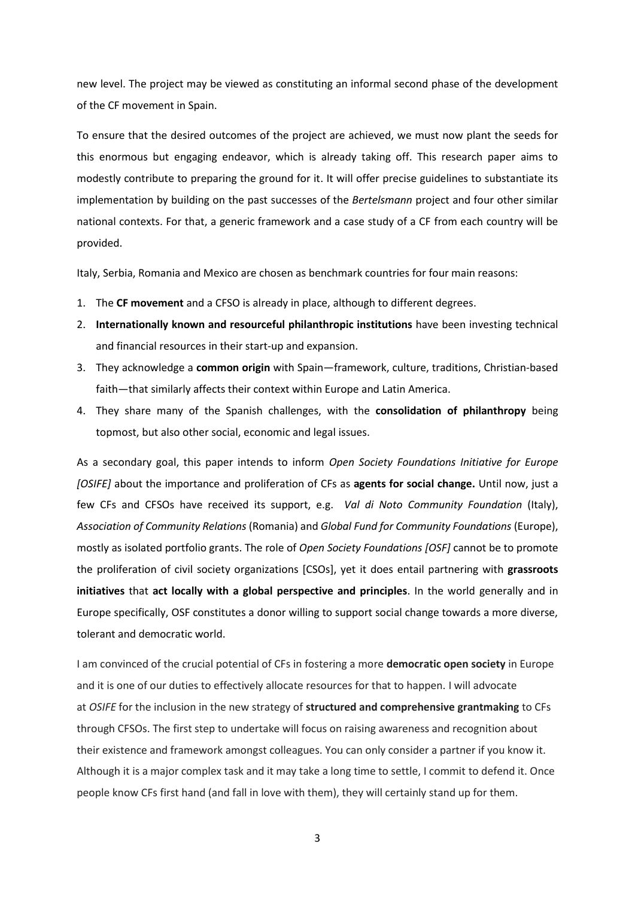new level. The project may be viewed as constituting an informal second phase of the development of the CF movement in Spain.

To ensure that the desired outcomes of the project are achieved, we must now plant the seeds for this enormous but engaging endeavor, which is already taking off. This research paper aims to modestly contribute to preparing the ground for it. It will offer precise guidelines to substantiate its implementation by building on the past successes of the *Bertelsmann* project and four other similar national contexts. For that, a generic framework and a case study of a CF from each country will be provided.

Italy, Serbia, Romania and Mexico are chosen as benchmark countries for four main reasons:

1. The **CF movement** and a CFSO is already in place, although to different degrees.
2. **Internationally known and resourceful philanthropic institutions** have been investing technical and financial resources in their start-up and expansion.
3. They acknowledge a **common origin** with Spain—framework, culture, traditions, Christian-based faith—that similarly affects their context within Europe and Latin America.
4. They share many of the Spanish challenges, with the **consolidation of philanthropy** being topmost, but also other social, economic and legal issues.

As a secondary goal, this paper intends to inform *Open Society Foundations Initiative for Europe [OSIFE]* about the importance and proliferation of CFs as **agents for social change.** Until now, just a few CFs and CFSOs have received its support, e.g. *Val di Noto Community Foundation* (Italy), *Association of Community Relations* (Romania) and *Global Fund for Community Foundations* (Europe), mostly as isolated portfolio grants. The role of *Open Society Foundations [OSF]* cannot be to promote the proliferation of civil society organizations [CSOs], yet it does entail partnering with **grassroots initiatives** that **act locally with a global perspective and principles**. In the world generally and in Europe specifically, OSF constitutes a donor willing to support social change towards a more diverse, tolerant and democratic world.

I am convinced of the crucial potential of CFs in fostering a more **democratic open society** in Europe and it is one of our duties to effectively allocate resources for that to happen. I will advocate at *OSIFE* for the inclusion in the new strategy of **structured and comprehensive grantmaking** to CFs through CFSOs. The first step to undertake will focus on raising awareness and recognition about their existence and framework amongst colleagues. You can only consider a partner if you know it. Although it is a major complex task and it may take a long time to settle, I commit to defend it. Once people know CFs first hand (and fall in love with them), they will certainly stand up for them.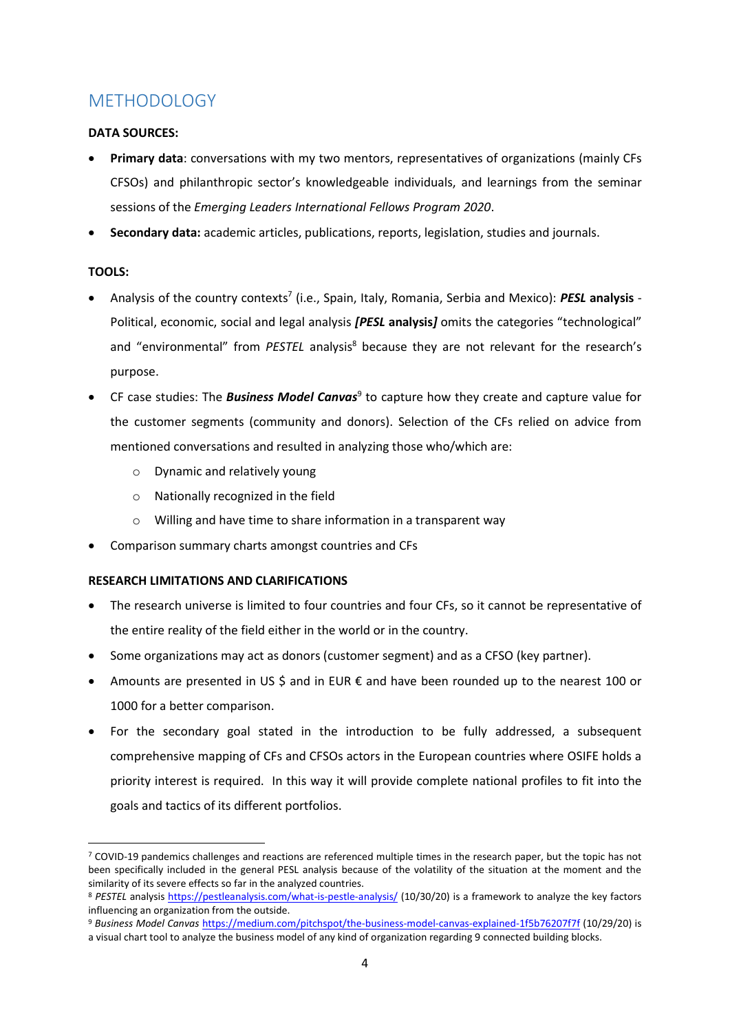## METHODOLOGY

**DATA SOURCES:**

- **Primary data**: conversations with my two mentors, representatives of organizations (mainly CFs CFSOs) and philanthropic sector's knowledgeable individuals, and learnings from the seminar sessions of the *Emerging Leaders International Fellows Program 2020*.
- **Secondary data:** academic articles, publications, reports, legislation, studies and journals.

**TOOLS:**

- Analysis of the country contexts[7] (i.e., Spain, Italy, Romania, Serbia and Mexico): ***PESL* analysis** - Political, economic, social and legal analysis ***[PESL* analysis*]*** omits the categories "technological" and "environmental" from *PESTEL* analysis[8] because they are not relevant for the research's purpose.
- CF case studies: The ***Business Model Canvas***[9] to capture how they create and capture value for the customer segments (community and donors). Selection of the CFs relied on advice from mentioned conversations and resulted in analyzing those who/which are:
  - Dynamic and relatively young
  - Nationally recognized in the field
  - Willing and have time to share information in a transparent way
- Comparison summary charts amongst countries and CFs

**RESEARCH LIMITATIONS AND CLARIFICATIONS**

- The research universe is limited to four countries and four CFs, so it cannot be representative of the entire reality of the field either in the world or in the country.
- Some organizations may act as donors (customer segment) and as a CFSO (key partner).
- Amounts are presented in US $ and in EUR € and have been rounded up to the nearest 100 or 1000 for a better comparison.
- For the secondary goal stated in the introduction to be fully addressed, a subsequent comprehensive mapping of CFs and CFSOs actors in the European countries where OSIFE holds a priority interest is required. In this way it will provide complete national profiles to fit into the goals and tactics of its different portfolios.

---

[7] COVID-19 pandemics challenges and reactions are referenced multiple times in the research paper, but the topic has not been specifically included in the general PESL analysis because of the volatility of the situation at the moment and the similarity of its severe effects so far in the analyzed countries.

[8] *PESTEL* analysis https://pestleanalysis.com/what-is-pestle-analysis/ (10/30/20) is a framework to analyze the key factors influencing an organization from the outside.

[9] *Business Model Canvas* https://medium.com/pitchspot/the-business-model-canvas-explained-1f5b76207f7f (10/29/20) is a visual chart tool to analyze the business model of any kind of organization regarding 9 connected building blocks.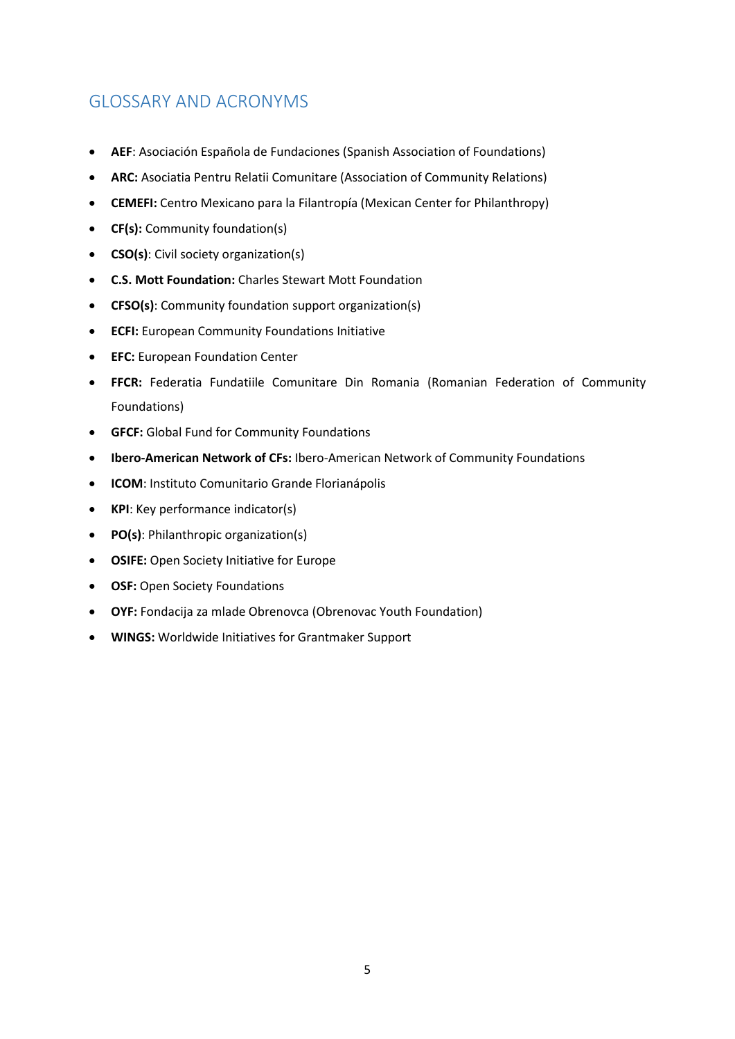## GLOSSARY AND ACRONYMS

- **AEF**: Asociación Española de Fundaciones (Spanish Association of Foundations)
- **ARC:** Asociatia Pentru Relatii Comunitare (Association of Community Relations)
- **CEMEFI:** Centro Mexicano para la Filantropía (Mexican Center for Philanthropy)
- **CF(s):** Community foundation(s)
- **CSO(s)**: Civil society organization(s)
- **C.S. Mott Foundation:** Charles Stewart Mott Foundation
- **CFSO(s)**: Community foundation support organization(s)
- **ECFI:** European Community Foundations Initiative
- **EFC:** European Foundation Center
- **FFCR:** Federatia Fundatiile Comunitare Din Romania (Romanian Federation of Community Foundations)
- **GFCF:** Global Fund for Community Foundations
- **Ibero-American Network of CFs:** Ibero-American Network of Community Foundations
- **ICOM**: Instituto Comunitario Grande Florianápolis
- **KPI**: Key performance indicator(s)
- **PO(s)**: Philanthropic organization(s)
- **OSIFE:** Open Society Initiative for Europe
- **OSF:** Open Society Foundations
- **OYF:** Fondacija za mlade Obrenovca (Obrenovac Youth Foundation)
- **WINGS:** Worldwide Initiatives for Grantmaker Support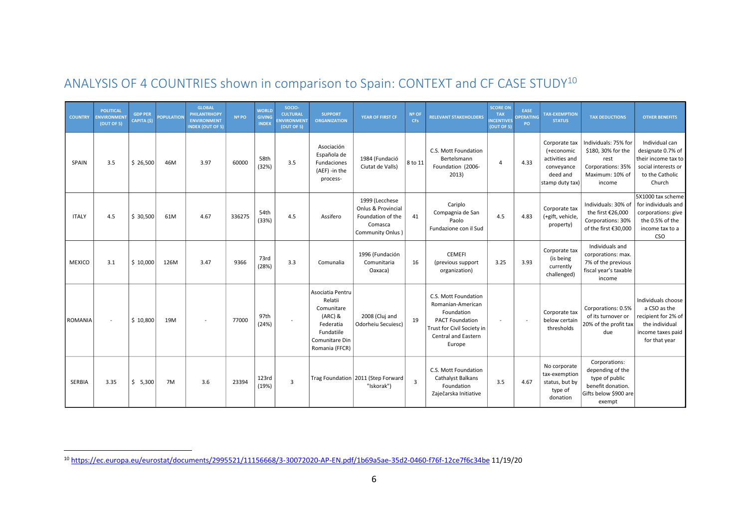# ANALYSIS OF 4 COUNTRIES shown in comparison to Spain: CONTEXT and CF CASE STUDY[10]

| COUNTRY | POLITICAL ENVIRONMENT (OUT OF 5) | GDP PER CAPITA ($) | POPULATION | GLOBAL PHILANTRHOPY ENVIRONMENT INDEX (OUT OF 5) | Nº PO | WORLD GIVING INDEX | SOCIO-CULTURAL ENVIRONMENT (OUT OF 5) | SUPPORT ORGANIZATION | YEAR OF FIRST CF | Nº OF CFs | RELEVANT STAKEHOLDERS | SCORE ON TAX INCENTIVES (OUT OF 5) | EASE OPERATING PO | TAX-EXEMPTION STATUS | TAX DEDUCTIONS | OTHER BENEFITS |
|---|---|---|---|---|---|---|---|---|---|---|---|---|---|---|---|---|
| SPAIN | 3.5 | $ 26,500 | 46M | 3.97 | 60000 | 58th (32%) | 3.5 | Asociación Española de Fundaciones (AEF) -in the process- | 1984 (Fundació Ciutat de Valls) | 8 to 11 | C.S. Mott Foundation Bertelsmann Foundation (2006-2013) | 4 | 4.33 | Corporate tax (+economic activities and conveyance deed and stamp duty tax) | Individuals: 75% for $180, 30% for the rest Corporations: 35% Maximum: 10% of income | Individual can designate 0.7% of their income tax to social interests or to the Catholic Church |
| ITALY | 4.5 | $ 30,500 | 61M | 4.67 | 336275 | 54th (33%) | 4.5 | Assifero | 1999 (Lecchese Onlus & Provincial Foundation of the Comasca Community Onlus ) | 41 | Cariplo Compagnia de San Paolo Fundazione con il Sud | 4.5 | 4.83 | Corporate tax (+gift, vehicle, property) | Individuals: 30% of the first €26,000 Corporations: 30% of the first €30,000 | 5X1000 tax scheme for individuals and corporations: give the 0.5% of the income tax to a CSO |
| MEXICO | 3.1 | $ 10,000 | 126M | 3.47 | 9366 | 73rd (28%) | 3.3 | Comunalia | 1996 (Fundación Comunitaria Oaxaca) | 16 | CEMEFI (previous support organization) | 3.25 | 3.93 | Corporate tax (is being currently challenged) | Individuals and corporations: max. 7% of the previous fiscal year's taxable income | |
| ROMANIA | - | $ 10,800 | 19M | - | 77000 | 97th (24%) | - | Asociatia Pentru Relatii Comunitare (ARC) & Federatia Fundatiile Comunitare Din Romania (FFCR) | 2008 (Cluj and Odorheiu Secuiesc) | 19 | C.S. Mott Foundation Romanian-American Foundation PACT Foundation Trust for Civil Society in Central and Eastern Europe | - | - | Corporate tax below certain thresholds | Corporations: 0.5% of its turnover or 20% of the profit tax due | Individuals choose a CSO as the recipient for 2% of the individual income taxes paid for that year |
| SERBIA | 3.35 | $ 5,300 | 7M | 3.6 | 23394 | 123rd (19%) | 3 | Trag Foundation | 2011 (Step Forward "Iskorak") | 3 | C.S. Mott Foundation Cathalyst Balkans Foundation Zaječarska Initiative | 3.5 | 4.67 | No corporate tax-exemption status, but by type of donation | Corporations: depending of the type of public benefit donation. Gifts below $900 are exempt | |

[10] https://ec.europa.eu/eurostat/documents/2995521/11156668/3-30072020-AP-EN.pdf/1b69a5ae-35d2-0460-f76f-12ce7f6c34be 11/19/20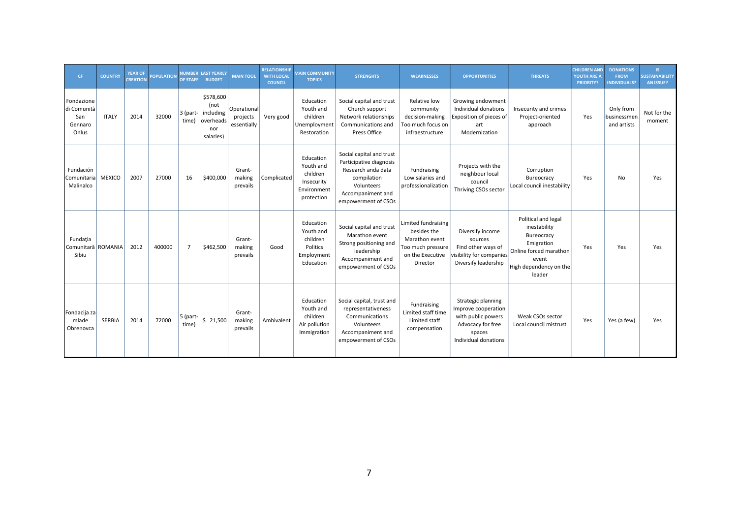| CF | COUNTRY | YEAR OF CREATION | POPULATION | NUMBER OF STAFF | LAST YEARLY BUDGET | MAIN TOOL | RELATIONSHIP WITH LOCAL COUNCIL | MAIN COMMUNITY TOPICS | STRENGHTS | WEAKNESSES | OPPORTUNITIES | THREATS | CHILDREN AND YOUTH ARE A PRIORITY? | DONATIONS FROM INDIVIDUALS? | IS SUSTAINABILITY AN ISSUE? |
|---|---|---|---|---|---|---|---|---|---|---|---|---|---|---|---|
| Fondazione di Comunità San Gennaro Onlus | ITALY | 2014 | 32000 | 3 (part-time) | $578,600 (not including overheads nor salaries) | Operational projects essentially | Very good | Education<br>Youth and children<br>Unemployment<br>Restoration | Social capital and trust<br>Church support<br>Network relationships<br>Communications and Press Office | Relative low community decision-making<br>Too much focus on infraestructure | Growing endowment<br>Individual donations<br>Exposition of pieces of art<br>Modernization | Insecurity and crimes<br>Project-oriented approach | Yes | Only from businessmen and artists | Not for the moment |
| Fundación Comunitaria Malinalco | MEXICO | 2007 | 27000 | 16 | $400,000 | Grant-making prevails | Complicated | Education<br>Youth and children<br>Insecurity<br>Environment protection | Social capital and trust<br>Participative diagnosis<br>Research anda data compilation<br>Volunteers<br>Accompaniment and empowerment of CSOs | Fundraising<br>Low salaries and professionalization | Projects with the neighbour local council<br>Thriving CSOs sector | Corruption<br>Bureocracy<br>Local council inestability | Yes | No | Yes |
| Fundația Comunitară Sibiu | ROMANIA | 2012 | 400000 | 7 | $462,500 | Grant-making prevails | Good | Education<br>Youth and children<br>Politics<br>Employment<br>Education | Social capital and trust<br>Marathon event<br>Strong positioning and leadership<br>Accompaniment and empowerment of CSOs | Limited fundraising besides the Marathon event<br>Too much pressure on the Executive Director | Diversify income sources<br>Find other ways of visibility for companies<br>Diversify leadership | Political and legal inestability<br>Bureocracy<br>Emigration<br>Online forced marathon event<br>High dependency on the leader | Yes | Yes | Yes |
| Fondacija za mlade Obrenovca | SERBIA | 2014 | 72000 | 5 (part-time) | $ 21,500 | Grant-making prevails | Ambivalent | Education<br>Youth and children<br>Air pollution<br>Immigration | Social capital, trust and representativeness<br>Communications<br>Volunteers<br>Accompaniment and empowerment of CSOs | Fundraising<br>Limited staff time<br>Limited staff compensation | Strategic planning<br>Improve cooperation with public powers<br>Advocacy for free spaces<br>Individual donations | Weak CSOs sector<br>Local council mistrust | Yes | Yes (a few) | Yes |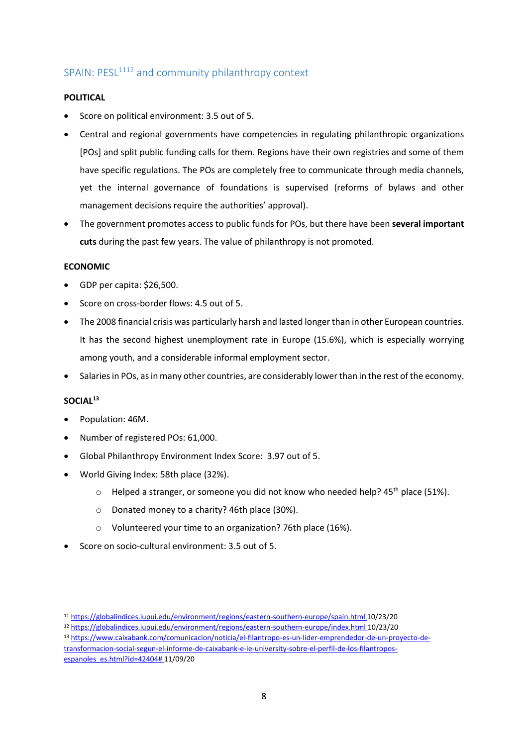## SPAIN: PESL[11][12] and community philanthropy context

**POLITICAL**

- Score on political environment: 3.5 out of 5.
- Central and regional governments have competencies in regulating philanthropic organizations [POs] and split public funding calls for them. Regions have their own registries and some of them have specific regulations. The POs are completely free to communicate through media channels, yet the internal governance of foundations is supervised (reforms of bylaws and other management decisions require the authorities' approval).
- The government promotes access to public funds for POs, but there have been **several important cuts** during the past few years. The value of philanthropy is not promoted.

**ECONOMIC**

- GDP per capita: $26,500.
- Score on cross-border flows: 4.5 out of 5.
- The 2008 financial crisis was particularly harsh and lasted longer than in other European countries. It has the second highest unemployment rate in Europe (15.6%), which is especially worrying among youth, and a considerable informal employment sector.
- Salaries in POs, as in many other countries, are considerably lower than in the rest of the economy.

**SOCIAL[13]**

- Population: 46M.
- Number of registered POs: 61,000.
- Global Philanthropy Environment Index Score: 3.97 out of 5.
- World Giving Index: 58th place (32%).
  - Helped a stranger, or someone you did not know who needed help? 45th place (51%).
  - Donated money to a charity? 46th place (30%).
  - Volunteered your time to an organization? 76th place (16%).
- Score on socio-cultural environment: 3.5 out of 5.

---

[11] https://globalindices.iupui.edu/environment/regions/eastern-southern-europe/spain.html 10/23/20

[12] https://globalindices.iupui.edu/environment/regions/eastern-southern-europe/index.html 10/23/20

[13] https://www.caixabank.com/comunicacion/noticia/el-filantropo-es-un-lider-emprendedor-de-un-proyecto-de-transformacion-social-segun-el-informe-de-caixabank-e-ie-university-sobre-el-perfil-de-los-filantropos-espanoles_es.html?id=42404# 11/09/20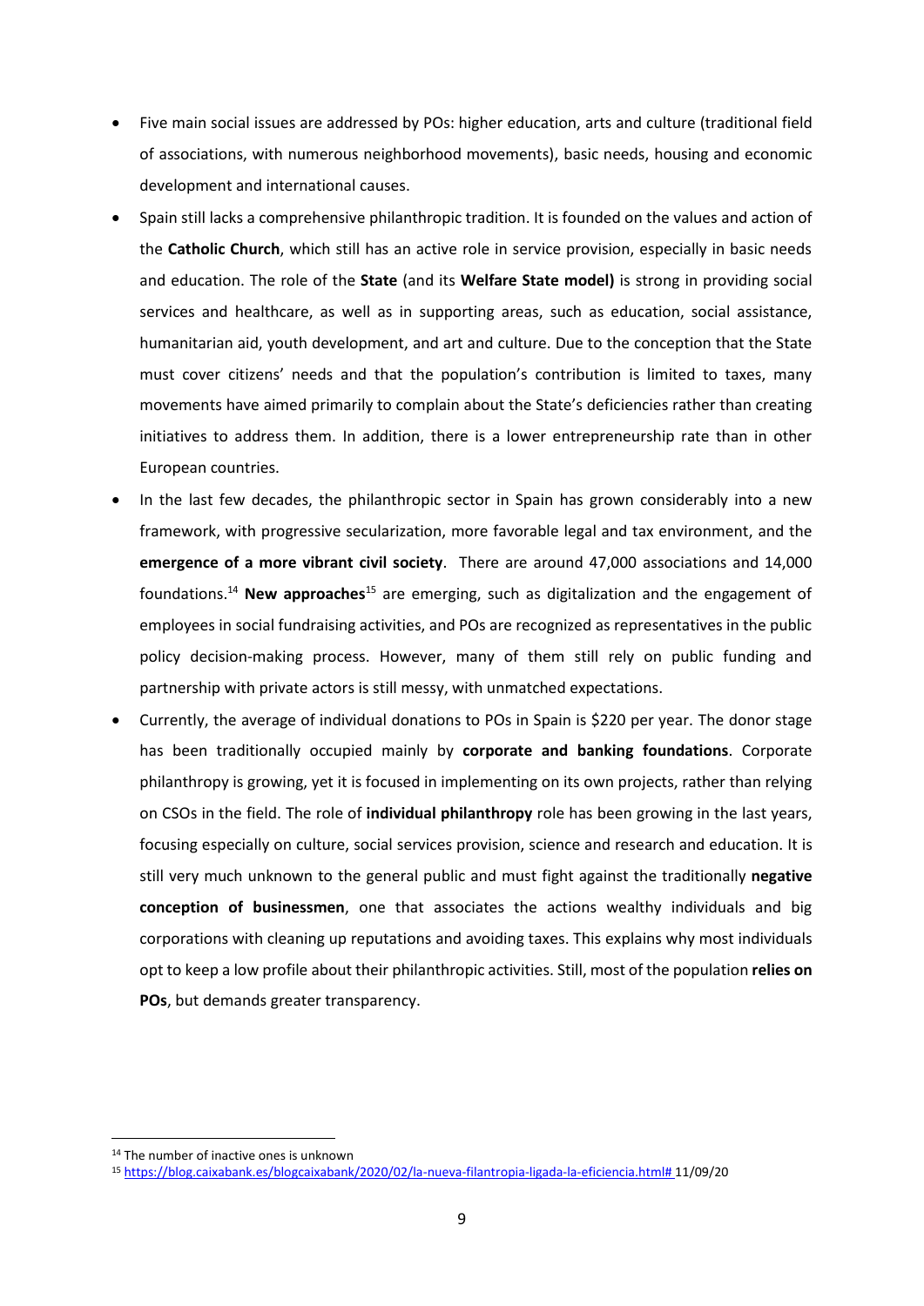- Five main social issues are addressed by POs: higher education, arts and culture (traditional field of associations, with numerous neighborhood movements), basic needs, housing and economic development and international causes.
- Spain still lacks a comprehensive philanthropic tradition. It is founded on the values and action of the **Catholic Church**, which still has an active role in service provision, especially in basic needs and education. The role of the **State** (and its **Welfare State model)** is strong in providing social services and healthcare, as well as in supporting areas, such as education, social assistance, humanitarian aid, youth development, and art and culture. Due to the conception that the State must cover citizens' needs and that the population's contribution is limited to taxes, many movements have aimed primarily to complain about the State's deficiencies rather than creating initiatives to address them. In addition, there is a lower entrepreneurship rate than in other European countries.
- In the last few decades, the philanthropic sector in Spain has grown considerably into a new framework, with progressive secularization, more favorable legal and tax environment, and the **emergence of a more vibrant civil society**. There are around 47,000 associations and 14,000 foundations.[14] **New approaches**[15] are emerging, such as digitalization and the engagement of employees in social fundraising activities, and POs are recognized as representatives in the public policy decision-making process. However, many of them still rely on public funding and partnership with private actors is still messy, with unmatched expectations.
- Currently, the average of individual donations to POs in Spain is $220 per year. The donor stage has been traditionally occupied mainly by **corporate and banking foundations**. Corporate philanthropy is growing, yet it is focused in implementing on its own projects, rather than relying on CSOs in the field. The role of **individual philanthropy** role has been growing in the last years, focusing especially on culture, social services provision, science and research and education. It is still very much unknown to the general public and must fight against the traditionally **negative conception of businessmen**, one that associates the actions wealthy individuals and big corporations with cleaning up reputations and avoiding taxes. This explains why most individuals opt to keep a low profile about their philanthropic activities. Still, most of the population **relies on POs**, but demands greater transparency.

---

[14] The number of inactive ones is unknown

[15] https://blog.caixabank.es/blogcaixabank/2020/02/la-nueva-filantropia-ligada-la-eficiencia.html# 11/09/20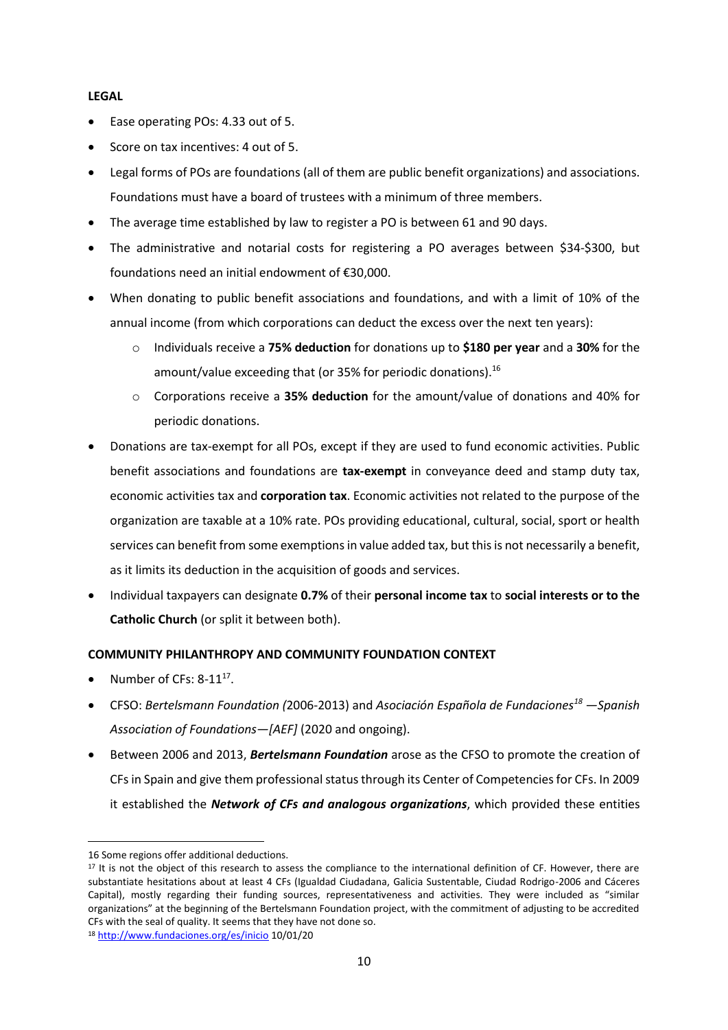**LEGAL**

- Ease operating POs: 4.33 out of 5.
- Score on tax incentives: 4 out of 5.
- Legal forms of POs are foundations (all of them are public benefit organizations) and associations. Foundations must have a board of trustees with a minimum of three members.
- The average time established by law to register a PO is between 61 and 90 days.
- The administrative and notarial costs for registering a PO averages between $34-$300, but foundations need an initial endowment of €30,000.
- When donating to public benefit associations and foundations, and with a limit of 10% of the annual income (from which corporations can deduct the excess over the next ten years):
    - Individuals receive a **75% deduction** for donations up to **$180 per year** and a **30%** for the amount/value exceeding that (or 35% for periodic donations).[16]
    - Corporations receive a **35% deduction** for the amount/value of donations and 40% for periodic donations.
- Donations are tax-exempt for all POs, except if they are used to fund economic activities. Public benefit associations and foundations are **tax-exempt** in conveyance deed and stamp duty tax, economic activities tax and **corporation tax**. Economic activities not related to the purpose of the organization are taxable at a 10% rate. POs providing educational, cultural, social, sport or health services can benefit from some exemptions in value added tax, but this is not necessarily a benefit, as it limits its deduction in the acquisition of goods and services.
- Individual taxpayers can designate **0.7%** of their **personal income tax** to **social interests or to the Catholic Church** (or split it between both).

**COMMUNITY PHILANTHROPY AND COMMUNITY FOUNDATION CONTEXT**

- Number of CFs: 8-11[17].
- CFSO: *Bertelsmann Foundation (*2006-2013) and *Asociación Española de Fundaciones[18] —Spanish Association of Foundations—[AEF]* (2020 and ongoing).
- Between 2006 and 2013, ***Bertelsmann Foundation*** arose as the CFSO to promote the creation of CFs in Spain and give them professional status through its Center of Competencies for CFs. In 2009 it established the ***Network of CFs and analogous organizations***, which provided these entities

---

16 Some regions offer additional deductions.

17 It is not the object of this research to assess the compliance to the international definition of CF. However, there are substantiate hesitations about at least 4 CFs (Igualdad Ciudadana, Galicia Sustentable, Ciudad Rodrigo-2006 and Cáceres Capital), mostly regarding their funding sources, representativeness and activities. They were included as "similar organizations" at the beginning of the Bertelsmann Foundation project, with the commitment of adjusting to be accredited CFs with the seal of quality. It seems that they have not done so.

18 http://www.fundaciones.org/es/inicio 10/01/20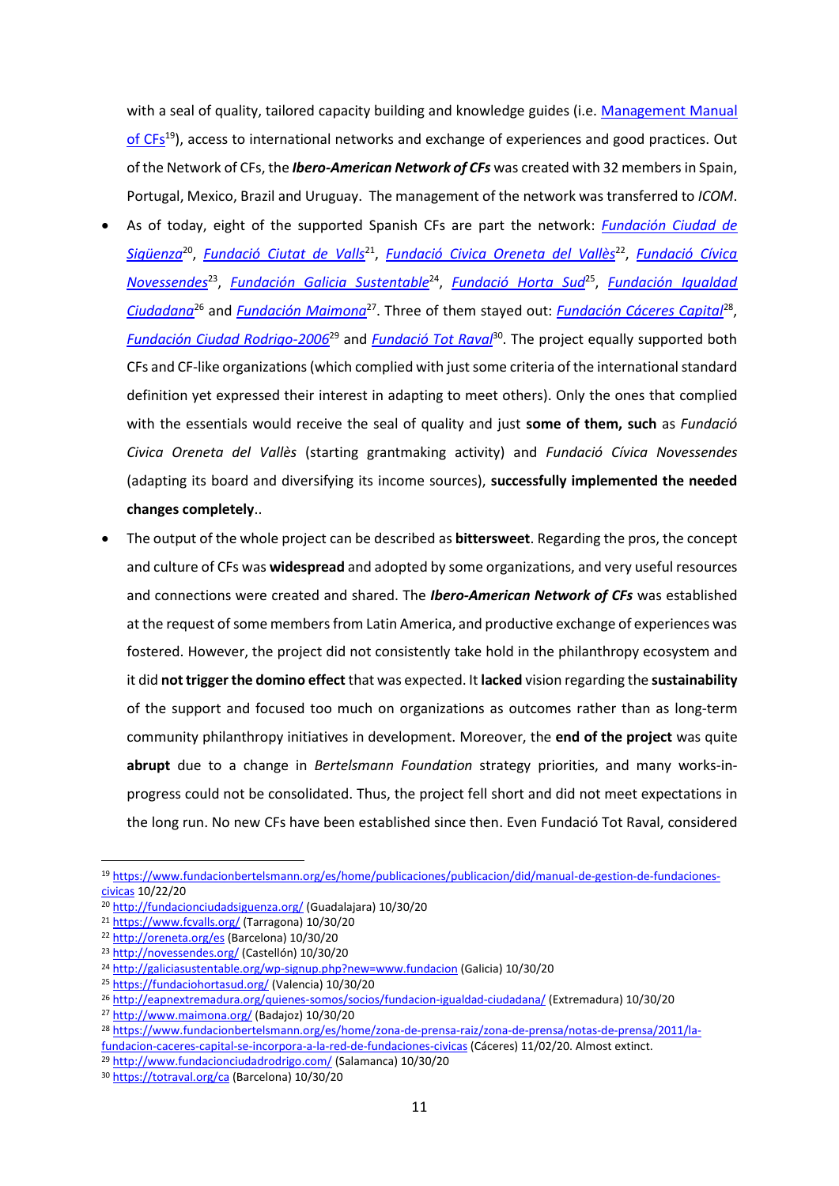with a seal of quality, tailored capacity building and knowledge guides (i.e. [Management Manual of CFs](https://www.fundacionbertelsmann.org/es/home/publicaciones/publicacion/did/manual-de-gestion-de-fundaciones-civicas)[19]), access to international networks and exchange of experiences and good practices. Out of the Network of CFs, the ***Ibero-American Network of CFs*** was created with 32 members in Spain, Portugal, Mexico, Brazil and Uruguay. The management of the network was transferred to *ICOM*.

- As of today, eight of the supported Spanish CFs are part the network: *Fundación Ciudad de Sigüenza*[20], *Fundació Ciutat de Valls*[21], *Fundació Civica Oreneta del Vallès*[22], *Fundació Cívica Novessendes*[23], *Fundación Galicia Sustentable*[24], *Fundació Horta Sud*[25], *Fundación Igualdad Ciudadana*[26] and *Fundación Maimona*[27]. Three of them stayed out: *Fundación Cáceres Capital*[28], *Fundación Ciudad Rodrigo-2006*[29] and *Fundació Tot Raval*[30]. The project equally supported both CFs and CF-like organizations (which complied with just some criteria of the international standard definition yet expressed their interest in adapting to meet others). Only the ones that complied with the essentials would receive the seal of quality and just **some of them, such** as *Fundació Civica Oreneta del Vallès* (starting grantmaking activity) and *Fundació Cívica Novessendes* (adapting its board and diversifying its income sources), **successfully implemented the needed changes completely**..
- The output of the whole project can be described as **bittersweet**. Regarding the pros, the concept and culture of CFs was **widespread** and adopted by some organizations, and very useful resources and connections were created and shared. The ***Ibero-American Network of CFs*** was established at the request of some members from Latin America, and productive exchange of experiences was fostered. However, the project did not consistently take hold in the philanthropy ecosystem and it did **not trigger the domino effect** that was expected. It **lacked** vision regarding the **sustainability** of the support and focused too much on organizations as outcomes rather than as long-term community philanthropy initiatives in development. Moreover, the **end of the project** was quite **abrupt** due to a change in *Bertelsmann Foundation* strategy priorities, and many works-in-progress could not be consolidated. Thus, the project fell short and did not meet expectations in the long run. No new CFs have been established since then. Even Fundació Tot Raval, considered

---

[19] https://www.fundacionbertelsmann.org/es/home/publicaciones/publicacion/did/manual-de-gestion-de-fundaciones-civicas 10/22/20
[20] http://fundacionciudadsiguenza.org/ (Guadalajara) 10/30/20
[21] https://www.fcvalls.org/ (Tarragona) 10/30/20
[22] http://oreneta.org/es (Barcelona) 10/30/20
[23] http://novessendes.org/ (Castellón) 10/30/20
[24] http://galiciasustentable.org/wp-signup.php?new=www.fundacion (Galicia) 10/30/20
[25] https://fundaciohortasud.org/ (Valencia) 10/30/20
[26] http://eapnextremadura.org/quienes-somos/socios/fundacion-igualdad-ciudadana/ (Extremadura) 10/30/20
[27] http://www.maimona.org/ (Badajoz) 10/30/20
[28] https://www.fundacionbertelsmann.org/es/home/zona-de-prensa-raiz/zona-de-prensa/notas-de-prensa/2011/la-fundacion-caceres-capital-se-incorpora-a-la-red-de-fundaciones-civicas (Cáceres) 11/02/20. Almost extinct.
[29] http://www.fundacionciudadrodrigo.com/ (Salamanca) 10/30/20
[30] https://totraval.org/ca (Barcelona) 10/30/20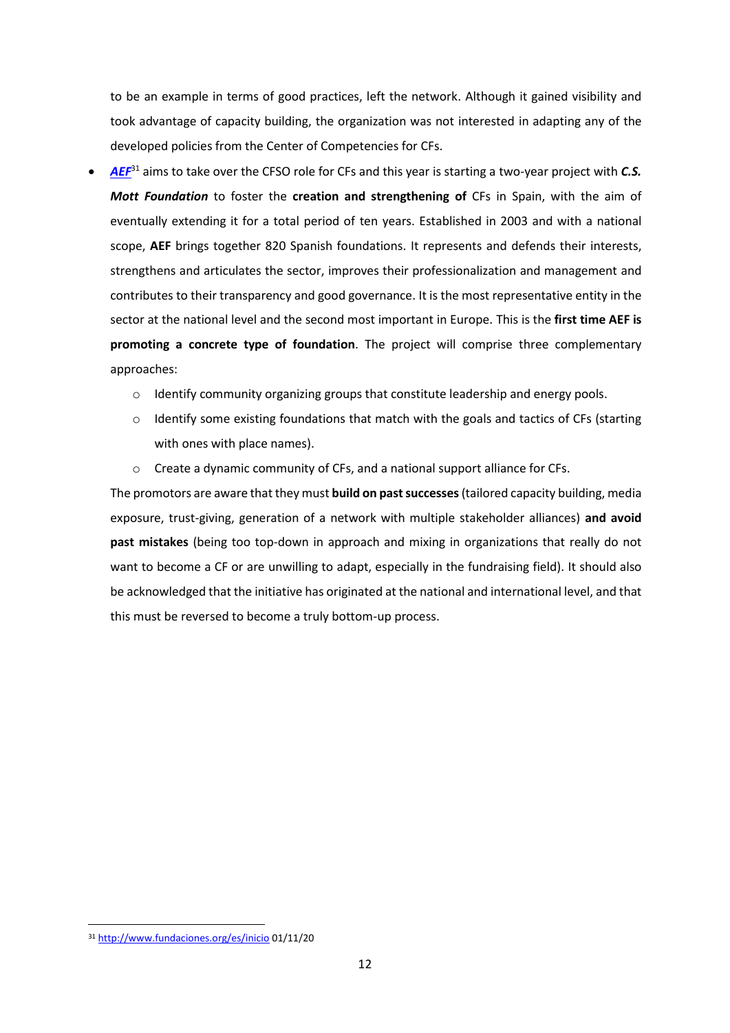to be an example in terms of good practices, left the network. Although it gained visibility and took advantage of capacity building, the organization was not interested in adapting any of the developed policies from the Center of Competencies for CFs.

- ***AEF***[31] aims to take over the CFSO role for CFs and this year is starting a two-year project with ***C.S. Mott Foundation*** to foster the **creation and strengthening of** CFs in Spain, with the aim of eventually extending it for a total period of ten years. Established in 2003 and with a national scope, **AEF** brings together 820 Spanish foundations. It represents and defends their interests, strengthens and articulates the sector, improves their professionalization and management and contributes to their transparency and good governance. It is the most representative entity in the sector at the national level and the second most important in Europe. This is the **first time AEF is promoting a concrete type of foundation**. The project will comprise three complementary approaches:
    - Identify community organizing groups that constitute leadership and energy pools.
    - Identify some existing foundations that match with the goals and tactics of CFs (starting with ones with place names).
    - Create a dynamic community of CFs, and a national support alliance for CFs.

  The promotors are aware that they must **build on past successes** (tailored capacity building, media exposure, trust-giving, generation of a network with multiple stakeholder alliances) **and avoid past mistakes** (being too top-down in approach and mixing in organizations that really do not want to become a CF or are unwilling to adapt, especially in the fundraising field). It should also be acknowledged that the initiative has originated at the national and international level, and that this must be reversed to become a truly bottom-up process.

[31] http://www.fundaciones.org/es/inicio 01/11/20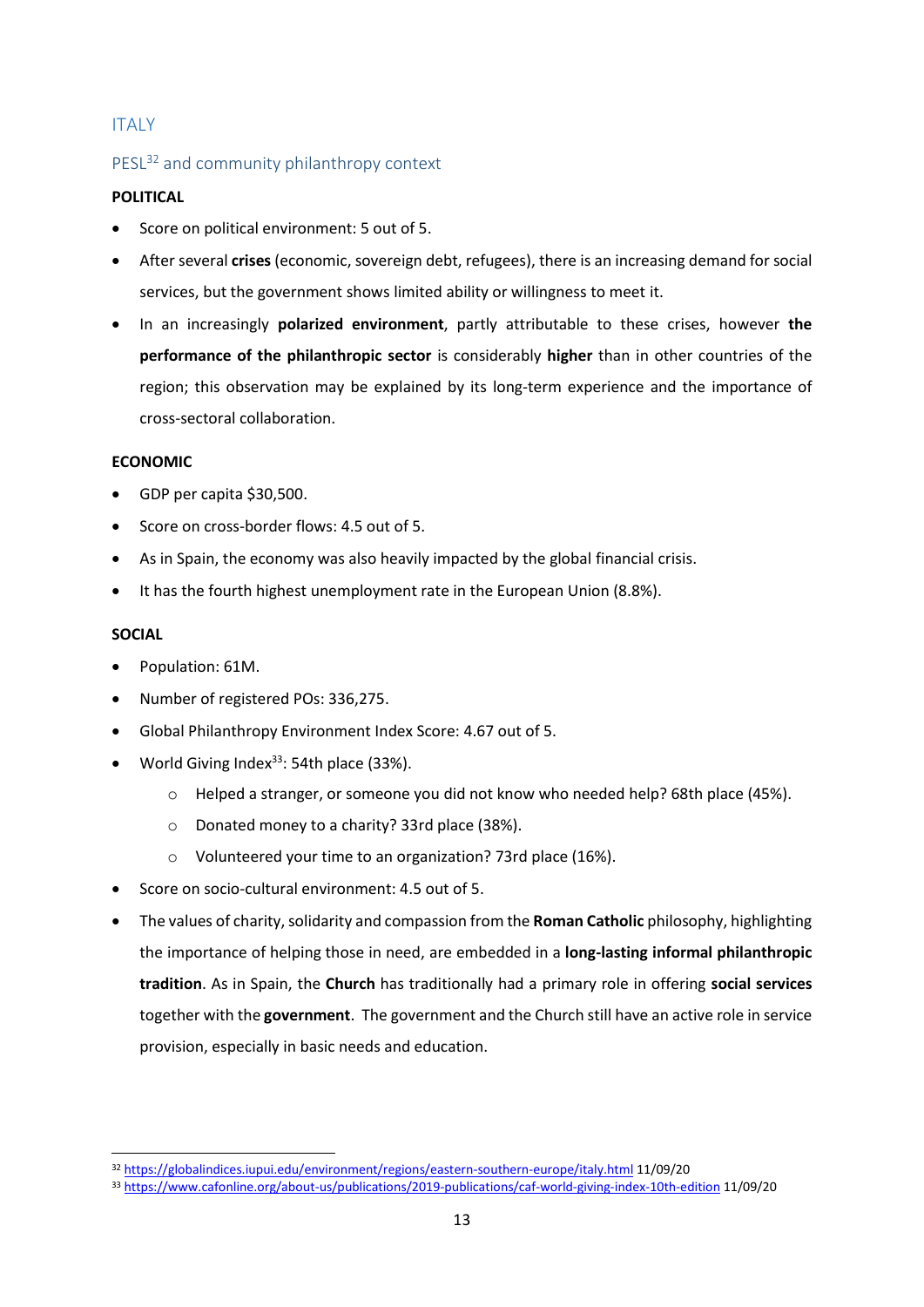## ITALY

### PESL[32] and community philanthropy context

**POLITICAL**

- Score on political environment: 5 out of 5.
- After several **crises** (economic, sovereign debt, refugees), there is an increasing demand for social services, but the government shows limited ability or willingness to meet it.
- In an increasingly **polarized environment**, partly attributable to these crises, however **the performance of the philanthropic sector** is considerably **higher** than in other countries of the region; this observation may be explained by its long-term experience and the importance of cross-sectoral collaboration.

**ECONOMIC**

- GDP per capita $30,500.
- Score on cross-border flows: 4.5 out of 5.
- As in Spain, the economy was also heavily impacted by the global financial crisis.
- It has the fourth highest unemployment rate in the European Union (8.8%).

**SOCIAL**

- Population: 61M.
- Number of registered POs: 336,275.
- Global Philanthropy Environment Index Score: 4.67 out of 5.
- World Giving Index[33]: 54th place (33%).
    - Helped a stranger, or someone you did not know who needed help? 68th place (45%).
    - Donated money to a charity? 33rd place (38%).
    - Volunteered your time to an organization? 73rd place (16%).
- Score on socio-cultural environment: 4.5 out of 5.
- The values of charity, solidarity and compassion from the **Roman Catholic** philosophy, highlighting the importance of helping those in need, are embedded in a **long-lasting informal philanthropic tradition**. As in Spain, the **Church** has traditionally had a primary role in offering **social services** together with the **government**. The government and the Church still have an active role in service provision, especially in basic needs and education.

---

[32] https://globalindices.iupui.edu/environment/regions/eastern-southern-europe/italy.html 11/09/20

[33] https://www.cafonline.org/about-us/publications/2019-publications/caf-world-giving-index-10th-edition 11/09/20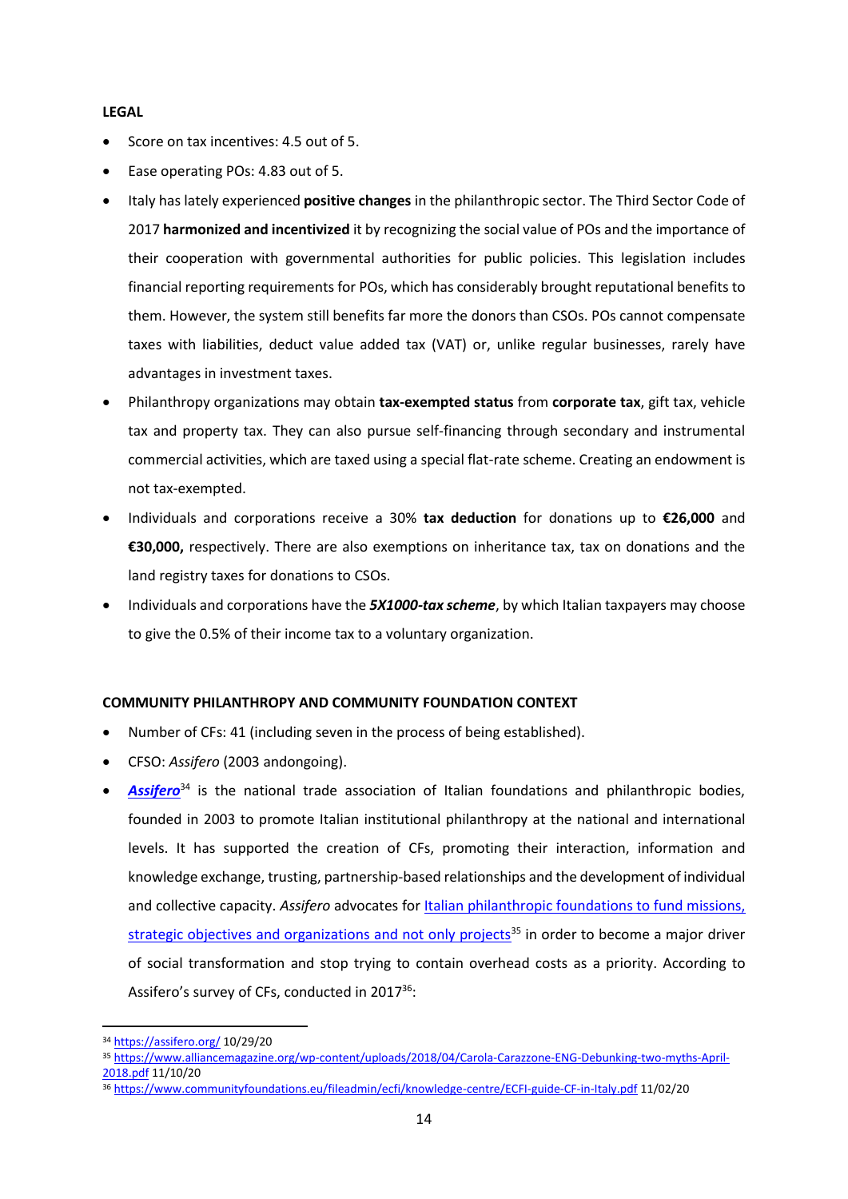**LEGAL**

- Score on tax incentives: 4.5 out of 5.
- Ease operating POs: 4.83 out of 5.
- Italy has lately experienced **positive changes** in the philanthropic sector. The Third Sector Code of 2017 **harmonized and incentivized** it by recognizing the social value of POs and the importance of their cooperation with governmental authorities for public policies. This legislation includes financial reporting requirements for POs, which has considerably brought reputational benefits to them. However, the system still benefits far more the donors than CSOs. POs cannot compensate taxes with liabilities, deduct value added tax (VAT) or, unlike regular businesses, rarely have advantages in investment taxes.
- Philanthropy organizations may obtain **tax-exempted status** from **corporate tax**, gift tax, vehicle tax and property tax. They can also pursue self-financing through secondary and instrumental commercial activities, which are taxed using a special flat-rate scheme. Creating an endowment is not tax-exempted.
- Individuals and corporations receive a 30% **tax deduction** for donations up to **€26,000** and **€30,000,** respectively. There are also exemptions on inheritance tax, tax on donations and the land registry taxes for donations to CSOs.
- Individuals and corporations have the ***5X1000-tax scheme***, by which Italian taxpayers may choose to give the 0.5% of their income tax to a voluntary organization.

**COMMUNITY PHILANTHROPY AND COMMUNITY FOUNDATION CONTEXT**

- Number of CFs: 41 (including seven in the process of being established).
- CFSO: *Assifero* (2003 andongoing).
- ***Assifero***[34] is the national trade association of Italian foundations and philanthropic bodies, founded in 2003 to promote Italian institutional philanthropy at the national and international levels. It has supported the creation of CFs, promoting their interaction, information and knowledge exchange, trusting, partnership-based relationships and the development of individual and collective capacity. *Assifero* advocates for Italian philanthropic foundations to fund missions, strategic objectives and organizations and not only projects[35] in order to become a major driver of social transformation and stop trying to contain overhead costs as a priority. According to Assifero's survey of CFs, conducted in 2017[36]:

[34] https://assifero.org/ 10/29/20

[35] https://www.alliancemagazine.org/wp-content/uploads/2018/04/Carola-Carazzone-ENG-Debunking-two-myths-April-2018.pdf 11/10/20

[36] https://www.communityfoundations.eu/fileadmin/ecfi/knowledge-centre/ECFI-guide-CF-in-Italy.pdf 11/02/20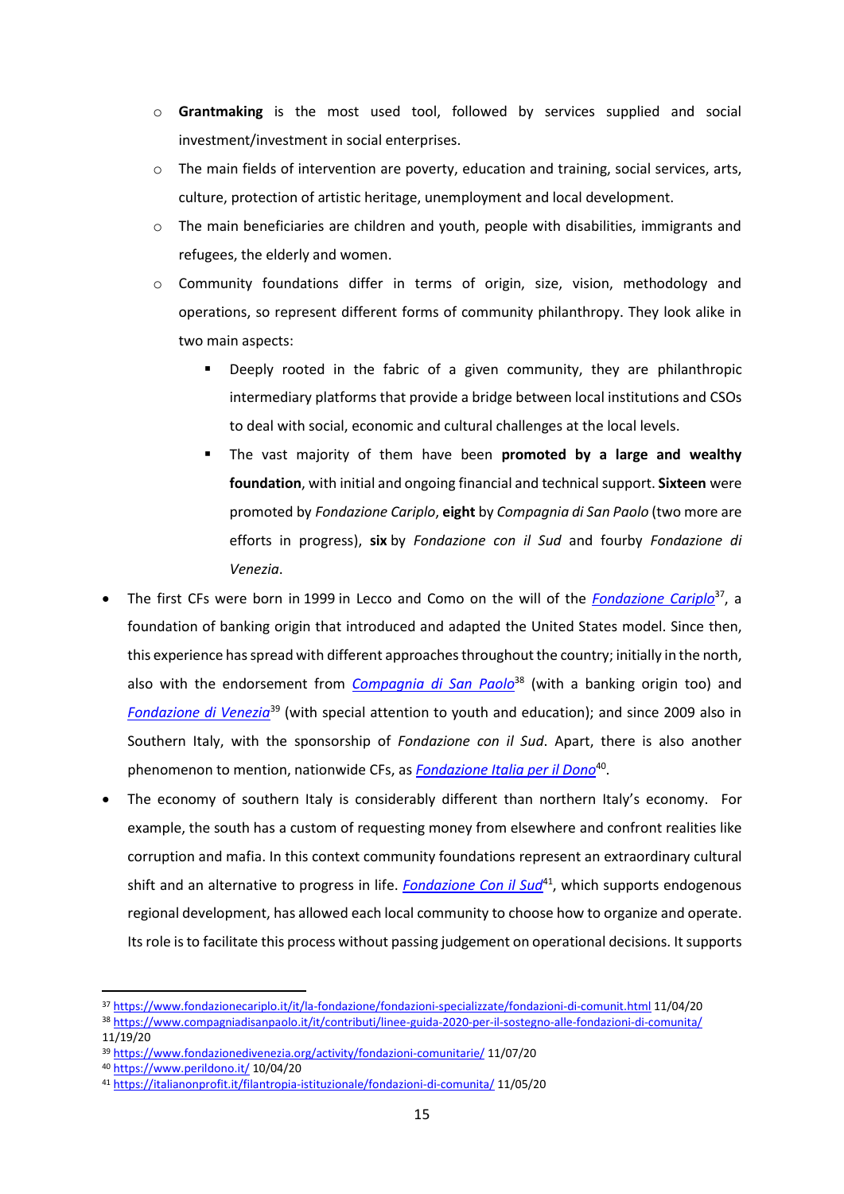- **Grantmaking** is the most used tool, followed by services supplied and social investment/investment in social enterprises.
  - The main fields of intervention are poverty, education and training, social services, arts, culture, protection of artistic heritage, unemployment and local development.
  - The main beneficiaries are children and youth, people with disabilities, immigrants and refugees, the elderly and women.
  - Community foundations differ in terms of origin, size, vision, methodology and operations, so represent different forms of community philanthropy. They look alike in two main aspects:
    - Deeply rooted in the fabric of a given community, they are philanthropic intermediary platforms that provide a bridge between local institutions and CSOs to deal with social, economic and cultural challenges at the local levels.
    - The vast majority of them have been **promoted by a large and wealthy foundation**, with initial and ongoing financial and technical support. **Sixteen** were promoted by *Fondazione Cariplo*, **eight** by *Compagnia di San Paolo* (two more are efforts in progress), **six** by *Fondazione con il Sud* and fourby *Fondazione di Venezia*.

- The first CFs were born in 1999 in Lecco and Como on the will of the *Fondazione Cariplo*[37], a foundation of banking origin that introduced and adapted the United States model. Since then, this experience has spread with different approaches throughout the country; initially in the north, also with the endorsement from *Compagnia di San Paolo*[38] (with a banking origin too) and *Fondazione di Venezia*[39] (with special attention to youth and education); and since 2009 also in Southern Italy, with the sponsorship of *Fondazione con il Sud*. Apart, there is also another phenomenon to mention, nationwide CFs, as *Fondazione Italia per il Dono*[40].
- The economy of southern Italy is considerably different than northern Italy's economy. For example, the south has a custom of requesting money from elsewhere and confront realities like corruption and mafia. In this context community foundations represent an extraordinary cultural shift and an alternative to progress in life. *Fondazione Con il Sud*[41], which supports endogenous regional development, has allowed each local community to choose how to organize and operate. Its role is to facilitate this process without passing judgement on operational decisions. It supports

---

[37] https://www.fondazionecariplo.it/it/la-fondazione/fondazioni-specializzate/fondazioni-di-comunit.html 11/04/20

[38] https://www.compagniadisanpaolo.it/it/contributi/linee-guida-2020-per-il-sostegno-alle-fondazioni-di-comunita/ 11/19/20

[39] https://www.fondazionedivenezia.org/activity/fondazioni-comunitarie/ 11/07/20

[40] https://www.perildono.it/ 10/04/20

[41] https://italianonprofit.it/filantropia-istituzionale/fondazioni-di-comunita/ 11/05/20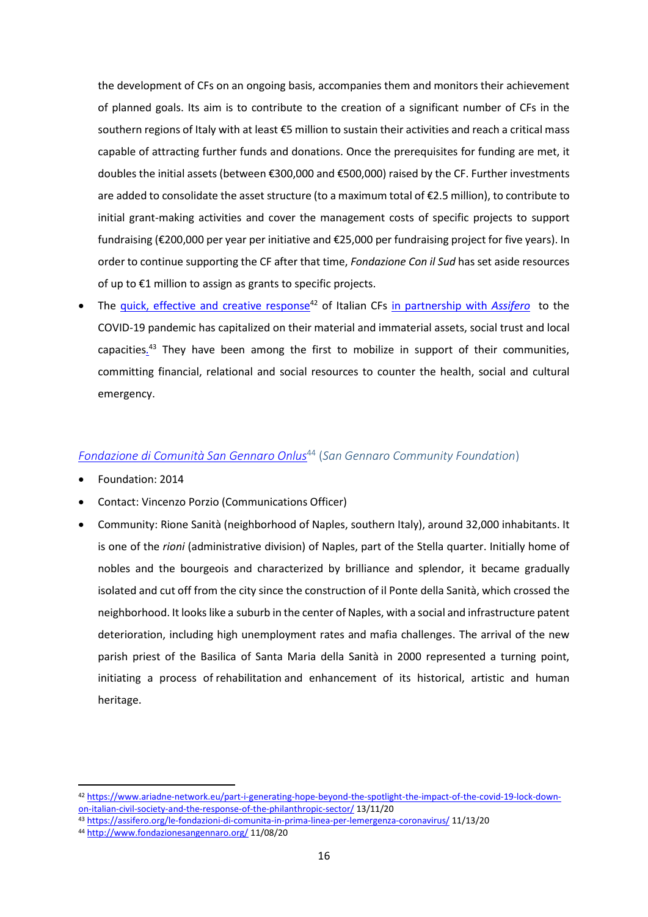the development of CFs on an ongoing basis, accompanies them and monitors their achievement of planned goals. Its aim is to contribute to the creation of a significant number of CFs in the southern regions of Italy with at least €5 million to sustain their activities and reach a critical mass capable of attracting further funds and donations. Once the prerequisites for funding are met, it doubles the initial assets (between €300,000 and €500,000) raised by the CF. Further investments are added to consolidate the asset structure (to a maximum total of €2.5 million), to contribute to initial grant-making activities and cover the management costs of specific projects to support fundraising (€200,000 per year per initiative and €25,000 per fundraising project for five years). In order to continue supporting the CF after that time, *Fondazione Con il Sud* has set aside resources of up to €1 million to assign as grants to specific projects.

- The quick, effective and creative response[42] of Italian CFs in partnership with *Assifero* to the COVID-19 pandemic has capitalized on their material and immaterial assets, social trust and local capacities.[43] They have been among the first to mobilize in support of their communities, committing financial, relational and social resources to counter the health, social and cultural emergency.

### *Fondazione di Comunità San Gennaro Onlus*[44] (*San Gennaro Community Foundation*)

- Foundation: 2014
- Contact: Vincenzo Porzio (Communications Officer)
- Community: Rione Sanità (neighborhood of Naples, southern Italy), around 32,000 inhabitants. It is one of the *rioni* (administrative division) of Naples, part of the Stella quarter. Initially home of nobles and the bourgeois and characterized by brilliance and splendor, it became gradually isolated and cut off from the city since the construction of il Ponte della Sanità, which crossed the neighborhood. It looks like a suburb in the center of Naples, with a social and infrastructure patent deterioration, including high unemployment rates and mafia challenges. The arrival of the new parish priest of the Basilica of Santa Maria della Sanità in 2000 represented a turning point, initiating a process of rehabilitation and enhancement of its historical, artistic and human heritage.

---

[42] https://www.ariadne-network.eu/part-i-generating-hope-beyond-the-spotlight-the-impact-of-the-covid-19-lock-down-on-italian-civil-society-and-the-response-of-the-philanthropic-sector/ 13/11/20

[43] https://assifero.org/le-fondazioni-di-comunita-in-prima-linea-per-lemergenza-coronavirus/ 11/13/20

[44] http://www.fondazionesangennaro.org/ 11/08/20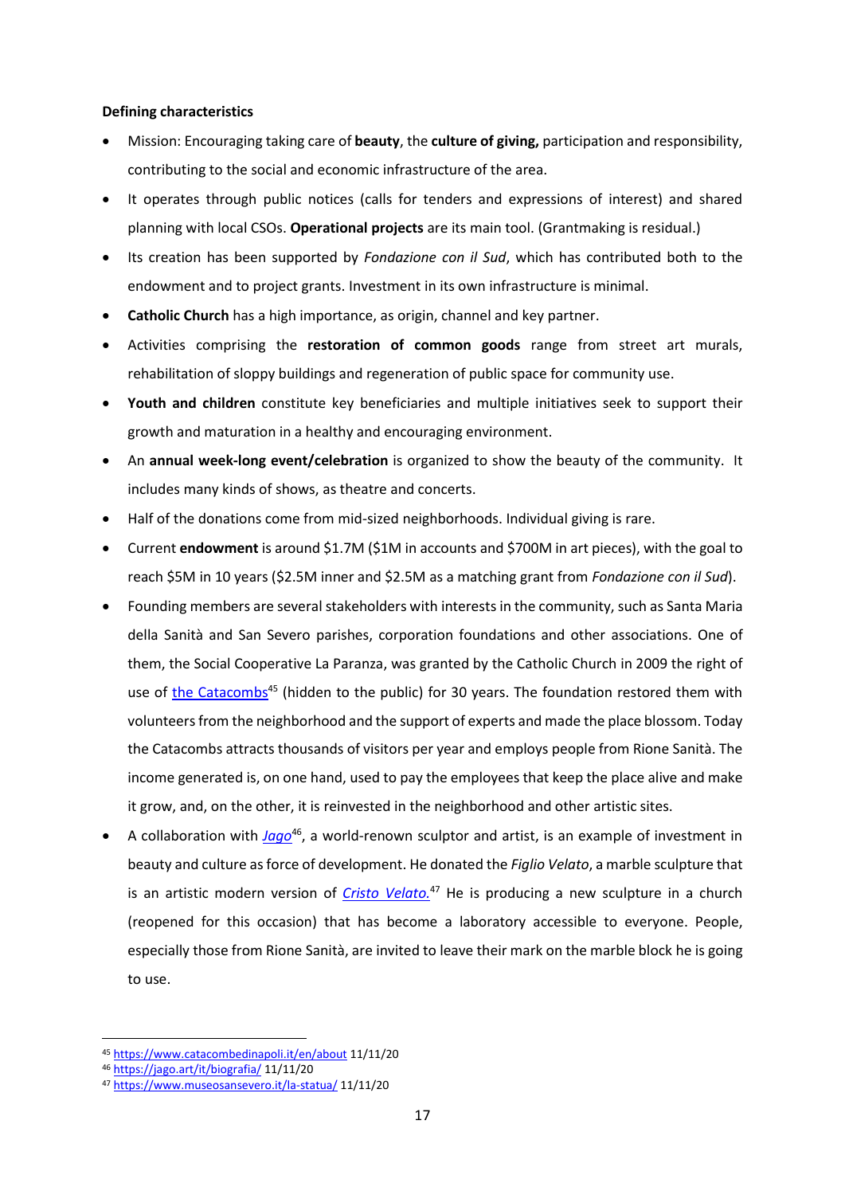**Defining characteristics**

- Mission: Encouraging taking care of **beauty**, the **culture of giving,** participation and responsibility, contributing to the social and economic infrastructure of the area.
- It operates through public notices (calls for tenders and expressions of interest) and shared planning with local CSOs. **Operational projects** are its main tool. (Grantmaking is residual.)
- Its creation has been supported by *Fondazione con il Sud*, which has contributed both to the endowment and to project grants. Investment in its own infrastructure is minimal.
- **Catholic Church** has a high importance, as origin, channel and key partner.
- Activities comprising the **restoration of common goods** range from street art murals, rehabilitation of sloppy buildings and regeneration of public space for community use.
- **Youth and children** constitute key beneficiaries and multiple initiatives seek to support their growth and maturation in a healthy and encouraging environment.
- An **annual week-long event/celebration** is organized to show the beauty of the community. It includes many kinds of shows, as theatre and concerts.
- Half of the donations come from mid-sized neighborhoods. Individual giving is rare.
- Current **endowment** is around $1.7M ($1M in accounts and $700M in art pieces), with the goal to reach $5M in 10 years ($2.5M inner and $2.5M as a matching grant from *Fondazione con il Sud*).
- Founding members are several stakeholders with interests in the community, such as Santa Maria della Sanità and San Severo parishes, corporation foundations and other associations. One of them, the Social Cooperative La Paranza, was granted by the Catholic Church in 2009 the right of use of the Catacombs[45] (hidden to the public) for 30 years. The foundation restored them with volunteers from the neighborhood and the support of experts and made the place blossom. Today the Catacombs attracts thousands of visitors per year and employs people from Rione Sanità. The income generated is, on one hand, used to pay the employees that keep the place alive and make it grow, and, on the other, it is reinvested in the neighborhood and other artistic sites.
- A collaboration with *Jago*[46], a world-renown sculptor and artist, is an example of investment in beauty and culture as force of development. He donated the *Figlio Velato*, a marble sculpture that is an artistic modern version of *Cristo Velato.*[47] He is producing a new sculpture in a church (reopened for this occasion) that has become a laboratory accessible to everyone. People, especially those from Rione Sanità, are invited to leave their mark on the marble block he is going to use.

[45] https://www.catacombedinapoli.it/en/about 11/11/20

[46] https://jago.art/it/biografia/ 11/11/20

[47] https://www.museosansevero.it/la-statua/ 11/11/20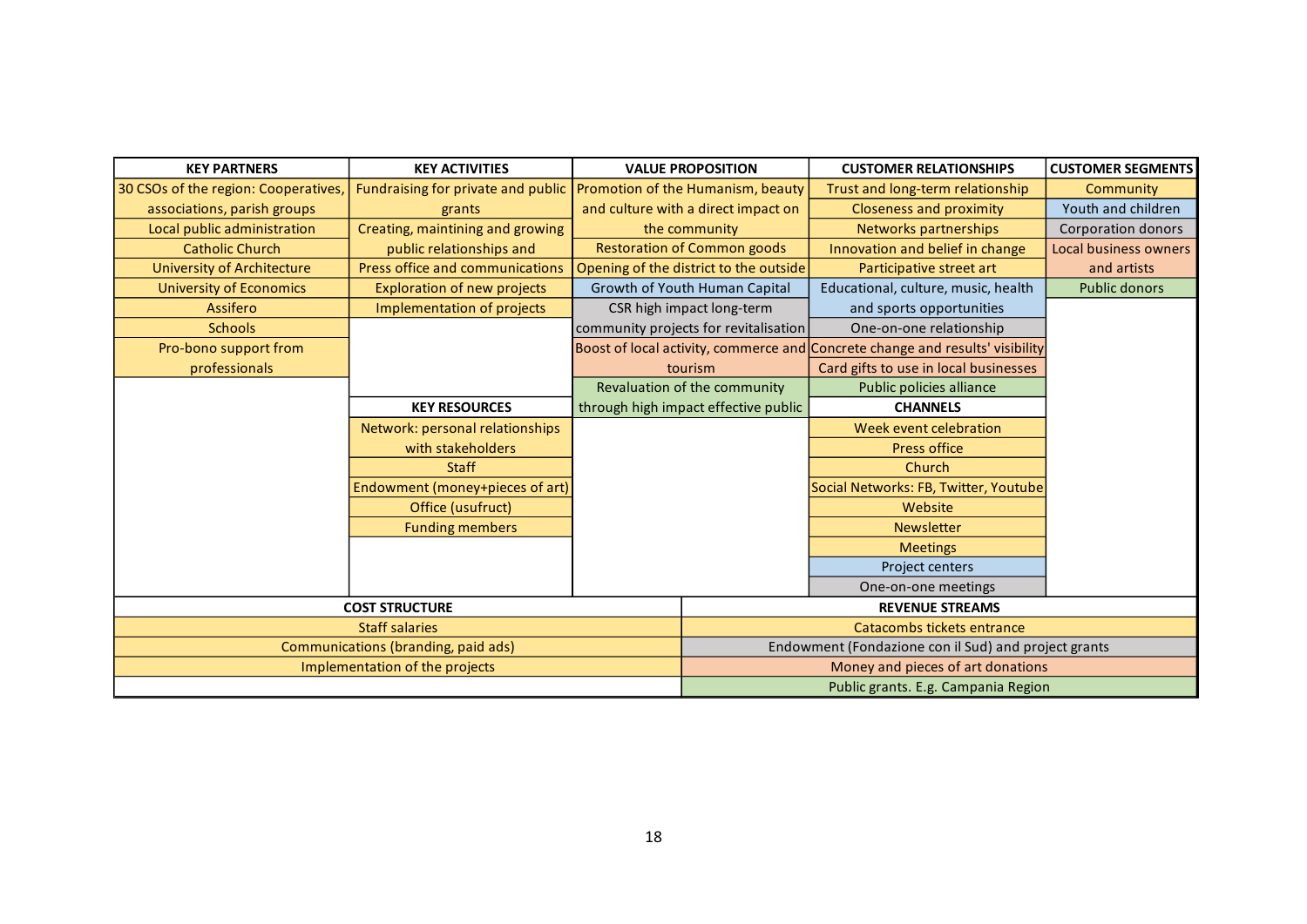| KEY PARTNERS | KEY ACTIVITIES | VALUE PROPOSITION | CUSTOMER RELATIONSHIPS | CUSTOMER SEGMENTS |
|---|---|---|---|---|
| 30 CSOs of the region: Cooperatives, associations, parish groups | Fundraising for private and public grants | Promotion of the Humanism, beauty and culture with a direct impact on the community | Trust and long-term relationship | Community |
| Local public administration | Creating, maintining and growing public relationships and | Restoration of Common goods | Closeness and proximity | Youth and children |
| Catholic Church | Press office and communications | Opening of the district to the outside | Networks partnerships | Corporation donors |
| University of Architecture | Exploration of new projects | Growth of Youth Human Capital | Innovation and belief in change | Local business owners and artists |
| University of Economics | Implementation of projects | CSR high impact long-term community projects for revitalisation | Participative street art | Public donors |
| Assifero | | Boost of local activity, commerce and tourism | Educational, culture, music, health and sports opportunities | |
| Schools | | Revaluation of the community through high impact effective public | One-on-one relationship | |
| Pro-bono support from professionals | | | Concrete change and results' visibility | |
| | | | Card gifts to use in local businesses | |
| | | | Public policies alliance | |
| | **KEY RESOURCES** | | **CHANNELS** | |
| | Network: personal relationships with stakeholders | | Week event celebration | |
| | Staff | | Press office | |
| | Endowment (money+pieces of art) | | Church | |
| | Office (usufruct) | | Social Networks: FB, Twitter, Youtube | |
| | Funding members | | Website | |
| | | | Newsletter | |
| | | | Meetings | |
| | | | Project centers | |
| | | | One-on-one meetings | |

| COST STRUCTURE | REVENUE STREAMS |
|---|---|
| Staff salaries | Catacombs tickets entrance |
| Communications (branding, paid ads) | Endowment (Fondazione con il Sud) and project grants |
| Implementation of the projects | Money and pieces of art donations |
| | Public grants. E.g. Campania Region |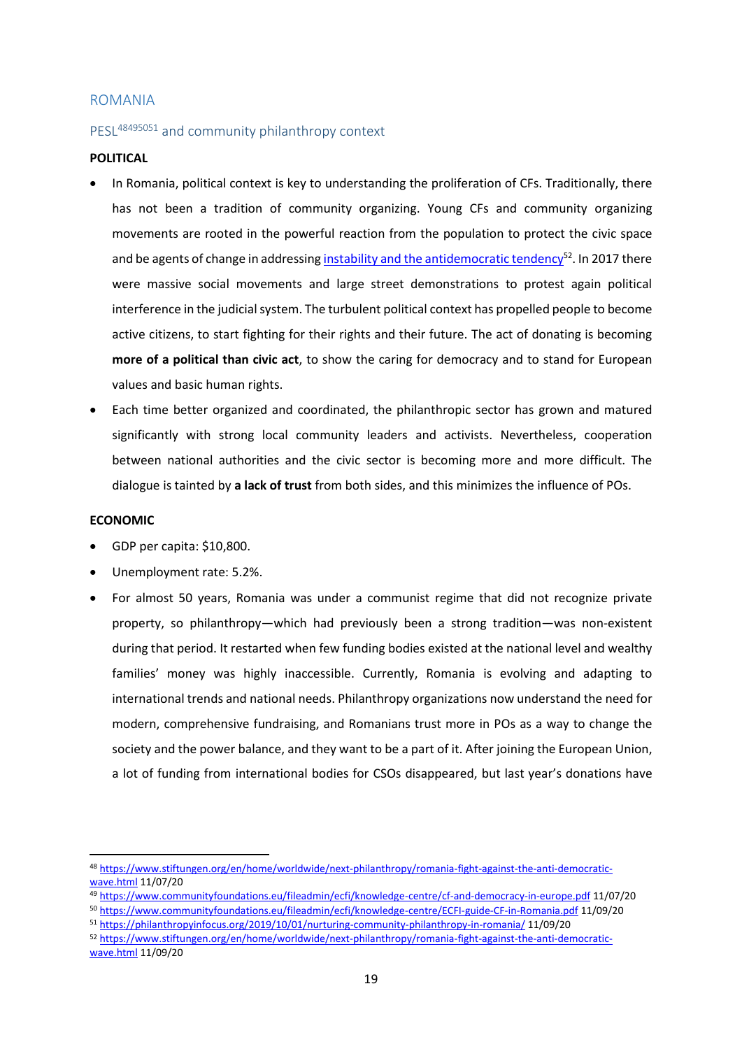## ROMANIA

### PESL[48][49][50][51] and community philanthropy context

**POLITICAL**

- In Romania, political context is key to understanding the proliferation of CFs. Traditionally, there has not been a tradition of community organizing. Young CFs and community organizing movements are rooted in the powerful reaction from the population to protect the civic space and be agents of change in addressing instability and the antidemocratic tendency[52]. In 2017 there were massive social movements and large street demonstrations to protest again political interference in the judicial system. The turbulent political context has propelled people to become active citizens, to start fighting for their rights and their future. The act of donating is becoming **more of a political than civic act**, to show the caring for democracy and to stand for European values and basic human rights.
- Each time better organized and coordinated, the philanthropic sector has grown and matured significantly with strong local community leaders and activists. Nevertheless, cooperation between national authorities and the civic sector is becoming more and more difficult. The dialogue is tainted by **a lack of trust** from both sides, and this minimizes the influence of POs.

**ECONOMIC**

- GDP per capita: $10,800.
- Unemployment rate: 5.2%.
- For almost 50 years, Romania was under a communist regime that did not recognize private property, so philanthropy—which had previously been a strong tradition—was non-existent during that period. It restarted when few funding bodies existed at the national level and wealthy families' money was highly inaccessible. Currently, Romania is evolving and adapting to international trends and national needs. Philanthropy organizations now understand the need for modern, comprehensive fundraising, and Romanians trust more in POs as a way to change the society and the power balance, and they want to be a part of it. After joining the European Union, a lot of funding from international bodies for CSOs disappeared, but last year's donations have

---

[48] https://www.stiftungen.org/en/home/worldwide/next-philanthropy/romania-fight-against-the-anti-democratic-wave.html 11/07/20

[49] https://www.communityfoundations.eu/fileadmin/ecfi/knowledge-centre/cf-and-democracy-in-europe.pdf 11/07/20

[50] https://www.communityfoundations.eu/fileadmin/ecfi/knowledge-centre/ECFI-guide-CF-in-Romania.pdf 11/09/20

[51] https://philanthropyinfocus.org/2019/10/01/nurturing-community-philanthropy-in-romania/ 11/09/20

[52] https://www.stiftungen.org/en/home/worldwide/next-philanthropy/romania-fight-against-the-anti-democratic-wave.html 11/09/20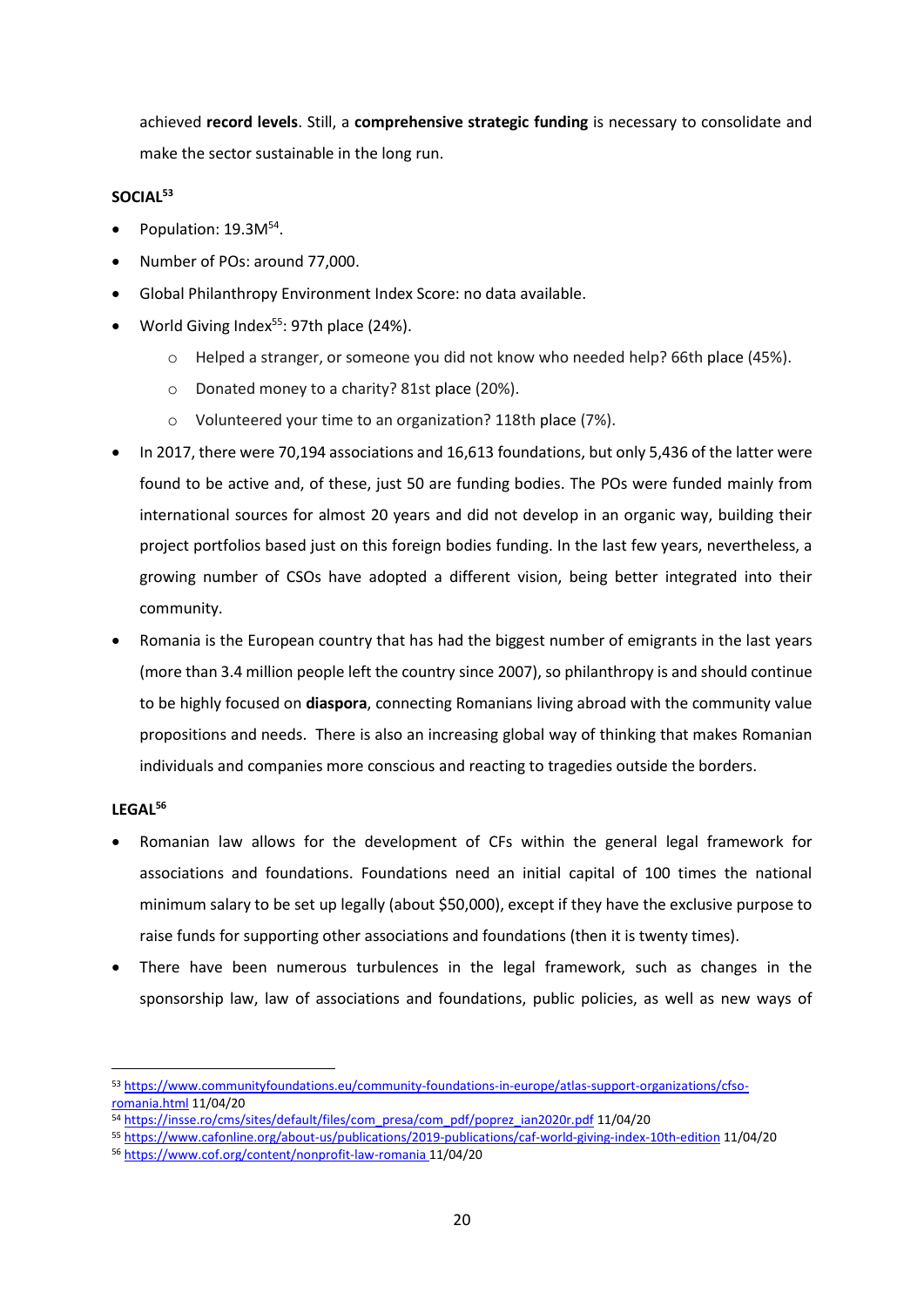achieved **record levels**. Still, a **comprehensive strategic funding** is necessary to consolidate and make the sector sustainable in the long run.

**SOCIAL**[53]

- Population: 19.3M[54].
- Number of POs: around 77,000.
- Global Philanthropy Environment Index Score: no data available.
- World Giving Index[55]: 97th place (24%).
  - Helped a stranger, or someone you did not know who needed help? 66th place (45%).
  - Donated money to a charity? 81st place (20%).
  - Volunteered your time to an organization? 118th place (7%).
- In 2017, there were 70,194 associations and 16,613 foundations, but only 5,436 of the latter were found to be active and, of these, just 50 are funding bodies. The POs were funded mainly from international sources for almost 20 years and did not develop in an organic way, building their project portfolios based just on this foreign bodies funding. In the last few years, nevertheless, a growing number of CSOs have adopted a different vision, being better integrated into their community.
- Romania is the European country that has had the biggest number of emigrants in the last years (more than 3.4 million people left the country since 2007), so philanthropy is and should continue to be highly focused on **diaspora**, connecting Romanians living abroad with the community value propositions and needs. There is also an increasing global way of thinking that makes Romanian individuals and companies more conscious and reacting to tragedies outside the borders.

**LEGAL**[56]

- Romanian law allows for the development of CFs within the general legal framework for associations and foundations. Foundations need an initial capital of 100 times the national minimum salary to be set up legally (about $50,000), except if they have the exclusive purpose to raise funds for supporting other associations and foundations (then it is twenty times).
- There have been numerous turbulences in the legal framework, such as changes in the sponsorship law, law of associations and foundations, public policies, as well as new ways of

---

[53] https://www.communityfoundations.eu/community-foundations-in-europe/atlas-support-organizations/cfso-romania.html 11/04/20

[54] https://insse.ro/cms/sites/default/files/com_presa/com_pdf/poprez_ian2020r.pdf 11/04/20

[55] https://www.cafonline.org/about-us/publications/2019-publications/caf-world-giving-index-10th-edition 11/04/20

[56] https://www.cof.org/content/nonprofit-law-romania 11/04/20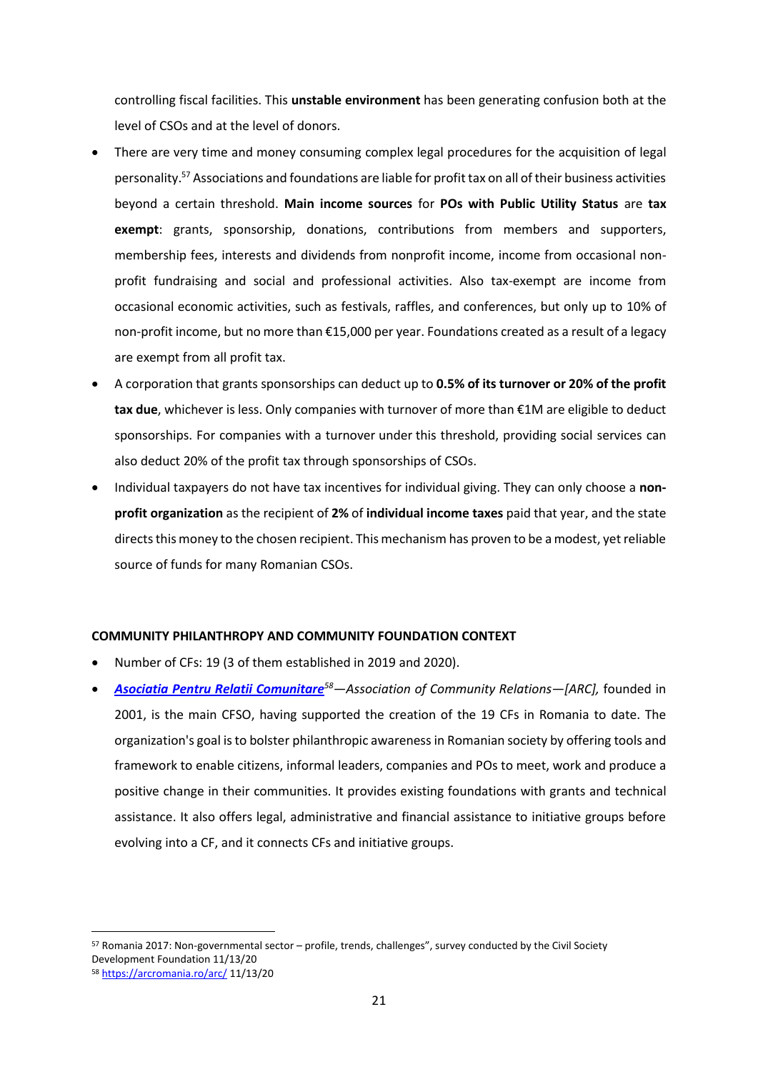controlling fiscal facilities. This **unstable environment** has been generating confusion both at the level of CSOs and at the level of donors.

- There are very time and money consuming complex legal procedures for the acquisition of legal personality.[57] Associations and foundations are liable for profit tax on all of their business activities beyond a certain threshold. **Main income sources** for **POs with Public Utility Status** are **tax exempt**: grants, sponsorship, donations, contributions from members and supporters, membership fees, interests and dividends from nonprofit income, income from occasional non-profit fundraising and social and professional activities. Also tax-exempt are income from occasional economic activities, such as festivals, raffles, and conferences, but only up to 10% of non-profit income, but no more than €15,000 per year. Foundations created as a result of a legacy are exempt from all profit tax.
- A corporation that grants sponsorships can deduct up to **0.5% of its turnover or 20% of the profit tax due**, whichever is less. Only companies with turnover of more than €1M are eligible to deduct sponsorships. For companies with a turnover under this threshold, providing social services can also deduct 20% of the profit tax through sponsorships of CSOs.
- Individual taxpayers do not have tax incentives for individual giving. They can only choose a **non-profit organization** as the recipient of **2%** of **individual income taxes** paid that year, and the state directs this money to the chosen recipient. This mechanism has proven to be a modest, yet reliable source of funds for many Romanian CSOs.

**COMMUNITY PHILANTHROPY AND COMMUNITY FOUNDATION CONTEXT**

- Number of CFs: 19 (3 of them established in 2019 and 2020).
- ***Asociatia Pentru Relatii Comunitare***[58]*—Association of Community Relations—[ARC],* founded in 2001, is the main CFSO, having supported the creation of the 19 CFs in Romania to date. The organization's goal is to bolster philanthropic awareness in Romanian society by offering tools and framework to enable citizens, informal leaders, companies and POs to meet, work and produce a positive change in their communities. It provides existing foundations with grants and technical assistance. It also offers legal, administrative and financial assistance to initiative groups before evolving into a CF, and it connects CFs and initiative groups.

[57] Romania 2017: Non-governmental sector – profile, trends, challenges", survey conducted by the Civil Society Development Foundation 11/13/20

[58] https://arcromania.ro/arc/ 11/13/20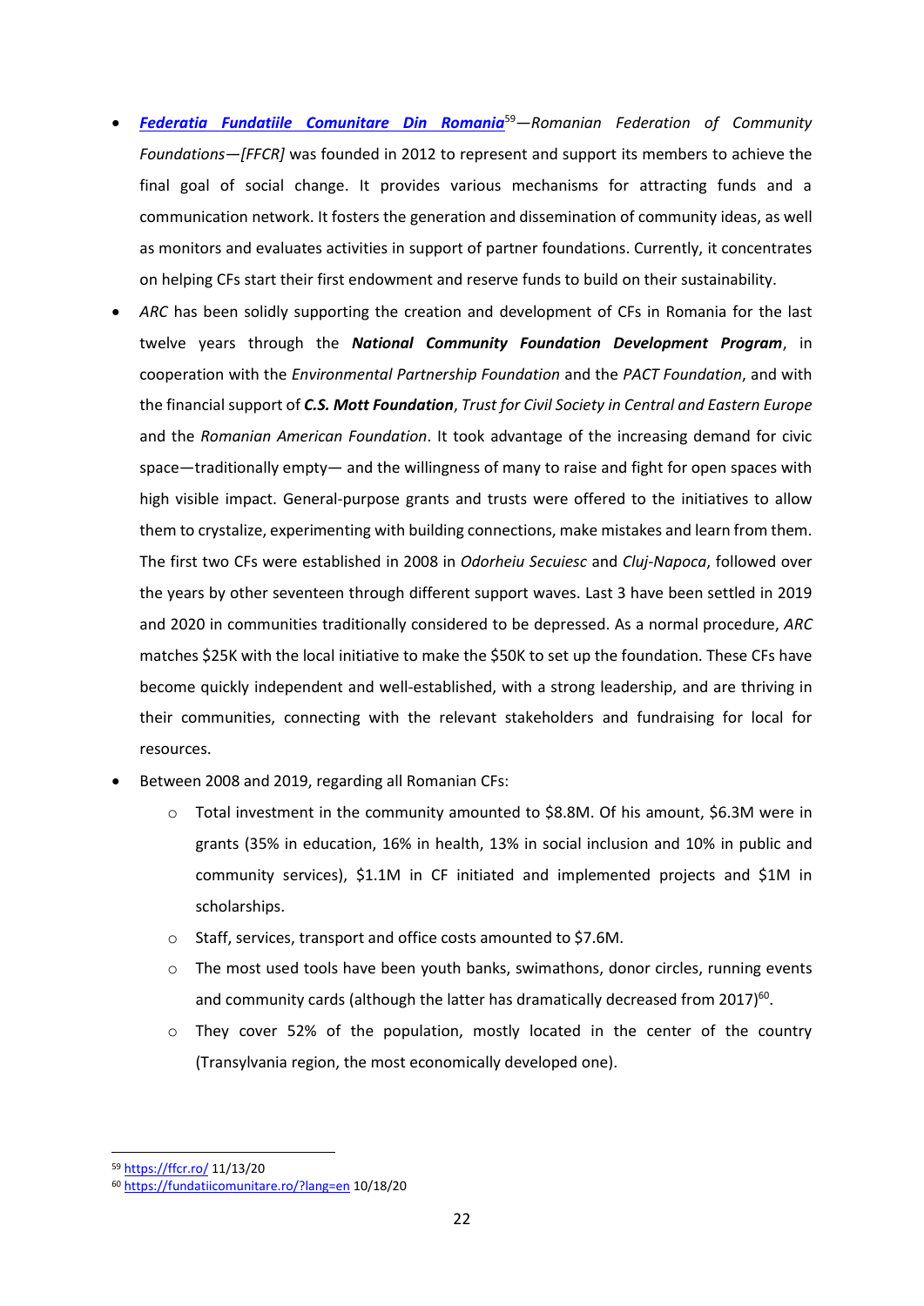- [***Federatia Fundatiile Comunitare Din Romania***](https://ffcr.ro/)[59]*—Romanian Federation of Community Foundations—[FFCR]* was founded in 2012 to represent and support its members to achieve the final goal of social change. It provides various mechanisms for attracting funds and a communication network. It fosters the generation and dissemination of community ideas, as well as monitors and evaluates activities in support of partner foundations. Currently, it concentrates on helping CFs start their first endowment and reserve funds to build on their sustainability.
- *ARC* has been solidly supporting the creation and development of CFs in Romania for the last twelve years through the ***National Community Foundation Development Program***, in cooperation with the *Environmental Partnership Foundation* and the *PACT Foundation*, and with the financial support of ***C.S. Mott Foundation***, *Trust for Civil Society in Central and Eastern Europe* and the *Romanian American Foundation*. It took advantage of the increasing demand for civic space—traditionally empty— and the willingness of many to raise and fight for open spaces with high visible impact. General-purpose grants and trusts were offered to the initiatives to allow them to crystalize, experimenting with building connections, make mistakes and learn from them. The first two CFs were established in 2008 in *Odorheiu Secuiesc* and *Cluj-Napoca*, followed over the years by other seventeen through different support waves. Last 3 have been settled in 2019 and 2020 in communities traditionally considered to be depressed. As a normal procedure, *ARC* matches $25K with the local initiative to make the $50K to set up the foundation. These CFs have become quickly independent and well-established, with a strong leadership, and are thriving in their communities, connecting with the relevant stakeholders and fundraising for local for resources.
- Between 2008 and 2019, regarding all Romanian CFs:
  - Total investment in the community amounted to $8.8M. Of his amount, $6.3M were in grants (35% in education, 16% in health, 13% in social inclusion and 10% in public and community services), $1.1M in CF initiated and implemented projects and $1M in scholarships.
  - Staff, services, transport and office costs amounted to $7.6M.
  - The most used tools have been youth banks, swimathons, donor circles, running events and community cards (although the latter has dramatically decreased from 2017)[60].
  - They cover 52% of the population, mostly located in the center of the country (Transylvania region, the most economically developed one).

---

[59] https://ffcr.ro/ 11/13/20

[60] https://fundatiicomunitare.ro/?lang=en 10/18/20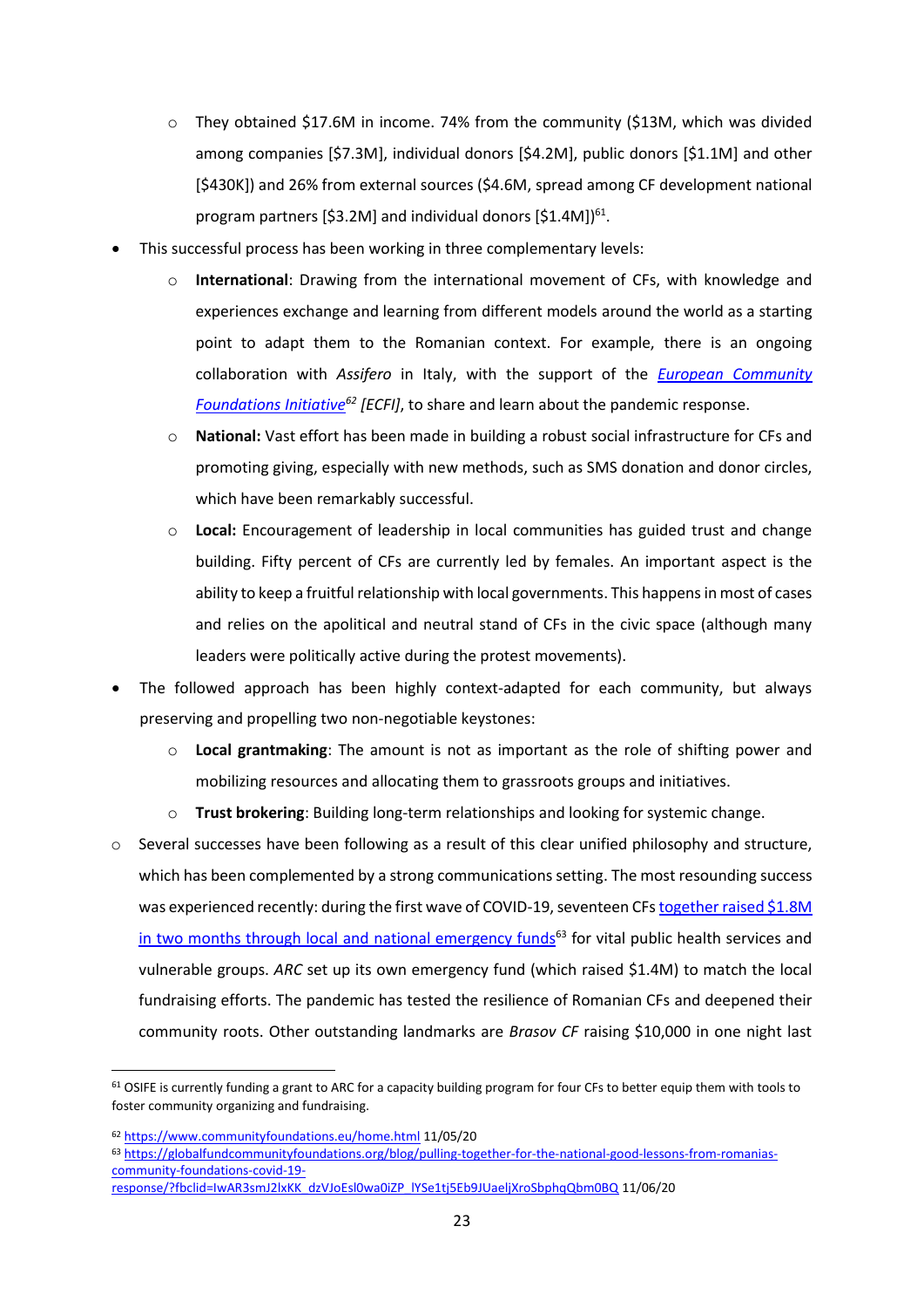- They obtained $17.6M in income. 74% from the community ($13M, which was divided among companies [$7.3M], individual donors [$4.2M], public donors [$1.1M] and other [$430K]) and 26% from external sources ($4.6M, spread among CF development national program partners [$3.2M] and individual donors [$1.4M])[61].

- This successful process has been working in three complementary levels:
  - **International**: Drawing from the international movement of CFs, with knowledge and experiences exchange and learning from different models around the world as a starting point to adapt them to the Romanian context. For example, there is an ongoing collaboration with *Assifero* in Italy, with the support of the [*European Community Foundations Initiative*](https://www.communityfoundations.eu/home.html)[62] *[ECFI]*, to share and learn about the pandemic response.
  - **National:** Vast effort has been made in building a robust social infrastructure for CFs and promoting giving, especially with new methods, such as SMS donation and donor circles, which have been remarkably successful.
  - **Local:** Encouragement of leadership in local communities has guided trust and change building. Fifty percent of CFs are currently led by females. An important aspect is the ability to keep a fruitful relationship with local governments. This happens in most of cases and relies on the apolitical and neutral stand of CFs in the civic space (although many leaders were politically active during the protest movements).

- The followed approach has been highly context-adapted for each community, but always preserving and propelling two non-negotiable keystones:
  - **Local grantmaking**: The amount is not as important as the role of shifting power and mobilizing resources and allocating them to grassroots groups and initiatives.
  - **Trust brokering**: Building long-term relationships and looking for systemic change.

  - Several successes have been following as a result of this clear unified philosophy and structure, which has been complemented by a strong communications setting. The most resounding success was experienced recently: during the first wave of COVID-19, seventeen CFs together raised $1.8M in two months through local and national emergency funds[63] for vital public health services and vulnerable groups. *ARC* set up its own emergency fund (which raised $1.4M) to match the local fundraising efforts. The pandemic has tested the resilience of Romanian CFs and deepened their community roots. Other outstanding landmarks are *Brasov CF* raising $10,000 in one night last

---

[61] OSIFE is currently funding a grant to ARC for a capacity building program for four CFs to better equip them with tools to foster community organizing and fundraising.

[62] https://www.communityfoundations.eu/home.html 11/05/20

[63] https://globalfundcommunityfoundations.org/blog/pulling-together-for-the-national-good-lessons-from-romanias-community-foundations-covid-19-response/?fbclid=IwAR3smJ2lxKK_dzVJoEsl0wa0iZP_lYSe1tj5Eb9JUaeljXroSbphqQbm0BQ 11/06/20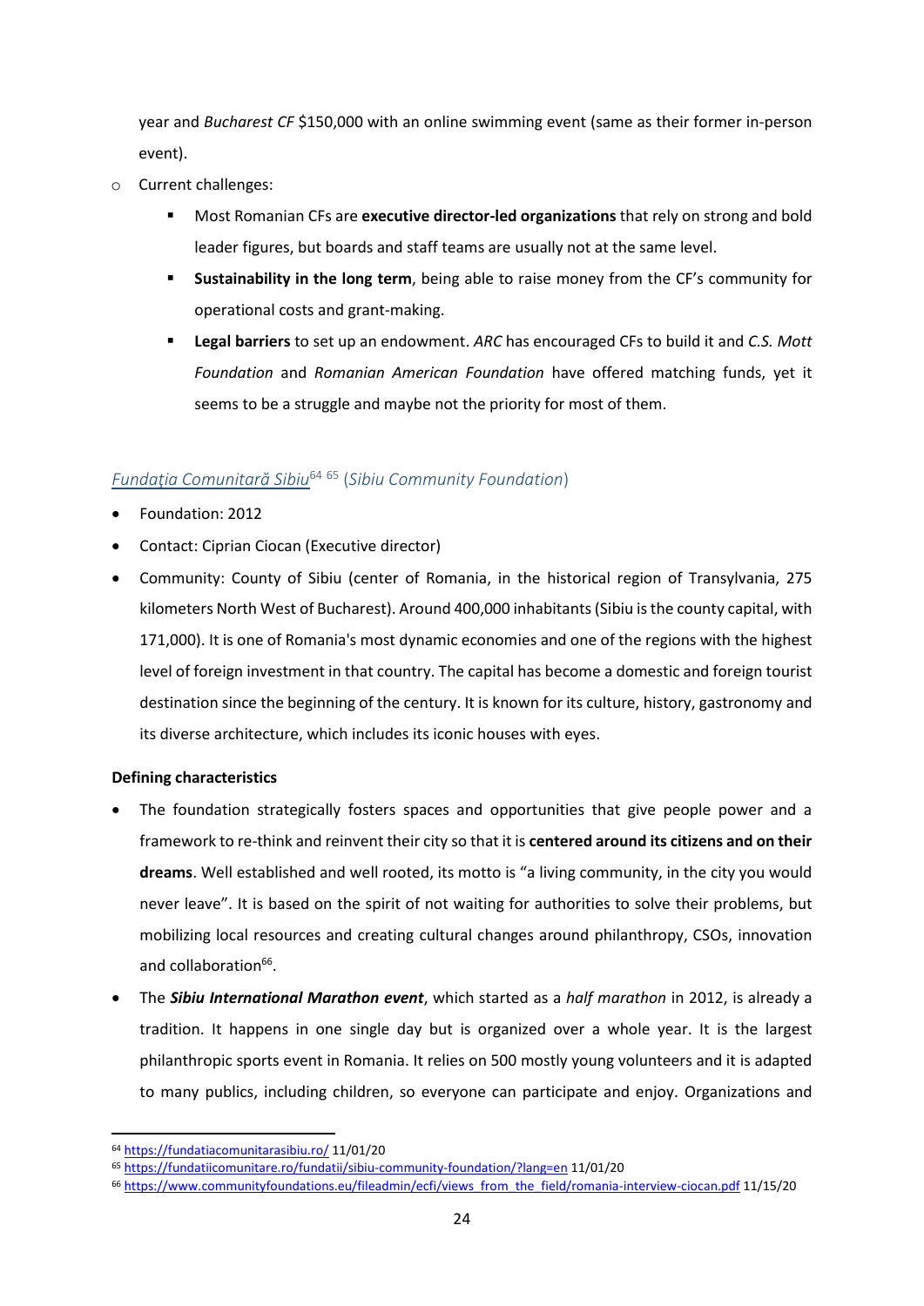year and *Bucharest CF* $150,000 with an online swimming event (same as their former in-person event).

- Current challenges:
  - Most Romanian CFs are **executive director-led organizations** that rely on strong and bold leader figures, but boards and staff teams are usually not at the same level.
  - **Sustainability in the long term**, being able to raise money from the CF's community for operational costs and grant-making.
  - **Legal barriers** to set up an endowment. *ARC* has encouraged CFs to build it and *C.S. Mott Foundation* and *Romanian American Foundation* have offered matching funds, yet it seems to be a struggle and maybe not the priority for most of them.

### *Fundaţia Comunitară Sibiu*[64] [65] (*Sibiu Community Foundation*)

- Foundation: 2012
- Contact: Ciprian Ciocan (Executive director)
- Community: County of Sibiu (center of Romania, in the historical region of Transylvania, 275 kilometers North West of Bucharest). Around 400,000 inhabitants (Sibiu is the county capital, with 171,000). It is one of Romania's most dynamic economies and one of the regions with the highest level of foreign investment in that country. The capital has become a domestic and foreign tourist destination since the beginning of the century. It is known for its culture, history, gastronomy and its diverse architecture, which includes its iconic houses with eyes.

**Defining characteristics**

- The foundation strategically fosters spaces and opportunities that give people power and a framework to re-think and reinvent their city so that it is **centered around its citizens and on their dreams**. Well established and well rooted, its motto is "a living community, in the city you would never leave". It is based on the spirit of not waiting for authorities to solve their problems, but mobilizing local resources and creating cultural changes around philanthropy, CSOs, innovation and collaboration[66].
- The ***Sibiu International Marathon event***, which started as a *half marathon* in 2012, is already a tradition. It happens in one single day but is organized over a whole year. It is the largest philanthropic sports event in Romania. It relies on 500 mostly young volunteers and it is adapted to many publics, including children, so everyone can participate and enjoy. Organizations and

---

[64] https://fundatiacomunitarasibiu.ro/ 11/01/20

[65] https://fundatiicomunitare.ro/fundatii/sibiu-community-foundation/?lang=en 11/01/20

[66] https://www.communityfoundations.eu/fileadmin/ecfi/views_from_the_field/romania-interview-ciocan.pdf 11/15/20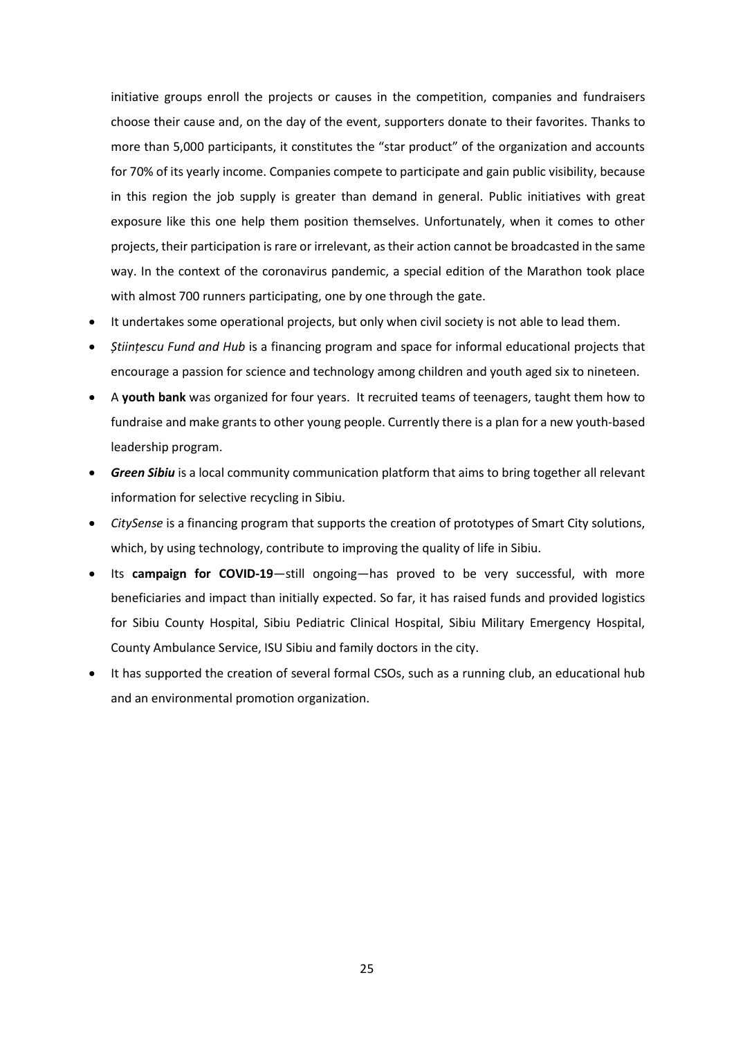initiative groups enroll the projects or causes in the competition, companies and fundraisers choose their cause and, on the day of the event, supporters donate to their favorites. Thanks to more than 5,000 participants, it constitutes the "star product" of the organization and accounts for 70% of its yearly income. Companies compete to participate and gain public visibility, because in this region the job supply is greater than demand in general. Public initiatives with great exposure like this one help them position themselves. Unfortunately, when it comes to other projects, their participation is rare or irrelevant, as their action cannot be broadcasted in the same way. In the context of the coronavirus pandemic, a special edition of the Marathon took place with almost 700 runners participating, one by one through the gate.

- It undertakes some operational projects, but only when civil society is not able to lead them.
- *Științescu Fund and Hub* is a financing program and space for informal educational projects that encourage a passion for science and technology among children and youth aged six to nineteen.
- A **youth bank** was organized for four years. It recruited teams of teenagers, taught them how to fundraise and make grants to other young people. Currently there is a plan for a new youth-based leadership program.
- ***Green Sibiu*** is a local community communication platform that aims to bring together all relevant information for selective recycling in Sibiu.
- *CitySense* is a financing program that supports the creation of prototypes of Smart City solutions, which, by using technology, contribute to improving the quality of life in Sibiu.
- Its **campaign for COVID-19**—still ongoing—has proved to be very successful, with more beneficiaries and impact than initially expected. So far, it has raised funds and provided logistics for Sibiu County Hospital, Sibiu Pediatric Clinical Hospital, Sibiu Military Emergency Hospital, County Ambulance Service, ISU Sibiu and family doctors in the city.
- It has supported the creation of several formal CSOs, such as a running club, an educational hub and an environmental promotion organization.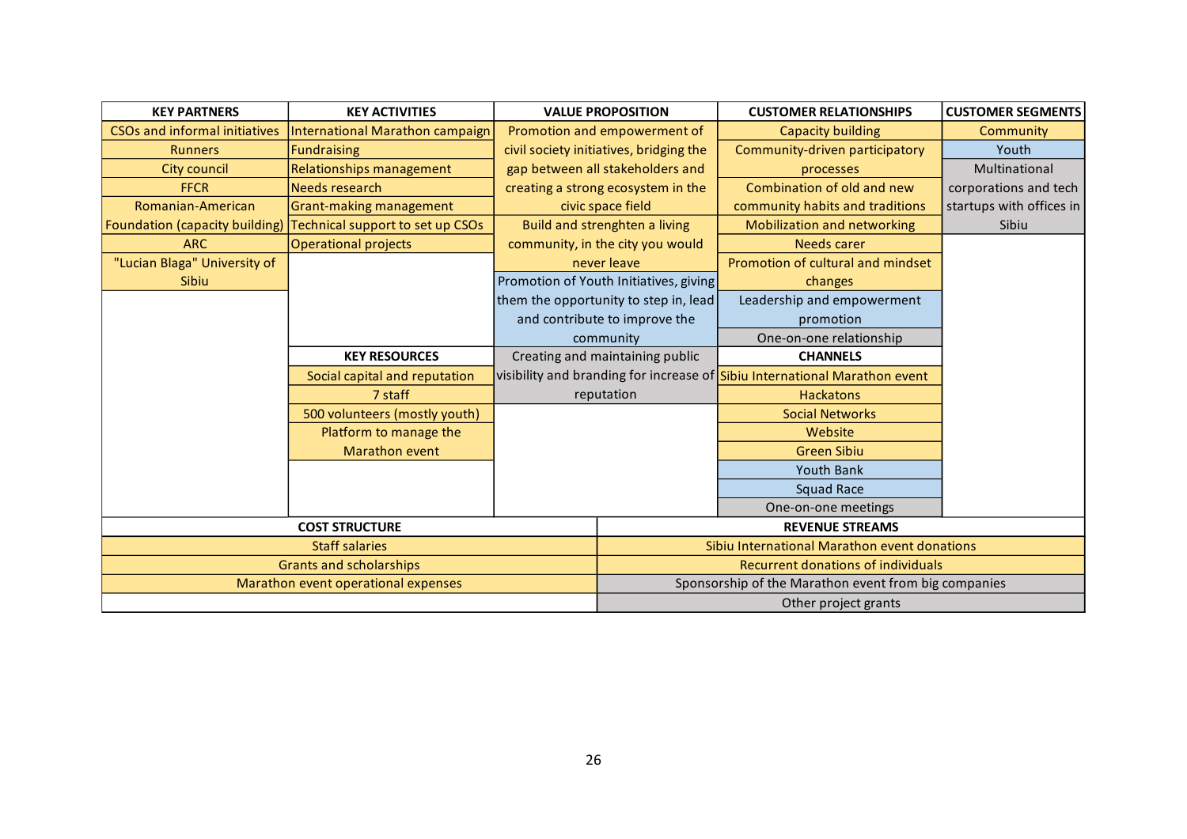| KEY PARTNERS | KEY ACTIVITIES | VALUE PROPOSITION | CUSTOMER RELATIONSHIPS | CUSTOMER SEGMENTS |
|---|---|---|---|---|
| CSOs and informal initiatives | International Marathon campaign | Promotion and empowerment of civil society initiatives, bridging the gap between all stakeholders and creating a strong ecosystem in the civic space field | Capacity building | Community |
| Runners | Fundraising | | Community-driven participatory processes | Youth |
| City council | Relationships management | | Combination of old and new community habits and traditions | Multinational corporations and tech startups with offices in Sibiu |
| FFCR | Needs research | Build and strenghten a living community, in the city you would never leave | Mobilization and networking | |
| Romanian-American Foundation (capacity building) | Grant-making management | | Needs carer | |
| ARC | Technical support to set up CSOs | | Promotion of cultural and mindset changes | |
| "Lucian Blaga" University of Sibiu | Operational projects | Promotion of Youth Initiatives, giving them the opportunity to step in, lead and contribute to improve the community | Leadership and empowerment promotion | |
| | | | One-on-one relationship | |
| | **KEY RESOURCES** | Creating and maintaining public visibility and branding for increase of reputation | **CHANNELS** | |
| | Social capital and reputation | | Sibiu International Marathon event | |
| | 7 staff | | Hackatons | |
| | 500 volunteers (mostly youth) | | Social Networks | |
| | Platform to manage the Marathon event | | Website | |
| | | | Green Sibiu | |
| | | | Youth Bank | |
| | | | Squad Race | |
| | | | One-on-one meetings | |

| COST STRUCTURE | REVENUE STREAMS |
|---|---|
| Staff salaries | Sibiu International Marathon event donations |
| Grants and scholarships | Recurrent donations of individuals |
| Marathon event operational expenses | Sponsorship of the Marathon event from big companies |
| | Other project grants |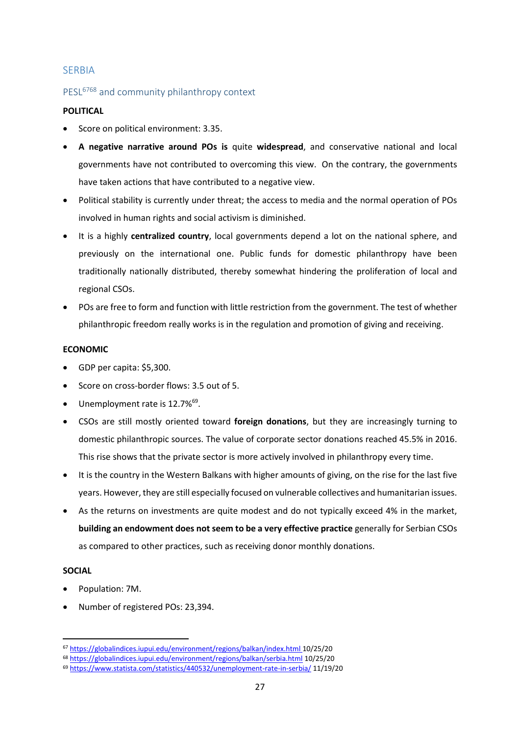## SERBIA

### PESL[67][68] and community philanthropy context

**POLITICAL**

- Score on political environment: 3.35.
- **A negative narrative around POs is** quite **widespread**, and conservative national and local governments have not contributed to overcoming this view. On the contrary, the governments have taken actions that have contributed to a negative view.
- Political stability is currently under threat; the access to media and the normal operation of POs involved in human rights and social activism is diminished.
- It is a highly **centralized country**, local governments depend a lot on the national sphere, and previously on the international one. Public funds for domestic philanthropy have been traditionally nationally distributed, thereby somewhat hindering the proliferation of local and regional CSOs.
- POs are free to form and function with little restriction from the government. The test of whether philanthropic freedom really works is in the regulation and promotion of giving and receiving.

**ECONOMIC**

- GDP per capita: $5,300.
- Score on cross-border flows: 3.5 out of 5.
- Unemployment rate is 12.7%[69].
- CSOs are still mostly oriented toward **foreign donations**, but they are increasingly turning to domestic philanthropic sources. The value of corporate sector donations reached 45.5% in 2016. This rise shows that the private sector is more actively involved in philanthropy every time.
- It is the country in the Western Balkans with higher amounts of giving, on the rise for the last five years. However, they are still especially focused on vulnerable collectives and humanitarian issues.
- As the returns on investments are quite modest and do not typically exceed 4% in the market, **building an endowment does not seem to be a very effective practice** generally for Serbian CSOs as compared to other practices, such as receiving donor monthly donations.

**SOCIAL**

- Population: 7M.
- Number of registered POs: 23,394.

---

[67] https://globalindices.iupui.edu/environment/regions/balkan/index.html 10/25/20

[68] https://globalindices.iupui.edu/environment/regions/balkan/serbia.html 10/25/20

[69] https://www.statista.com/statistics/440532/unemployment-rate-in-serbia/ 11/19/20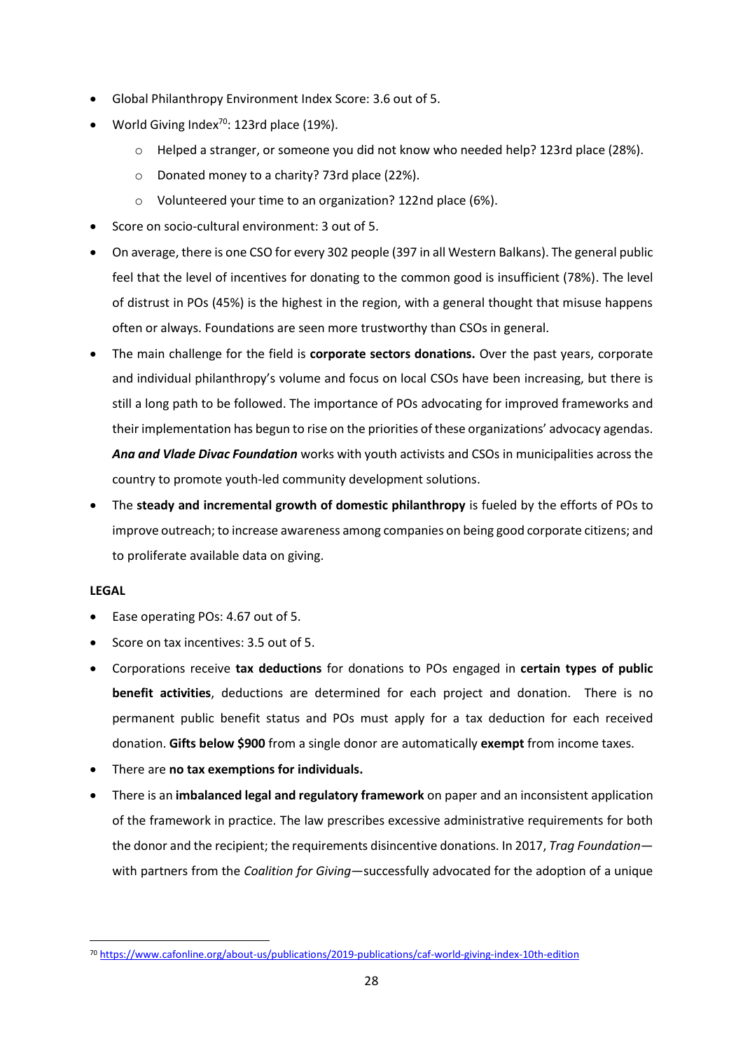- Global Philanthropy Environment Index Score: 3.6 out of 5.
- World Giving Index[70]: 123rd place (19%).
  - Helped a stranger, or someone you did not know who needed help? 123rd place (28%).
  - Donated money to a charity? 73rd place (22%).
  - Volunteered your time to an organization? 122nd place (6%).
- Score on socio-cultural environment: 3 out of 5.
- On average, there is one CSO for every 302 people (397 in all Western Balkans). The general public feel that the level of incentives for donating to the common good is insufficient (78%). The level of distrust in POs (45%) is the highest in the region, with a general thought that misuse happens often or always. Foundations are seen more trustworthy than CSOs in general.
- The main challenge for the field is **corporate sectors donations.** Over the past years, corporate and individual philanthropy's volume and focus on local CSOs have been increasing, but there is still a long path to be followed. The importance of POs advocating for improved frameworks and their implementation has begun to rise on the priorities of these organizations' advocacy agendas. ***Ana and Vlade Divac Foundation*** works with youth activists and CSOs in municipalities across the country to promote youth-led community development solutions.
- The **steady and incremental growth of domestic philanthropy** is fueled by the efforts of POs to improve outreach; to increase awareness among companies on being good corporate citizens; and to proliferate available data on giving.

**LEGAL**

- Ease operating POs: 4.67 out of 5.
- Score on tax incentives: 3.5 out of 5.
- Corporations receive **tax deductions** for donations to POs engaged in **certain types of public benefit activities**, deductions are determined for each project and donation. There is no permanent public benefit status and POs must apply for a tax deduction for each received donation. **Gifts below $900** from a single donor are automatically **exempt** from income taxes.
- There are **no tax exemptions for individuals.**
- There is an **imbalanced legal and regulatory framework** on paper and an inconsistent application of the framework in practice. The law prescribes excessive administrative requirements for both the donor and the recipient; the requirements disincentive donations. In 2017, *Trag Foundation*—with partners from the *Coalition for Giving*—successfully advocated for the adoption of a unique

[70] https://www.cafonline.org/about-us/publications/2019-publications/caf-world-giving-index-10th-edition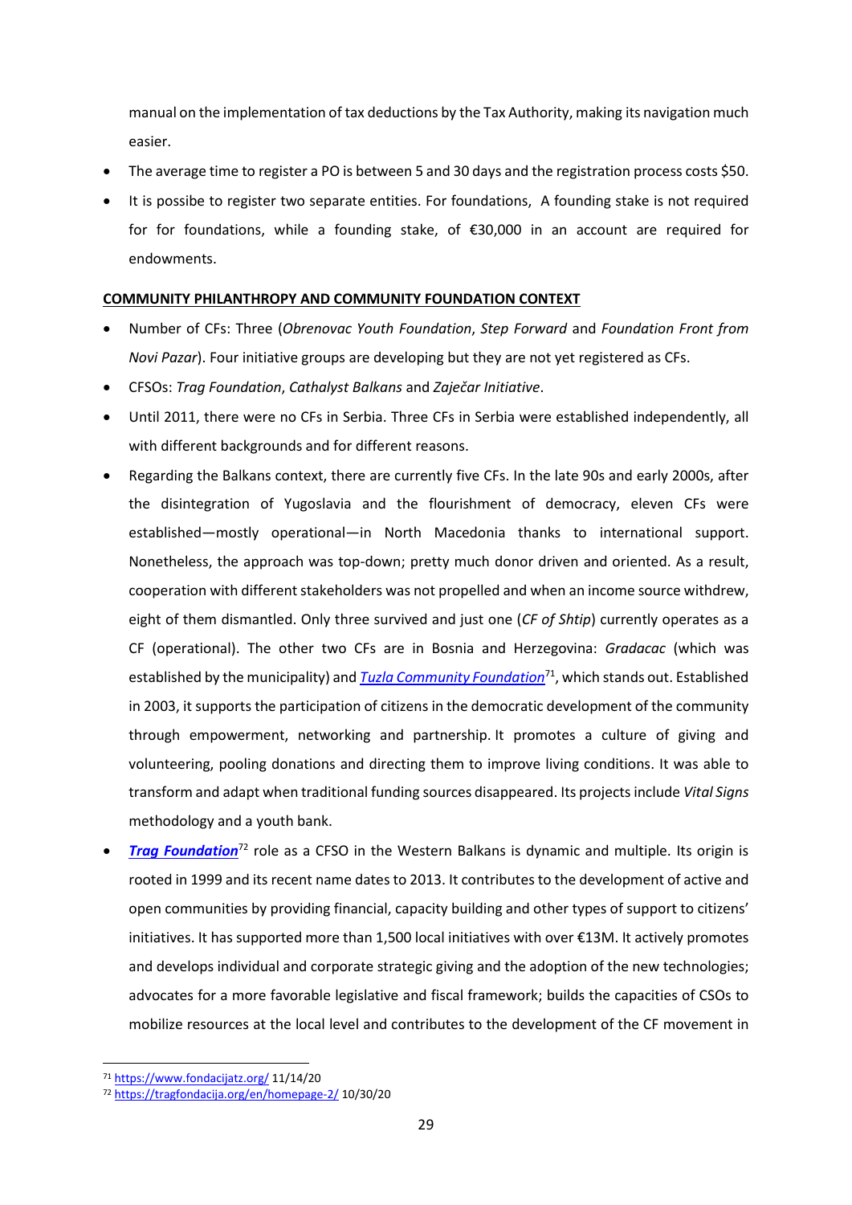manual on the implementation of tax deductions by the Tax Authority, making its navigation much easier.

- The average time to register a PO is between 5 and 30 days and the registration process costs $50.
- It is possibe to register two separate entities. For foundations,  A founding stake is not required for for foundations, while a founding stake, of €30,000 in an account are required for endowments.

**COMMUNITY PHILANTHROPY AND COMMUNITY FOUNDATION CONTEXT**

- Number of CFs: Three (*Obrenovac Youth Foundation*, *Step Forward* and *Foundation Front from Novi Pazar*). Four initiative groups are developing but they are not yet registered as CFs.
- CFSOs: *Trag Foundation*, *Cathalyst Balkans* and *Zaječar Initiative*.
- Until 2011, there were no CFs in Serbia. Three CFs in Serbia were established independently, all with different backgrounds and for different reasons.
- Regarding the Balkans context, there are currently five CFs. In the late 90s and early 2000s, after the disintegration of Yugoslavia and the flourishment of democracy, eleven CFs were established—mostly operational—in North Macedonia thanks to international support. Nonetheless, the approach was top-down; pretty much donor driven and oriented. As a result, cooperation with different stakeholders was not propelled and when an income source withdrew, eight of them dismantled. Only three survived and just one (*CF of Shtip*) currently operates as a CF (operational). The other two CFs are in Bosnia and Herzegovina: *Gradacac* (which was established by the municipality) and *Tuzla Community Foundation*[71], which stands out. Established in 2003, it supports the participation of citizens in the democratic development of the community through empowerment, networking and partnership. It promotes a culture of giving and volunteering, pooling donations and directing them to improve living conditions. It was able to transform and adapt when traditional funding sources disappeared. Its projects include *Vital Signs* methodology and a youth bank.
- ***Trag Foundation***[72] role as a CFSO in the Western Balkans is dynamic and multiple. Its origin is rooted in 1999 and its recent name dates to 2013. It contributes to the development of active and open communities by providing financial, capacity building and other types of support to citizens' initiatives. It has supported more than 1,500 local initiatives with over €13M. It actively promotes and develops individual and corporate strategic giving and the adoption of the new technologies; advocates for a more favorable legislative and fiscal framework; builds the capacities of CSOs to mobilize resources at the local level and contributes to the development of the CF movement in

---

[71] https://www.fondacijatz.org/ 11/14/20

[72] https://tragfondacija.org/en/homepage-2/ 10/30/20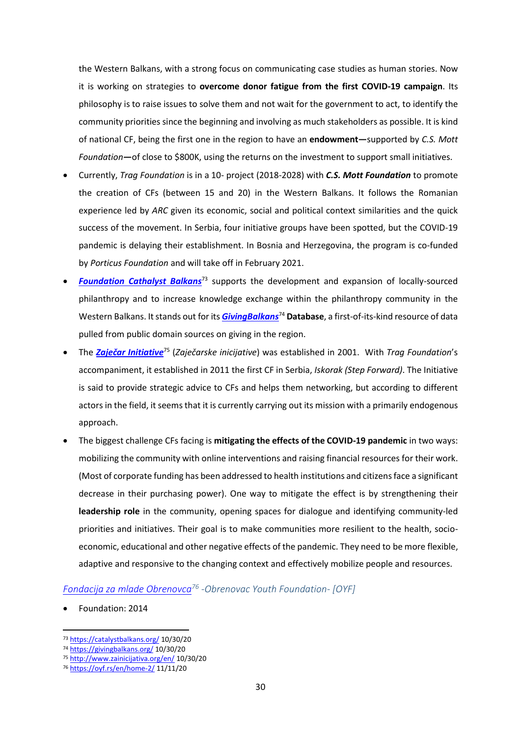the Western Balkans, with a strong focus on communicating case studies as human stories. Now it is working on strategies to **overcome donor fatigue from the first COVID-19 campaign**. Its philosophy is to raise issues to solve them and not wait for the government to act, to identify the community priorities since the beginning and involving as much stakeholders as possible. It is kind of national CF, being the first one in the region to have an **endowment—**supported by *C.S. Mott Foundation***—**of close to $800K, using the returns on the investment to support small initiatives.

- Currently, *Trag Foundation* is in a 10- project (2018-2028) with ***C.S. Mott Foundation*** to promote the creation of CFs (between 15 and 20) in the Western Balkans. It follows the Romanian experience led by *ARC* given its economic, social and political context similarities and the quick success of the movement. In Serbia, four initiative groups have been spotted, but the COVID-19 pandemic is delaying their establishment. In Bosnia and Herzegovina, the program is co-funded by *Porticus Foundation* and will take off in February 2021.
- ***Foundation Cathalyst Balkans***[73] supports the development and expansion of locally-sourced philanthropy and to increase knowledge exchange within the philanthropy community in the Western Balkans. It stands out for its ***GivingBalkans***[74] **Database**, a first-of-its-kind resource of data pulled from public domain sources on giving in the region.
- The ***Zaječar Initiative***[75] (*Zaječarske inicijative*) was established in 2001. With *Trag Foundation*'s accompaniment, it established in 2011 the first CF in Serbia, *Iskorak (Step Forward)*. The Initiative is said to provide strategic advice to CFs and helps them networking, but according to different actors in the field, it seems that it is currently carrying out its mission with a primarily endogenous approach.
- The biggest challenge CFs facing is **mitigating the effects of the COVID-19 pandemic** in two ways: mobilizing the community with online interventions and raising financial resources for their work. (Most of corporate funding has been addressed to health institutions and citizens face a significant decrease in their purchasing power). One way to mitigate the effect is by strengthening their **leadership role** in the community, opening spaces for dialogue and identifying community-led priorities and initiatives. Their goal is to make communities more resilient to the health, socio-economic, educational and other negative effects of the pandemic. They need to be more flexible, adaptive and responsive to the changing context and effectively mobilize people and resources.

### *Fondacija za mlade Obrenovca*[76] *-Obrenovac Youth Foundation- [OYF]*

- Foundation: 2014

---

[73] https://catalystbalkans.org/ 10/30/20
[74] https://givingbalkans.org/ 10/30/20
[75] http://www.zainicijativa.org/en/ 10/30/20
[76] https://oyf.rs/en/home-2/ 11/11/20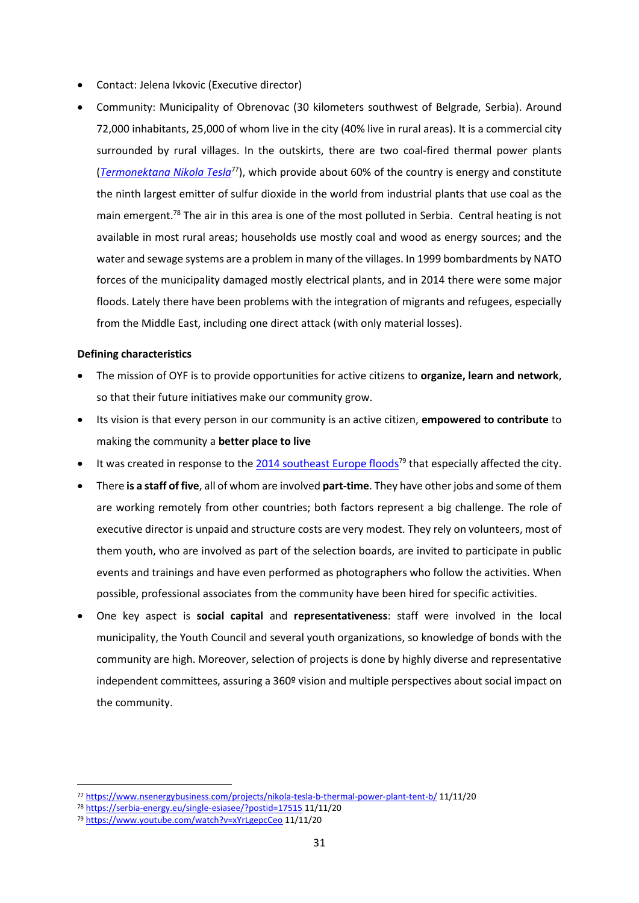- Contact: Jelena Ivkovic (Executive director)
- Community: Municipality of Obrenovac (30 kilometers southwest of Belgrade, Serbia). Around 72,000 inhabitants, 25,000 of whom live in the city (40% live in rural areas). It is a commercial city surrounded by rural villages. In the outskirts, there are two coal-fired thermal power plants (*Termonektana Nikola Tesla*[77]), which provide about 60% of the country is energy and constitute the ninth largest emitter of sulfur dioxide in the world from industrial plants that use coal as the main emergent.[78] The air in this area is one of the most polluted in Serbia. Central heating is not available in most rural areas; households use mostly coal and wood as energy sources; and the water and sewage systems are a problem in many of the villages. In 1999 bombardments by NATO forces of the municipality damaged mostly electrical plants, and in 2014 there were some major floods. Lately there have been problems with the integration of migrants and refugees, especially from the Middle East, including one direct attack (with only material losses).

**Defining characteristics**

- The mission of OYF is to provide opportunities for active citizens to **organize, learn and network**, so that their future initiatives make our community grow.
- Its vision is that every person in our community is an active citizen, **empowered to contribute** to making the community a **better place to live**
- It was created in response to the 2014 southeast Europe floods[79] that especially affected the city.
- There **is a staff of five**, all of whom are involved **part-time**. They have other jobs and some of them are working remotely from other countries; both factors represent a big challenge. The role of executive director is unpaid and structure costs are very modest. They rely on volunteers, most of them youth, who are involved as part of the selection boards, are invited to participate in public events and trainings and have even performed as photographers who follow the activities. When possible, professional associates from the community have been hired for specific activities.
- One key aspect is **social capital** and **representativeness**: staff were involved in the local municipality, the Youth Council and several youth organizations, so knowledge of bonds with the community are high. Moreover, selection of projects is done by highly diverse and representative independent committees, assuring a 360º vision and multiple perspectives about social impact on the community.

---

[77] https://www.nsenergybusiness.com/projects/nikola-tesla-b-thermal-power-plant-tent-b/ 11/11/20

[78] https://serbia-energy.eu/single-esiasee/?postid=17515 11/11/20

[79] https://www.youtube.com/watch?v=xYrLgepcCeo 11/11/20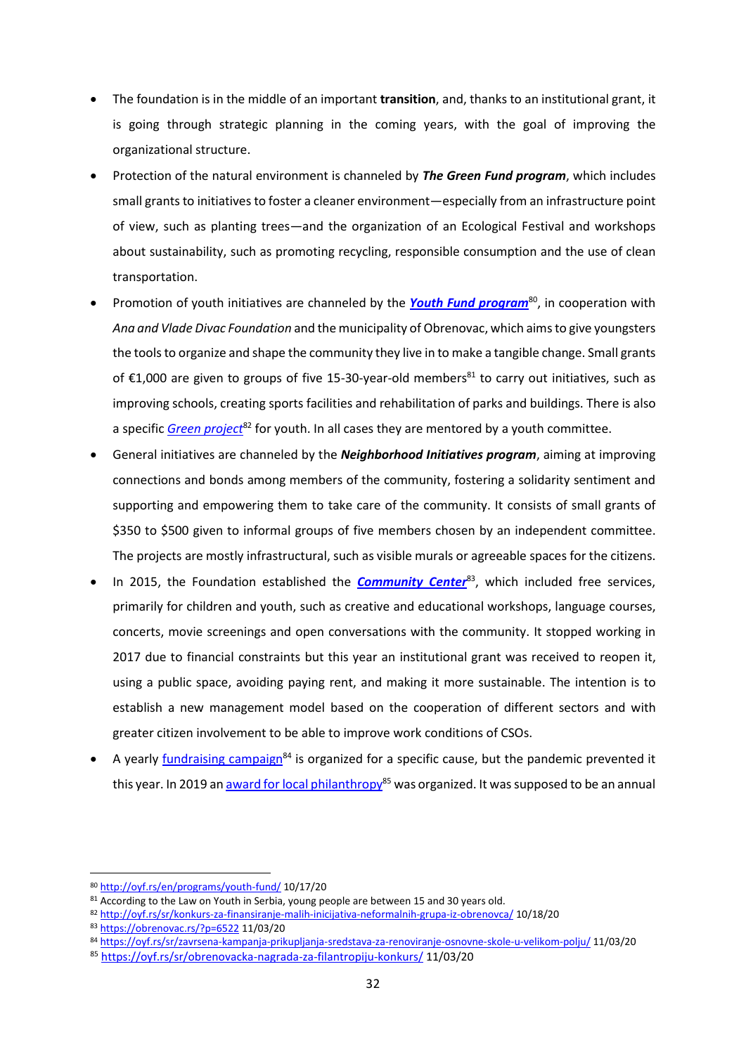- The foundation is in the middle of an important **transition**, and, thanks to an institutional grant, it is going through strategic planning in the coming years, with the goal of improving the organizational structure.
- Protection of the natural environment is channeled by ***The Green Fund program***, which includes small grants to initiatives to foster a cleaner environment—especially from an infrastructure point of view, such as planting trees—and the organization of an Ecological Festival and workshops about sustainability, such as promoting recycling, responsible consumption and the use of clean transportation.
- Promotion of youth initiatives are channeled by the ***Youth Fund program***[80], in cooperation with *Ana and Vlade Divac Foundation* and the municipality of Obrenovac, which aims to give youngsters the tools to organize and shape the community they live in to make a tangible change. Small grants of €1,000 are given to groups of five 15-30-year-old members[81] to carry out initiatives, such as improving schools, creating sports facilities and rehabilitation of parks and buildings. There is also a specific *Green project*[82] for youth. In all cases they are mentored by a youth committee.
- General initiatives are channeled by the ***Neighborhood Initiatives program***, aiming at improving connections and bonds among members of the community, fostering a solidarity sentiment and supporting and empowering them to take care of the community. It consists of small grants of $350 to $500 given to informal groups of five members chosen by an independent committee. The projects are mostly infrastructural, such as visible murals or agreeable spaces for the citizens.
- In 2015, the Foundation established the ***Community Center***[83], which included free services, primarily for children and youth, such as creative and educational workshops, language courses, concerts, movie screenings and open conversations with the community. It stopped working in 2017 due to financial constraints but this year an institutional grant was received to reopen it, using a public space, avoiding paying rent, and making it more sustainable. The intention is to establish a new management model based on the cooperation of different sectors and with greater citizen involvement to be able to improve work conditions of CSOs.
- A yearly fundraising campaign[84] is organized for a specific cause, but the pandemic prevented it this year. In 2019 an award for local philanthropy[85] was organized. It was supposed to be an annual

---

[80] http://oyf.rs/en/programs/youth-fund/ 10/17/20

[81] According to the Law on Youth in Serbia, young people are between 15 and 30 years old.

[82] http://oyf.rs/sr/konkurs-za-finansiranje-malih-inicijativa-neformalnih-grupa-iz-obrenovca/ 10/18/20

[83] https://obrenovac.rs/?p=6522 11/03/20

[84] https://oyf.rs/sr/zavrsena-kampanja-prikupljanja-sredstava-za-renoviranje-osnovne-skole-u-velikom-polju/ 11/03/20

[85] https://oyf.rs/sr/obrenovacka-nagrada-za-filantropiju-konkurs/ 11/03/20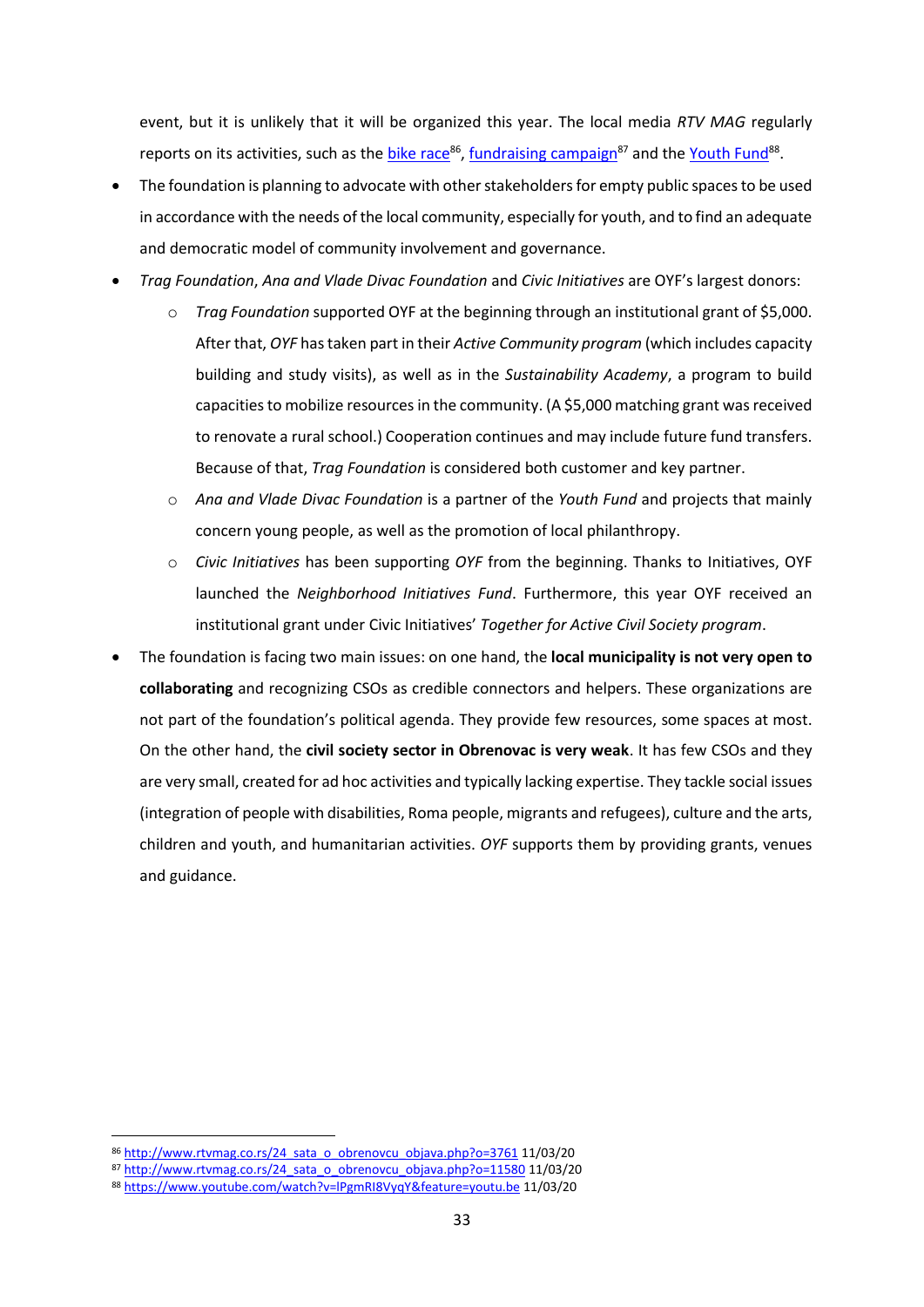event, but it is unlikely that it will be organized this year. The local media *RTV MAG* regularly reports on its activities, such as the bike race[86], fundraising campaign[87] and the Youth Fund[88].

- The foundation is planning to advocate with other stakeholders for empty public spaces to be used in accordance with the needs of the local community, especially for youth, and to find an adequate and democratic model of community involvement and governance.
- *Trag Foundation*, *Ana and Vlade Divac Foundation* and *Civic Initiatives* are OYF's largest donors:
    - *Trag Foundation* supported OYF at the beginning through an institutional grant of $5,000. After that, *OYF* has taken part in their *Active Community program* (which includes capacity building and study visits), as well as in the *Sustainability Academy*, a program to build capacities to mobilize resources in the community. (A $5,000 matching grant was received to renovate a rural school.) Cooperation continues and may include future fund transfers. Because of that, *Trag Foundation* is considered both customer and key partner.
    - *Ana and Vlade Divac Foundation* is a partner of the *Youth Fund* and projects that mainly concern young people, as well as the promotion of local philanthropy.
    - *Civic Initiatives* has been supporting *OYF* from the beginning. Thanks to Initiatives, OYF launched the *Neighborhood Initiatives Fund*. Furthermore, this year OYF received an institutional grant under Civic Initiatives' *Together for Active Civil Society program*.
- The foundation is facing two main issues: on one hand, the **local municipality is not very open to collaborating** and recognizing CSOs as credible connectors and helpers. These organizations are not part of the foundation's political agenda. They provide few resources, some spaces at most. On the other hand, the **civil society sector in Obrenovac is very weak**. It has few CSOs and they are very small, created for ad hoc activities and typically lacking expertise. They tackle social issues (integration of people with disabilities, Roma people, migrants and refugees), culture and the arts, children and youth, and humanitarian activities. *OYF* supports them by providing grants, venues and guidance.

---

[86] http://www.rtvmag.co.rs/24_sata_o_obrenovcu_objava.php?o=3761 11/03/20

[87] http://www.rtvmag.co.rs/24_sata_o_obrenovcu_objava.php?o=11580 11/03/20

[88] https://www.youtube.com/watch?v=lPgmRI8VyqY&feature=youtu.be 11/03/20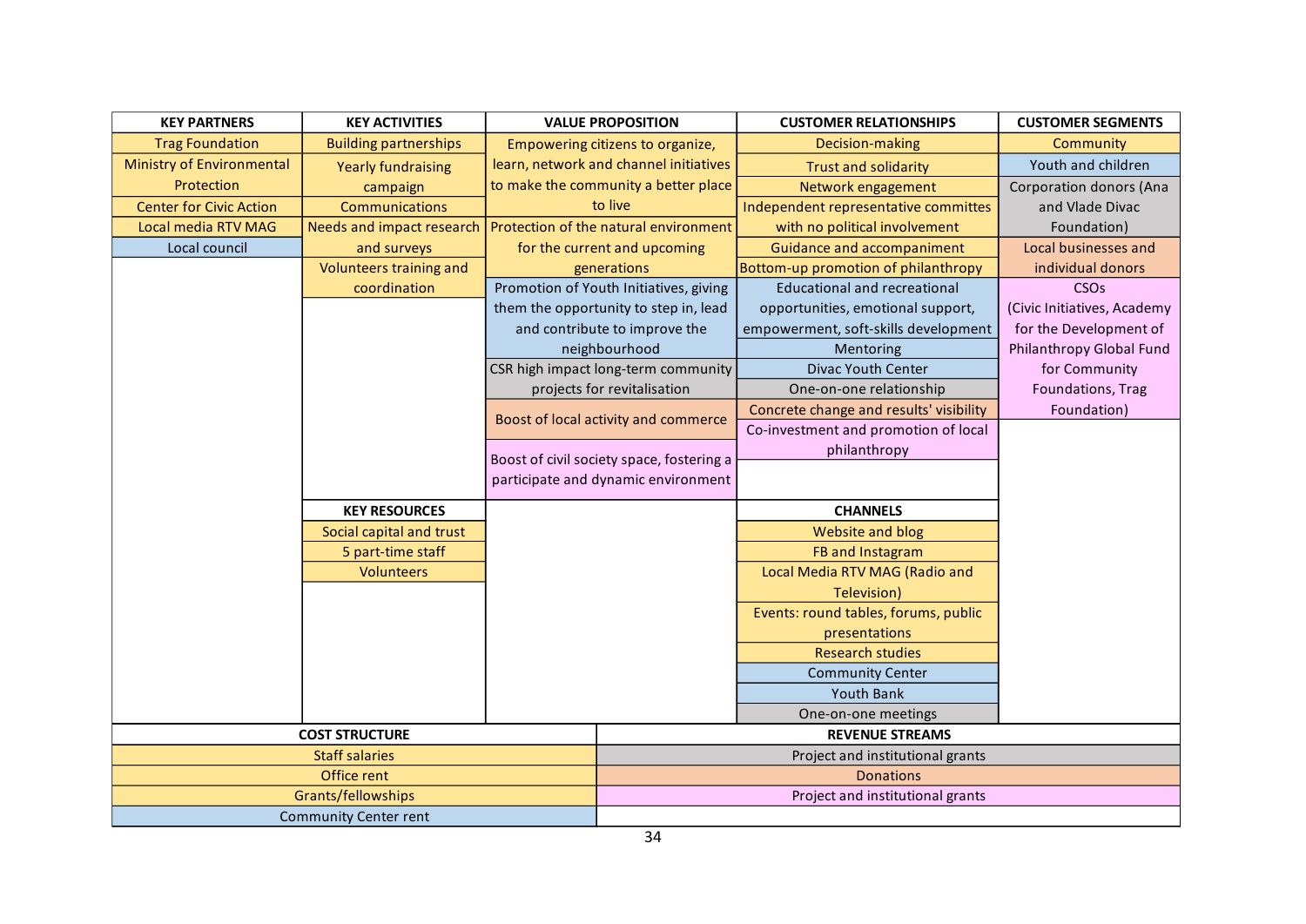| KEY PARTNERS | KEY ACTIVITIES | VALUE PROPOSITION | CUSTOMER RELATIONSHIPS | CUSTOMER SEGMENTS |
|---|---|---|---|---|
| Trag Foundation | Building partnerships | Empowering citizens to organize, learn, network and channel initiatives to make the community a better place to live | Decision-making | Community |
| Ministry of Environmental Protection | Yearly fundraising campaign | | Trust and solidarity | Youth and children |
| Center for Civic Action | Communications | | Network engagement | Corporation donors (Ana and Vlade Divac Foundation) |
| Local media RTV MAG | Needs and impact research and surveys | Protection of the natural environment for the current and upcoming generations | Independent representative committes with no political involvement | |
| Local council | Volunteers training and coordination | | Guidance and accompaniment | Local businesses and individual donors |
| | | | Bottom-up promotion of philanthropy | |
| | | Promotion of Youth Initiatives, giving them the opportunity to step in, lead and contribute to improve the neighbourhood | Educational and recreational opportunities, emotional support, empowerment, soft-skills development | CSOs (Civic Initiatives, Academy for the Development of Philanthropy Global Fund for Community Foundations, Trag Foundation) |
| | | | Mentoring | |
| | | CSR high impact long-term community projects for revitalisation | Divac Youth Center | |
| | | | One-on-one relationship | |
| | | Boost of local activity and commerce | Concrete change and results' visibility | |
| | | | Co-investment and promotion of local philanthropy | |
| | | Boost of civil society space, fostering a participate and dynamic environment | | |
| | **KEY RESOURCES** | | **CHANNELS** | |
| | Social capital and trust | | Website and blog | |
| | 5 part-time staff | | FB and Instagram | |
| | Volunteers | | Local Media RTV MAG (Radio and Television) | |
| | | | Events: round tables, forums, public presentations | |
| | | | Research studies | |
| | | | Community Center | |
| | | | Youth Bank | |
| | | | One-on-one meetings | |

| COST STRUCTURE | REVENUE STREAMS |
|---|---|
| Staff salaries | Project and institutional grants |
| Office rent | Donations |
| Grants/fellowships | Project and institutional grants |
| Community Center rent | |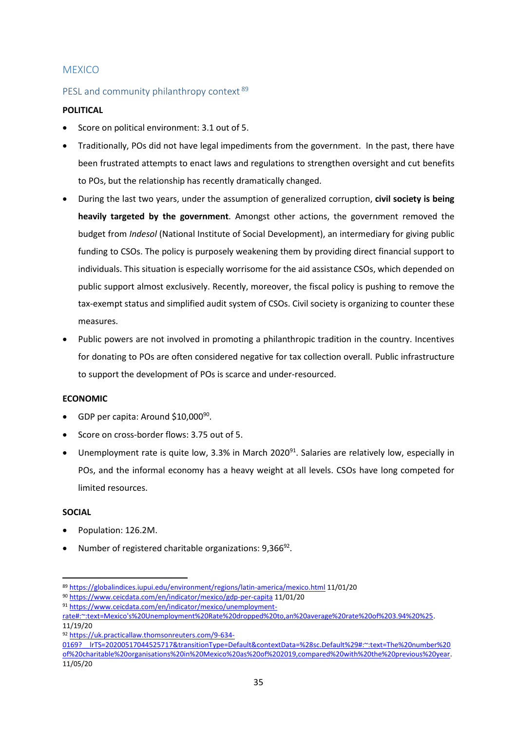## MEXICO

### PESL and community philanthropy context [89]

**POLITICAL**

- Score on political environment: 3.1 out of 5.
- Traditionally, POs did not have legal impediments from the government. In the past, there have been frustrated attempts to enact laws and regulations to strengthen oversight and cut benefits to POs, but the relationship has recently dramatically changed.
- During the last two years, under the assumption of generalized corruption, **civil society is being heavily targeted by the government**. Amongst other actions, the government removed the budget from *Indesol* (National Institute of Social Development), an intermediary for giving public funding to CSOs. The policy is purposely weakening them by providing direct financial support to individuals. This situation is especially worrisome for the aid assistance CSOs, which depended on public support almost exclusively. Recently, moreover, the fiscal policy is pushing to remove the tax-exempt status and simplified audit system of CSOs. Civil society is organizing to counter these measures.
- Public powers are not involved in promoting a philanthropic tradition in the country. Incentives for donating to POs are often considered negative for tax collection overall. Public infrastructure to support the development of POs is scarce and under-resourced.

**ECONOMIC**

- GDP per capita: Around $10,000[90].
- Score on cross-border flows: 3.75 out of 5.
- Unemployment rate is quite low, 3.3% in March 2020[91]. Salaries are relatively low, especially in POs, and the informal economy has a heavy weight at all levels. CSOs have long competed for limited resources.

**SOCIAL**

- Population: 126.2M.
- Number of registered charitable organizations: 9,366[92].

---

[89] https://globalindices.iupui.edu/environment/regions/latin-america/mexico.html 11/01/20

[90] https://www.ceicdata.com/en/indicator/mexico/gdp-per-capita 11/01/20

[91] https://www.ceicdata.com/en/indicator/mexico/unemployment-rate#:~:text=Mexico's%20Unemployment%20Rate%20dropped%20to,an%20average%20rate%20of%203.94%20%25. 11/19/20

[92] https://uk.practicallaw.thomsonreuters.com/9-634-0169?__lrTS=20200517044525717&transitionType=Default&contextData=%28sc.Default%29#:~:text=The%20number%20of%20charitable%20organisations%20in%20Mexico%20as%20of%202019,compared%20with%20the%20previous%20year. 11/05/20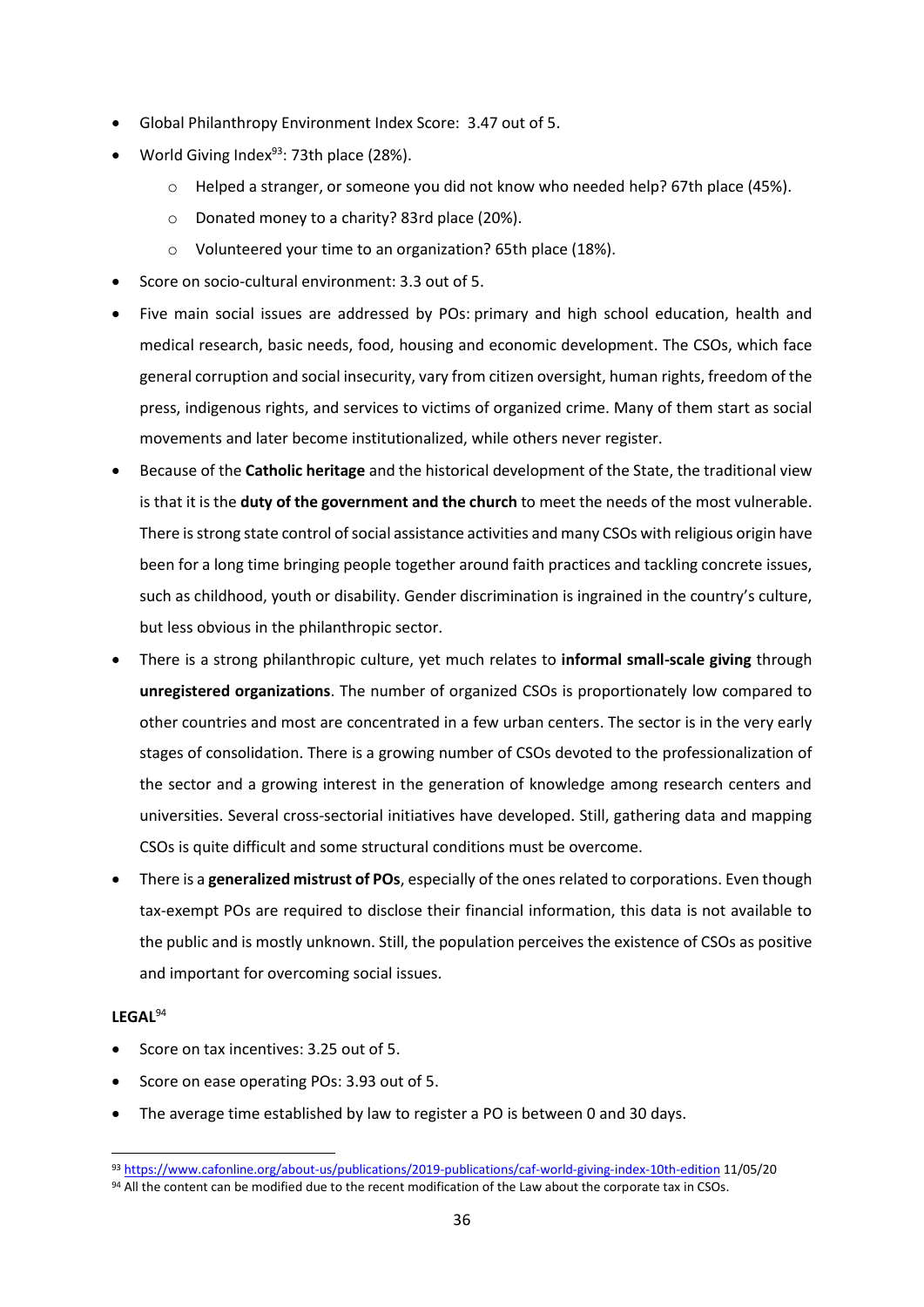- Global Philanthropy Environment Index Score: 3.47 out of 5.
- World Giving Index[93]: 73th place (28%).
    - Helped a stranger, or someone you did not know who needed help? 67th place (45%).
    - Donated money to a charity? 83rd place (20%).
    - Volunteered your time to an organization? 65th place (18%).
- Score on socio-cultural environment: 3.3 out of 5.
- Five main social issues are addressed by POs: primary and high school education, health and medical research, basic needs, food, housing and economic development. The CSOs, which face general corruption and social insecurity, vary from citizen oversight, human rights, freedom of the press, indigenous rights, and services to victims of organized crime. Many of them start as social movements and later become institutionalized, while others never register.
- Because of the **Catholic heritage** and the historical development of the State, the traditional view is that it is the **duty of the government and the church** to meet the needs of the most vulnerable. There is strong state control of social assistance activities and many CSOs with religious origin have been for a long time bringing people together around faith practices and tackling concrete issues, such as childhood, youth or disability. Gender discrimination is ingrained in the country's culture, but less obvious in the philanthropic sector.
- There is a strong philanthropic culture, yet much relates to **informal small-scale giving** through **unregistered organizations**. The number of organized CSOs is proportionately low compared to other countries and most are concentrated in a few urban centers. The sector is in the very early stages of consolidation. There is a growing number of CSOs devoted to the professionalization of the sector and a growing interest in the generation of knowledge among research centers and universities. Several cross-sectorial initiatives have developed. Still, gathering data and mapping CSOs is quite difficult and some structural conditions must be overcome.
- There is a **generalized mistrust of POs**, especially of the ones related to corporations. Even though tax-exempt POs are required to disclose their financial information, this data is not available to the public and is mostly unknown. Still, the population perceives the existence of CSOs as positive and important for overcoming social issues.

**LEGAL**[94]

- Score on tax incentives: 3.25 out of 5.
- Score on ease operating POs: 3.93 out of 5.
- The average time established by law to register a PO is between 0 and 30 days.

---

[93] https://www.cafonline.org/about-us/publications/2019-publications/caf-world-giving-index-10th-edition 11/05/20

[94] All the content can be modified due to the recent modification of the Law about the corporate tax in CSOs.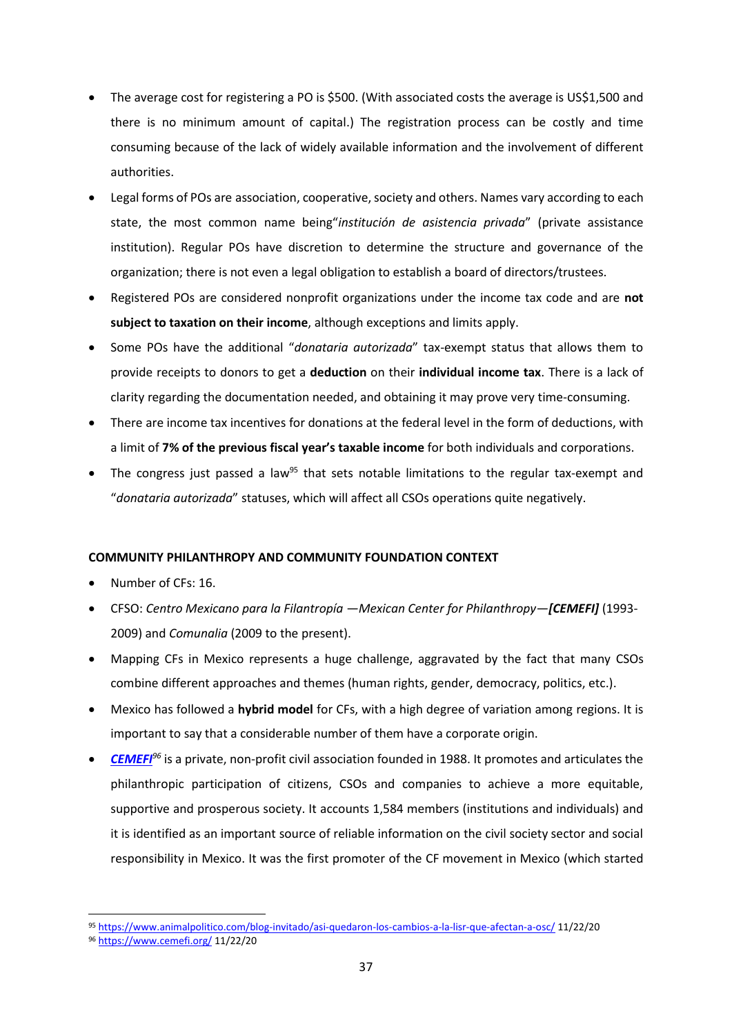- The average cost for registering a PO is $500. (With associated costs the average is US$1,500 and there is no minimum amount of capital.) The registration process can be costly and time consuming because of the lack of widely available information and the involvement of different authorities.
- Legal forms of POs are association, cooperative, society and others. Names vary according to each state, the most common name being"*institución de asistencia privada*" (private assistance institution). Regular POs have discretion to determine the structure and governance of the organization; there is not even a legal obligation to establish a board of directors/trustees.
- Registered POs are considered nonprofit organizations under the income tax code and are **not subject to taxation on their income**, although exceptions and limits apply.
- Some POs have the additional "*donataria autorizada*" tax-exempt status that allows them to provide receipts to donors to get a **deduction** on their **individual income tax**. There is a lack of clarity regarding the documentation needed, and obtaining it may prove very time-consuming.
- There are income tax incentives for donations at the federal level in the form of deductions, with a limit of **7% of the previous fiscal year's taxable income** for both individuals and corporations.
- The congress just passed a law[95] that sets notable limitations to the regular tax-exempt and "*donataria autorizada*" statuses, which will affect all CSOs operations quite negatively.

**COMMUNITY PHILANTHROPY AND COMMUNITY FOUNDATION CONTEXT**

- Number of CFs: 16.
- CFSO: *Centro Mexicano para la Filantropía —Mexican Center for Philanthropy—**[CEMEFI]*** (1993-2009) and *Comunalia* (2009 to the present).
- Mapping CFs in Mexico represents a huge challenge, aggravated by the fact that many CSOs combine different approaches and themes (human rights, gender, democracy, politics, etc.).
- Mexico has followed a **hybrid model** for CFs, with a high degree of variation among regions. It is important to say that a considerable number of them have a corporate origin.
- ***CEMEFI***[96] is a private, non-profit civil association founded in 1988. It promotes and articulates the philanthropic participation of citizens, CSOs and companies to achieve a more equitable, supportive and prosperous society. It accounts 1,584 members (institutions and individuals) and it is identified as an important source of reliable information on the civil society sector and social responsibility in Mexico. It was the first promoter of the CF movement in Mexico (which started

[95] https://www.animalpolitico.com/blog-invitado/asi-quedaron-los-cambios-a-la-lisr-que-afectan-a-osc/ 11/22/20

[96] https://www.cemefi.org/ 11/22/20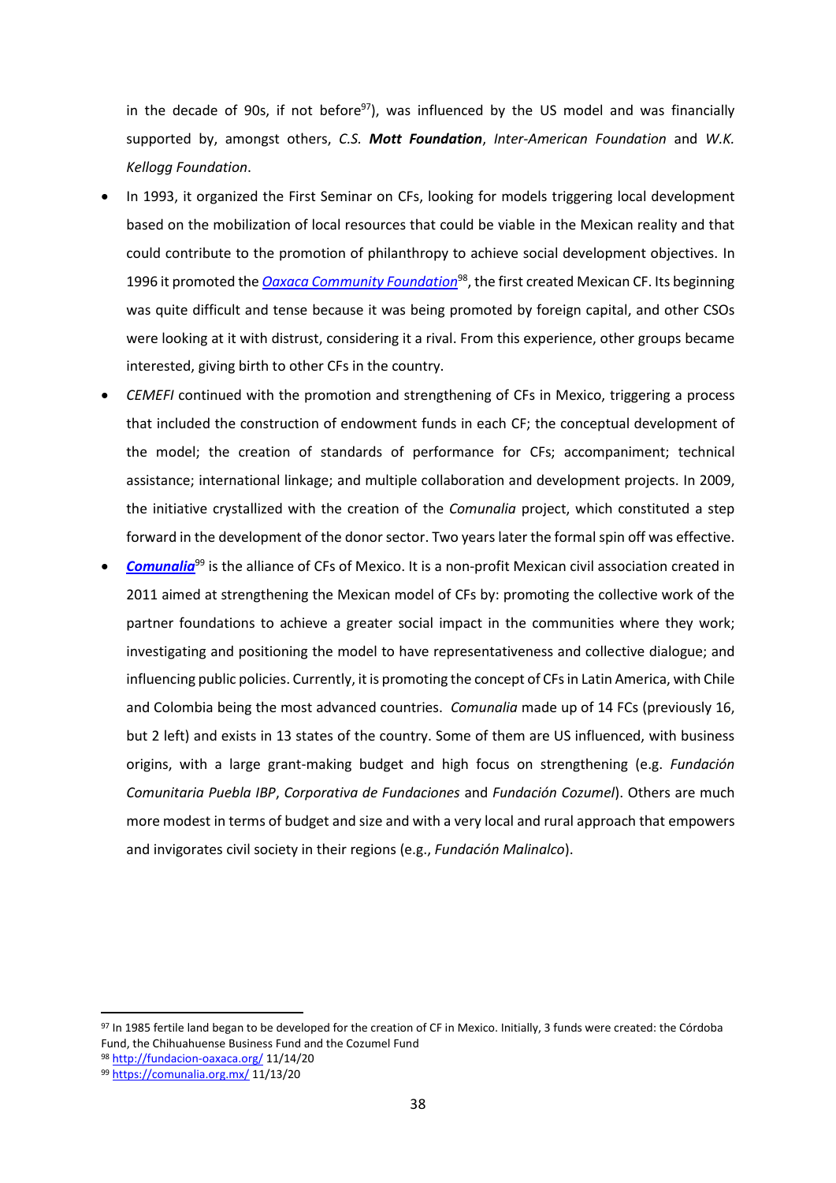in the decade of 90s, if not before[97]), was influenced by the US model and was financially supported by, amongst others, *C.S.* ***Mott Foundation***, *Inter-American Foundation* and *W.K. Kellogg Foundation*.

- In 1993, it organized the First Seminar on CFs, looking for models triggering local development based on the mobilization of local resources that could be viable in the Mexican reality and that could contribute to the promotion of philanthropy to achieve social development objectives. In 1996 it promoted the [*Oaxaca Community Foundation*](http://fundacion-oaxaca.org/)[98], the first created Mexican CF. Its beginning was quite difficult and tense because it was being promoted by foreign capital, and other CSOs were looking at it with distrust, considering it a rival. From this experience, other groups became interested, giving birth to other CFs in the country.
- *CEMEFI* continued with the promotion and strengthening of CFs in Mexico, triggering a process that included the construction of endowment funds in each CF; the conceptual development of the model; the creation of standards of performance for CFs; accompaniment; technical assistance; international linkage; and multiple collaboration and development projects. In 2009, the initiative crystallized with the creation of the *Comunalia* project, which constituted a step forward in the development of the donor sector. Two years later the formal spin off was effective.
- [***Comunalia***](https://comunalia.org.mx/)[99] is the alliance of CFs of Mexico. It is a non-profit Mexican civil association created in 2011 aimed at strengthening the Mexican model of CFs by: promoting the collective work of the partner foundations to achieve a greater social impact in the communities where they work; investigating and positioning the model to have representativeness and collective dialogue; and influencing public policies. Currently, it is promoting the concept of CFs in Latin America, with Chile and Colombia being the most advanced countries. *Comunalia* made up of 14 FCs (previously 16, but 2 left) and exists in 13 states of the country. Some of them are US influenced, with business origins, with a large grant-making budget and high focus on strengthening (e.g. *Fundación Comunitaria Puebla IBP*, *Corporativa de Fundaciones* and *Fundación Cozumel*). Others are much more modest in terms of budget and size and with a very local and rural approach that empowers and invigorates civil society in their regions (e.g., *Fundación Malinalco*).

---

[97] In 1985 fertile land began to be developed for the creation of CF in Mexico. Initially, 3 funds were created: the Córdoba Fund, the Chihuahuense Business Fund and the Cozumel Fund

[98] http://fundacion-oaxaca.org/ 11/14/20

[99] https://comunalia.org.mx/ 11/13/20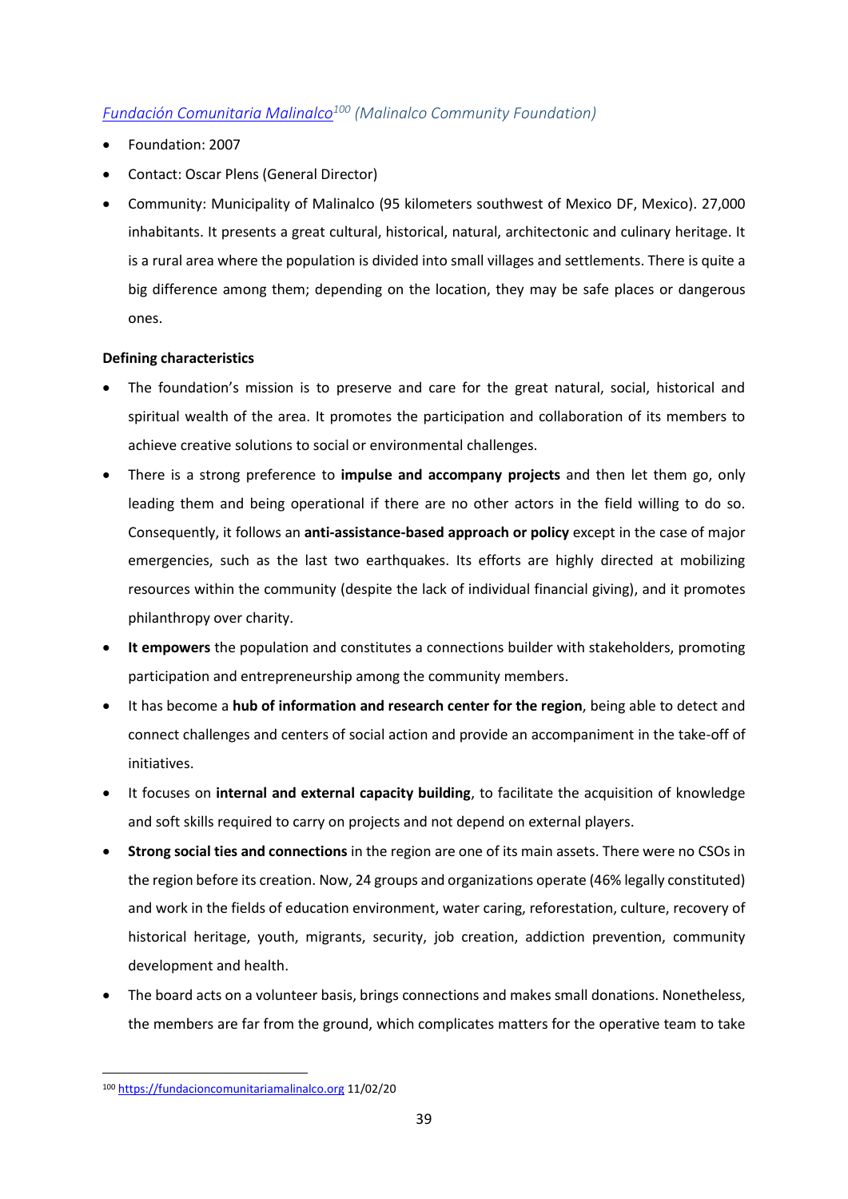*[Fundación Comunitaria Malinalco](https://fundacioncomunitariamalinalco.org)[100] (Malinalco Community Foundation)*

- Foundation: 2007
- Contact: Oscar Plens (General Director)
- Community: Municipality of Malinalco (95 kilometers southwest of Mexico DF, Mexico). 27,000 inhabitants. It presents a great cultural, historical, natural, architectonic and culinary heritage. It is a rural area where the population is divided into small villages and settlements. There is quite a big difference among them; depending on the location, they may be safe places or dangerous ones.

**Defining characteristics**

- The foundation's mission is to preserve and care for the great natural, social, historical and spiritual wealth of the area. It promotes the participation and collaboration of its members to achieve creative solutions to social or environmental challenges.
- There is a strong preference to **impulse and accompany projects** and then let them go, only leading them and being operational if there are no other actors in the field willing to do so. Consequently, it follows an **anti-assistance-based approach or policy** except in the case of major emergencies, such as the last two earthquakes. Its efforts are highly directed at mobilizing resources within the community (despite the lack of individual financial giving), and it promotes philanthropy over charity.
- **It empowers** the population and constitutes a connections builder with stakeholders, promoting participation and entrepreneurship among the community members.
- It has become a **hub of information and research center for the region**, being able to detect and connect challenges and centers of social action and provide an accompaniment in the take-off of initiatives.
- It focuses on **internal and external capacity building**, to facilitate the acquisition of knowledge and soft skills required to carry on projects and not depend on external players.
- **Strong social ties and connections** in the region are one of its main assets. There were no CSOs in the region before its creation. Now, 24 groups and organizations operate (46% legally constituted) and work in the fields of education environment, water caring, reforestation, culture, recovery of historical heritage, youth, migrants, security, job creation, addiction prevention, community development and health.
- The board acts on a volunteer basis, brings connections and makes small donations. Nonetheless, the members are far from the ground, which complicates matters for the operative team to take

[100] https://fundacioncomunitariamalinalco.org 11/02/20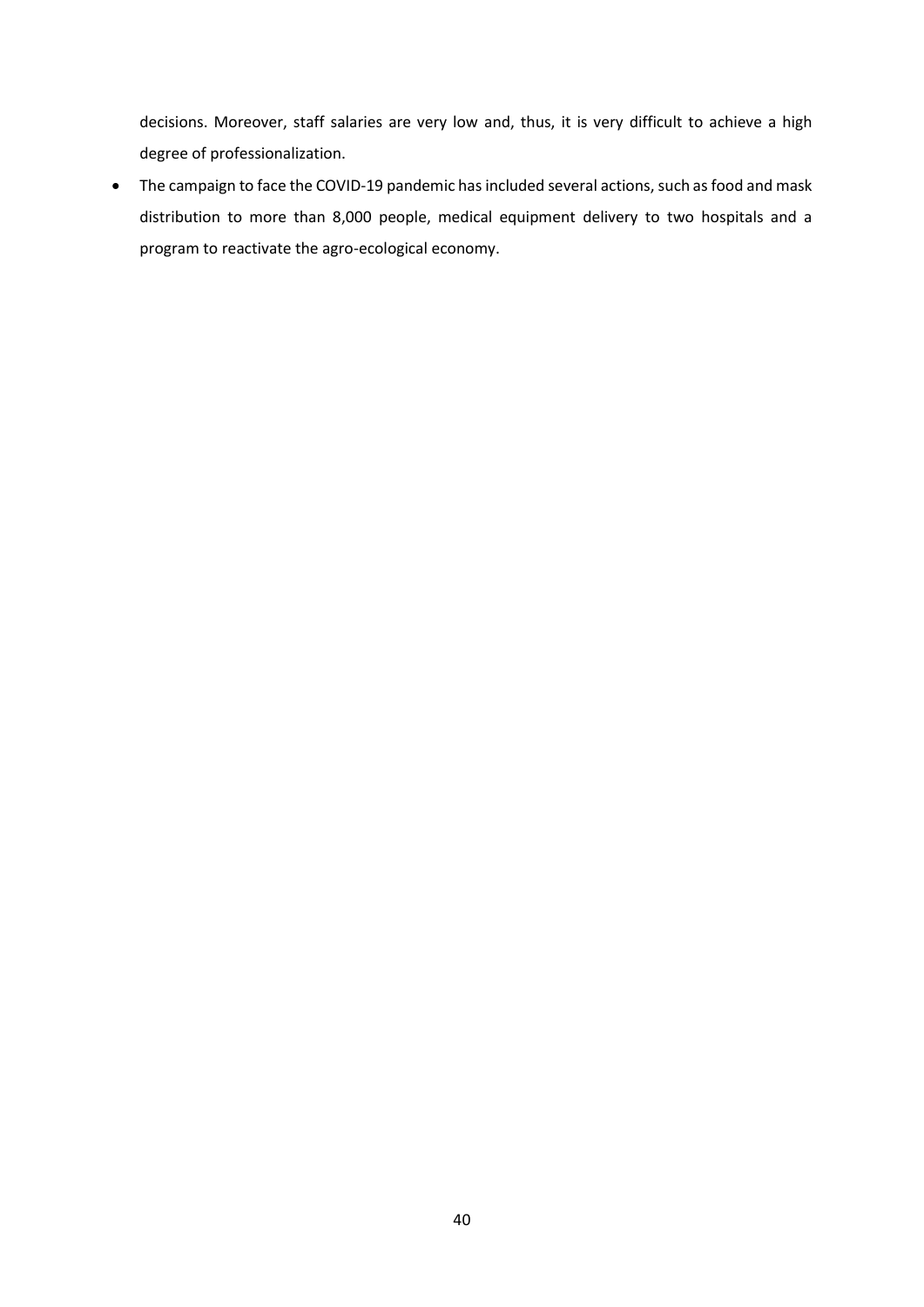decisions. Moreover, staff salaries are very low and, thus, it is very difficult to achieve a high degree of professionalization.

- The campaign to face the COVID-19 pandemic has included several actions, such as food and mask distribution to more than 8,000 people, medical equipment delivery to two hospitals and a program to reactivate the agro-ecological economy.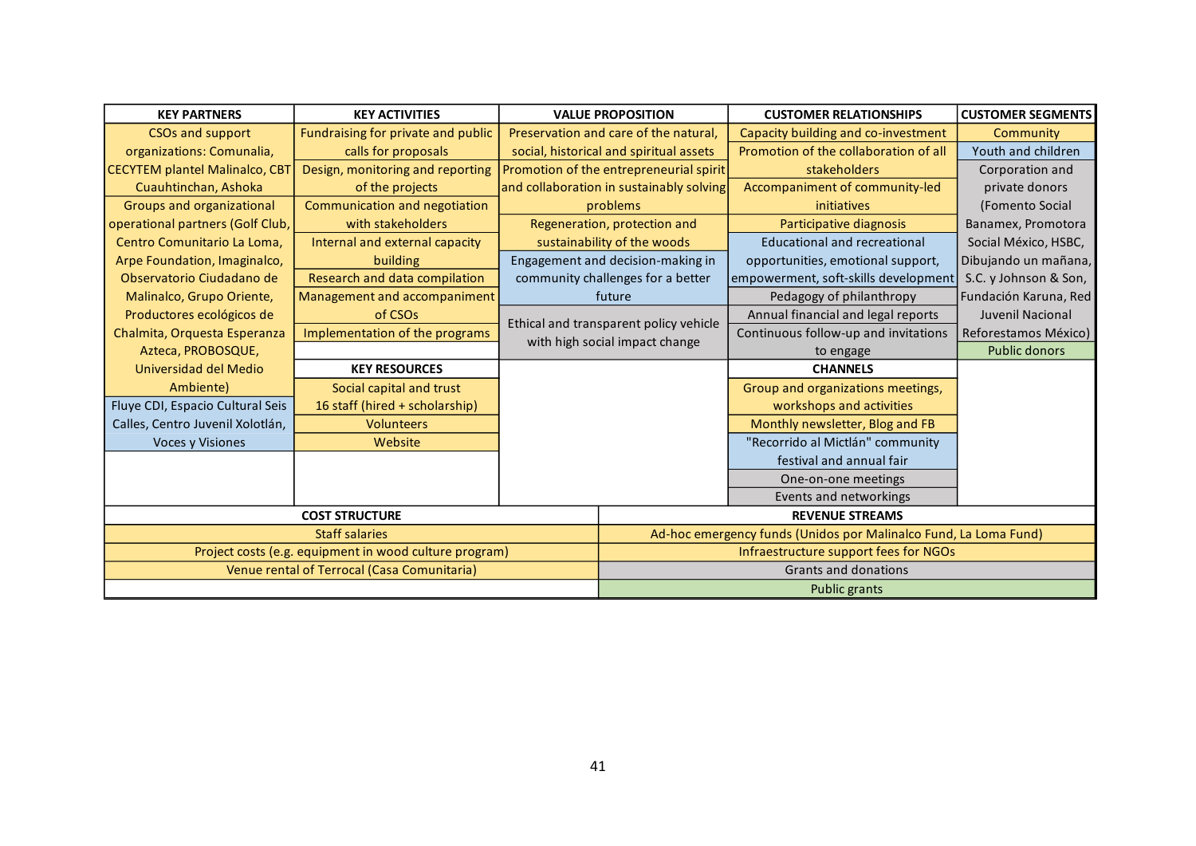| KEY PARTNERS | KEY ACTIVITIES | VALUE PROPOSITION | CUSTOMER RELATIONSHIPS | CUSTOMER SEGMENTS |
|---|---|---|---|---|
| CSOs and support organizations: Comunalia, CECYTEM plantel Malinalco, CBT Cuauhtinchan, Ashoka | Fundraising for private and public calls for proposals | Preservation and care of the natural, social, historical and spiritual assets | Capacity building and co-investment | Community |
| Groups and organizational operational partners (Golf Club, Centro Comunitario La Loma, Arpe Foundation, Imaginalco, Observatorio Ciudadano de Malinalco, Grupo Oriente, Productores ecológicos de Chalmita, Orquesta Esperanza Azteca, PROBOSQUE, Universidad del Medio Ambiente) | Design, monitoring and reporting of the projects | Promotion of the entrepreneurial spirit and collaboration in sustainably solving problems | Promotion of the collaboration of all stakeholders | Youth and children |
| Fluye CDI, Espacio Cultural Seis Calles, Centro Juvenil Xolotlán, Voces y Visiones | Communication and negotiation with stakeholders | Regeneration, protection and sustainability of the woods | Accompaniment of community-led initiatives | Corporation and private donors (Fomento Social Banamex, Promotora Social México, HSBC, Dibujando un mañana, S.C. y Johnson & Son, Fundación Karuna, Red Juvenil Nacional Reforestamos México) |
| | Internal and external capacity building | Engagement and decision-making in community challenges for a better future | Participative diagnosis | Public donors |
| | Research and data compilation | Ethical and transparent policy vehicle with high social impact change | Educational and recreational opportunities, emotional support, empowerment, soft-skills development | |
| | Management and accompaniment of CSOs | | Pedagogy of philanthropy | |
| | Implementation of the programs | | Annual financial and legal reports | |
| | | | Continuous follow-up and invitations to engage | |
| | **KEY RESOURCES** | | **CHANNELS** | |
| | Social capital and trust | | Group and organizations meetings, workshops and activities | |
| | 16 staff (hired + scholarship) | | Monthly newsletter, Blog and FB | |
| | Volunteers | | "Recorrido al Mictlán" community festival and annual fair | |
| | Website | | One-on-one meetings | |
| | | | Events and networkings | |

| COST STRUCTURE | REVENUE STREAMS |
|---|---|
| Staff salaries | Ad-hoc emergency funds (Unidos por Malinalco Fund, La Loma Fund) |
| Project costs (e.g. equipment in wood culture program) | Infrastructure support fees for NGOs |
| Venue rental of Terrocal (Casa Comunitaria) | Grants and donations |
| | Public grants |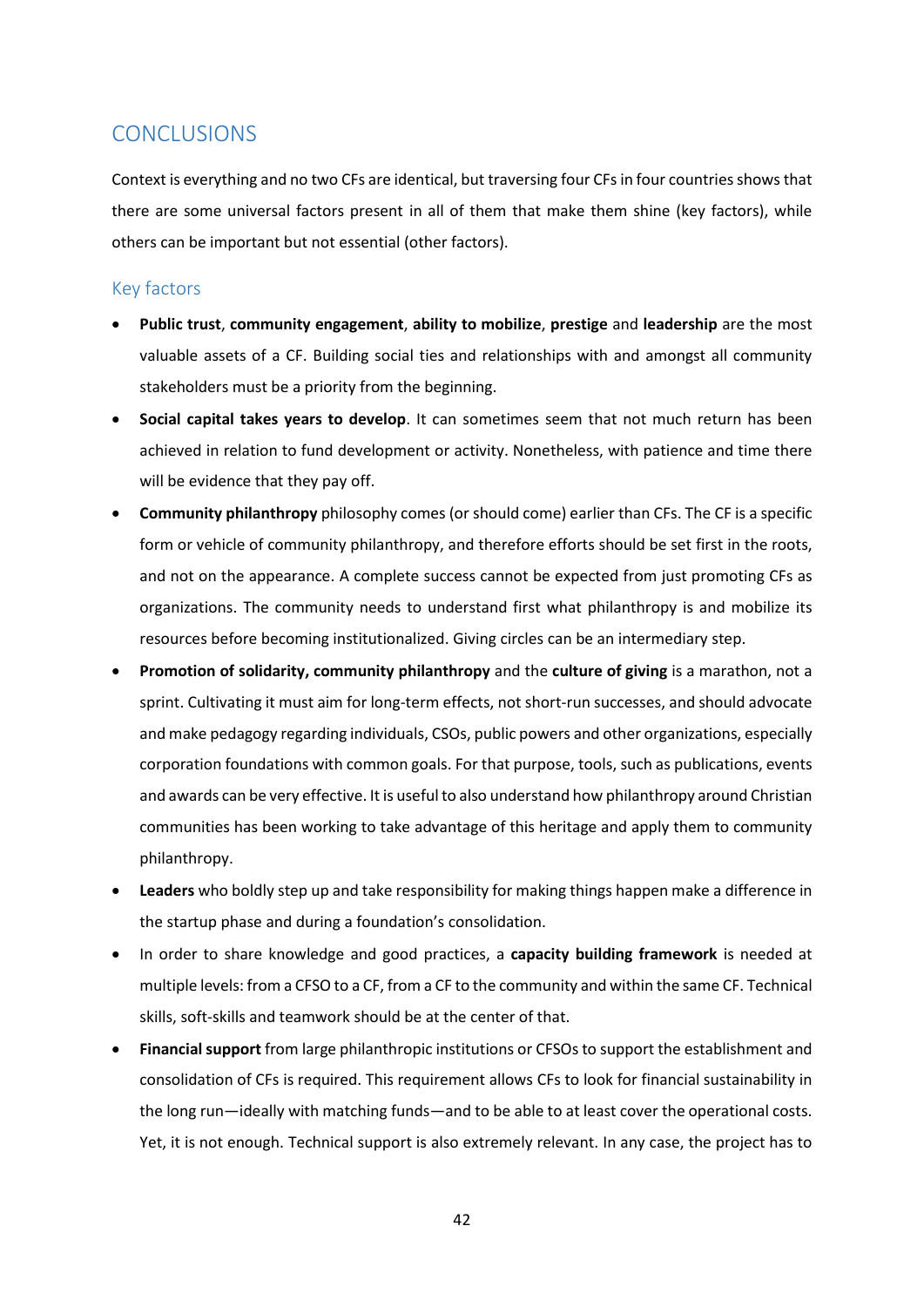## CONCLUSIONS

Context is everything and no two CFs are identical, but traversing four CFs in four countries shows that there are some universal factors present in all of them that make them shine (key factors), while others can be important but not essential (other factors).

### Key factors

- **Public trust**, **community engagement**, **ability to mobilize**, **prestige** and **leadership** are the most valuable assets of a CF. Building social ties and relationships with and amongst all community stakeholders must be a priority from the beginning.
- **Social capital takes years to develop**. It can sometimes seem that not much return has been achieved in relation to fund development or activity. Nonetheless, with patience and time there will be evidence that they pay off.
- **Community philanthropy** philosophy comes (or should come) earlier than CFs. The CF is a specific form or vehicle of community philanthropy, and therefore efforts should be set first in the roots, and not on the appearance. A complete success cannot be expected from just promoting CFs as organizations. The community needs to understand first what philanthropy is and mobilize its resources before becoming institutionalized. Giving circles can be an intermediary step.
- **Promotion of solidarity, community philanthropy** and the **culture of giving** is a marathon, not a sprint. Cultivating it must aim for long-term effects, not short-run successes, and should advocate and make pedagogy regarding individuals, CSOs, public powers and other organizations, especially corporation foundations with common goals. For that purpose, tools, such as publications, events and awards can be very effective. It is useful to also understand how philanthropy around Christian communities has been working to take advantage of this heritage and apply them to community philanthropy.
- **Leaders** who boldly step up and take responsibility for making things happen make a difference in the startup phase and during a foundation's consolidation.
- In order to share knowledge and good practices, a **capacity building framework** is needed at multiple levels: from a CFSO to a CF, from a CF to the community and within the same CF. Technical skills, soft-skills and teamwork should be at the center of that.
- **Financial support** from large philanthropic institutions or CFSOs to support the establishment and consolidation of CFs is required. This requirement allows CFs to look for financial sustainability in the long run—ideally with matching funds—and to be able to at least cover the operational costs. Yet, it is not enough. Technical support is also extremely relevant. In any case, the project has to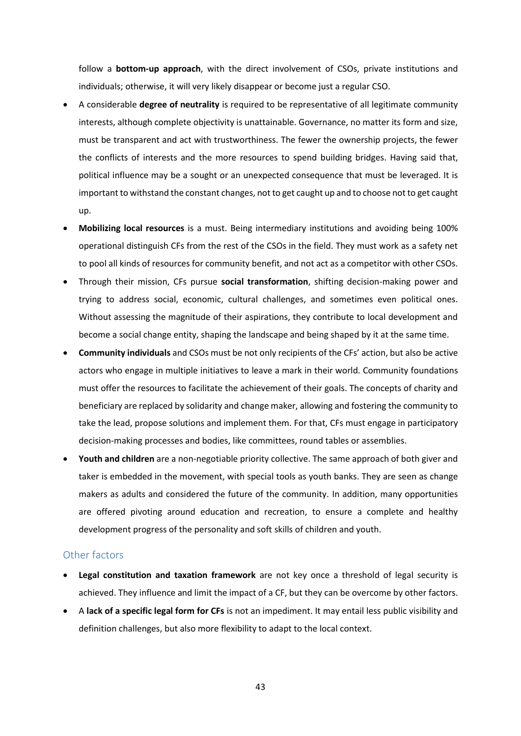follow a **bottom-up approach**, with the direct involvement of CSOs, private institutions and individuals; otherwise, it will very likely disappear or become just a regular CSO.

- A considerable **degree of neutrality** is required to be representative of all legitimate community interests, although complete objectivity is unattainable. Governance, no matter its form and size, must be transparent and act with trustworthiness. The fewer the ownership projects, the fewer the conflicts of interests and the more resources to spend building bridges. Having said that, political influence may be a sought or an unexpected consequence that must be leveraged. It is important to withstand the constant changes, not to get caught up and to choose not to get caught up.
- **Mobilizing local resources** is a must. Being intermediary institutions and avoiding being 100% operational distinguish CFs from the rest of the CSOs in the field. They must work as a safety net to pool all kinds of resources for community benefit, and not act as a competitor with other CSOs.
- Through their mission, CFs pursue **social transformation**, shifting decision-making power and trying to address social, economic, cultural challenges, and sometimes even political ones. Without assessing the magnitude of their aspirations, they contribute to local development and become a social change entity, shaping the landscape and being shaped by it at the same time.
- **Community individuals** and CSOs must be not only recipients of the CFs' action, but also be active actors who engage in multiple initiatives to leave a mark in their world. Community foundations must offer the resources to facilitate the achievement of their goals. The concepts of charity and beneficiary are replaced by solidarity and change maker, allowing and fostering the community to take the lead, propose solutions and implement them. For that, CFs must engage in participatory decision-making processes and bodies, like committees, round tables or assemblies.
- **Youth and children** are a non-negotiable priority collective. The same approach of both giver and taker is embedded in the movement, with special tools as youth banks. They are seen as change makers as adults and considered the future of the community. In addition, many opportunities are offered pivoting around education and recreation, to ensure a complete and healthy development progress of the personality and soft skills of children and youth.

## Other factors

- **Legal constitution and taxation framework** are not key once a threshold of legal security is achieved. They influence and limit the impact of a CF, but they can be overcome by other factors.
- A **lack of a specific legal form for CFs** is not an impediment. It may entail less public visibility and definition challenges, but also more flexibility to adapt to the local context.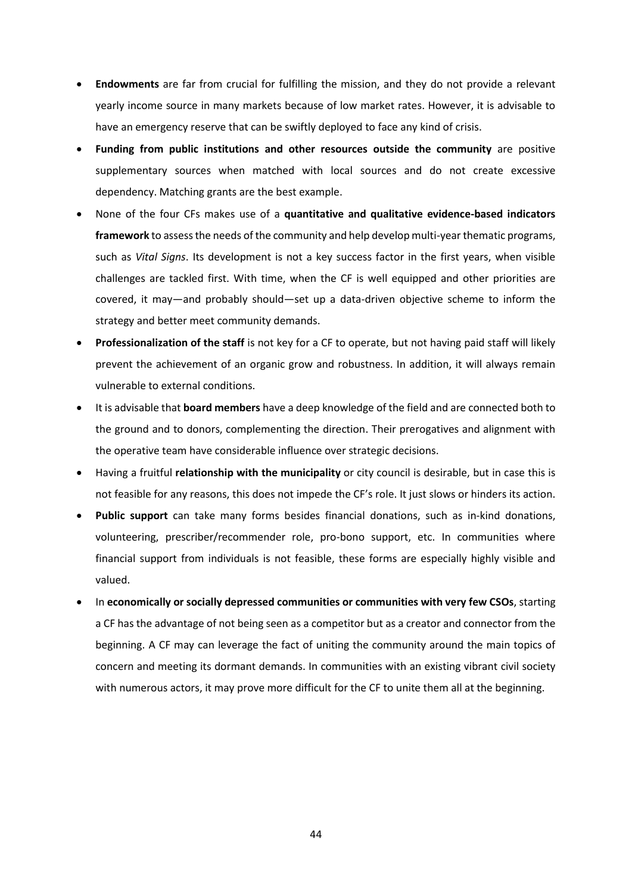- **Endowments** are far from crucial for fulfilling the mission, and they do not provide a relevant yearly income source in many markets because of low market rates. However, it is advisable to have an emergency reserve that can be swiftly deployed to face any kind of crisis.
- **Funding from public institutions and other resources outside the community** are positive supplementary sources when matched with local sources and do not create excessive dependency. Matching grants are the best example.
- None of the four CFs makes use of a **quantitative and qualitative evidence-based indicators framework** to assess the needs of the community and help develop multi-year thematic programs, such as *Vital Signs*. Its development is not a key success factor in the first years, when visible challenges are tackled first. With time, when the CF is well equipped and other priorities are covered, it may—and probably should—set up a data-driven objective scheme to inform the strategy and better meet community demands.
- **Professionalization of the staff** is not key for a CF to operate, but not having paid staff will likely prevent the achievement of an organic grow and robustness. In addition, it will always remain vulnerable to external conditions.
- It is advisable that **board members** have a deep knowledge of the field and are connected both to the ground and to donors, complementing the direction. Their prerogatives and alignment with the operative team have considerable influence over strategic decisions.
- Having a fruitful **relationship with the municipality** or city council is desirable, but in case this is not feasible for any reasons, this does not impede the CF's role. It just slows or hinders its action.
- **Public support** can take many forms besides financial donations, such as in-kind donations, volunteering, prescriber/recommender role, pro-bono support, etc. In communities where financial support from individuals is not feasible, these forms are especially highly visible and valued.
- In **economically or socially depressed communities or communities with very few CSOs**, starting a CF has the advantage of not being seen as a competitor but as a creator and connector from the beginning. A CF may can leverage the fact of uniting the community around the main topics of concern and meeting its dormant demands. In communities with an existing vibrant civil society with numerous actors, it may prove more difficult for the CF to unite them all at the beginning.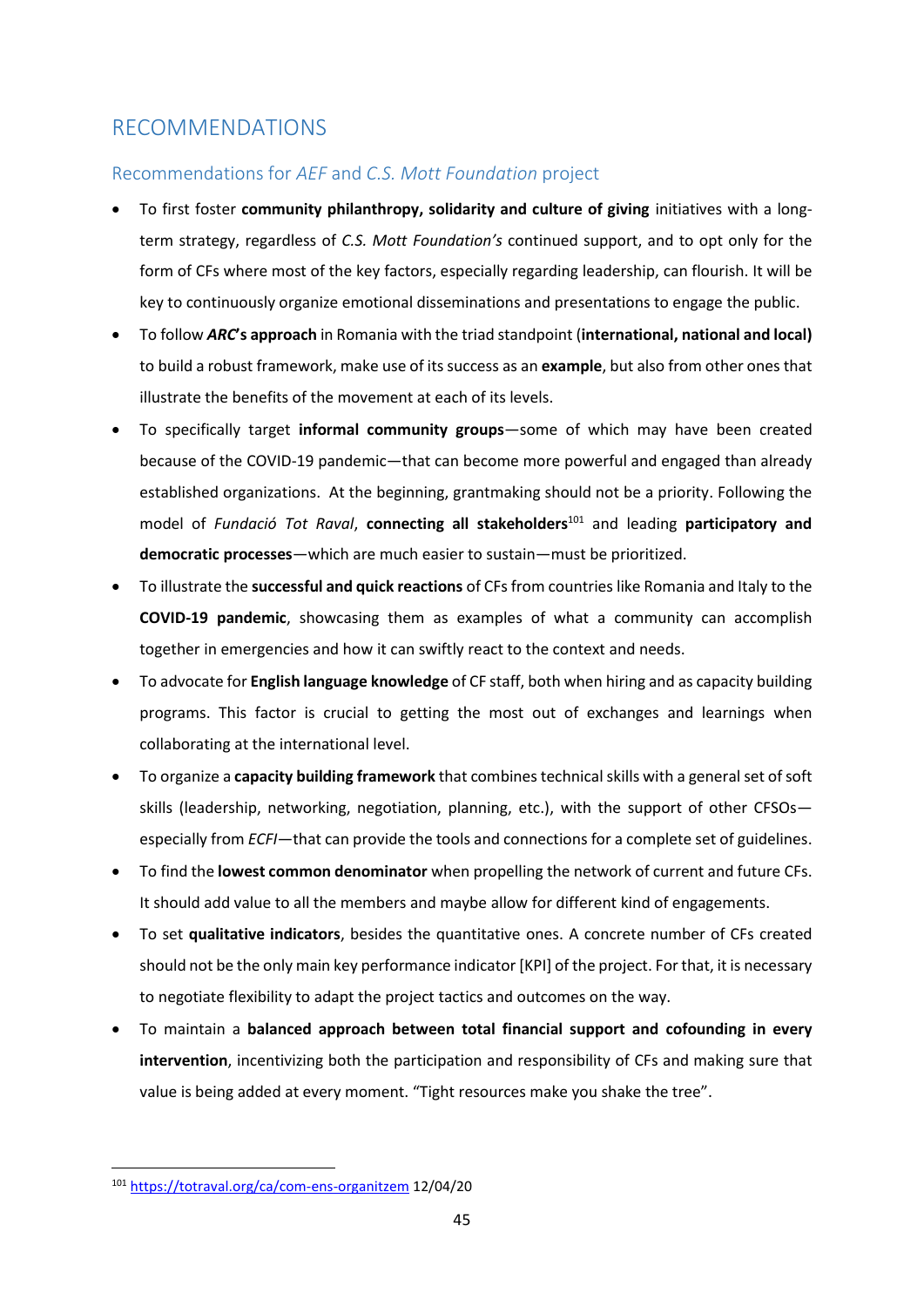## RECOMMENDATIONS

### Recommendations for *AEF* and *C.S. Mott Foundation* project

- To first foster **community philanthropy, solidarity and culture of giving** initiatives with a long-term strategy, regardless of *C.S. Mott Foundation's* continued support, and to opt only for the form of CFs where most of the key factors, especially regarding leadership, can flourish. It will be key to continuously organize emotional disseminations and presentations to engage the public.
- To follow ***ARC*'s approach** in Romania with the triad standpoint (**international, national and local)** to build a robust framework, make use of its success as an **example**, but also from other ones that illustrate the benefits of the movement at each of its levels.
- To specifically target **informal community groups**—some of which may have been created because of the COVID-19 pandemic—that can become more powerful and engaged than already established organizations. At the beginning, grantmaking should not be a priority. Following the model of *Fundació Tot Raval*, **connecting all stakeholders**[101] and leading **participatory and democratic processes**—which are much easier to sustain—must be prioritized.
- To illustrate the **successful and quick reactions** of CFs from countries like Romania and Italy to the **COVID-19 pandemic**, showcasing them as examples of what a community can accomplish together in emergencies and how it can swiftly react to the context and needs.
- To advocate for **English language knowledge** of CF staff, both when hiring and as capacity building programs. This factor is crucial to getting the most out of exchanges and learnings when collaborating at the international level.
- To organize a **capacity building framework** that combines technical skills with a general set of soft skills (leadership, networking, negotiation, planning, etc.), with the support of other CFSOs—especially from *ECFI*—that can provide the tools and connections for a complete set of guidelines.
- To find the **lowest common denominator** when propelling the network of current and future CFs. It should add value to all the members and maybe allow for different kind of engagements.
- To set **qualitative indicators**, besides the quantitative ones. A concrete number of CFs created should not be the only main key performance indicator [KPI] of the project. For that, it is necessary to negotiate flexibility to adapt the project tactics and outcomes on the way.
- To maintain a **balanced approach between total financial support and cofounding in every intervention**, incentivizing both the participation and responsibility of CFs and making sure that value is being added at every moment. "Tight resources make you shake the tree".

[101] https://totraval.org/ca/com-ens-organitzem 12/04/20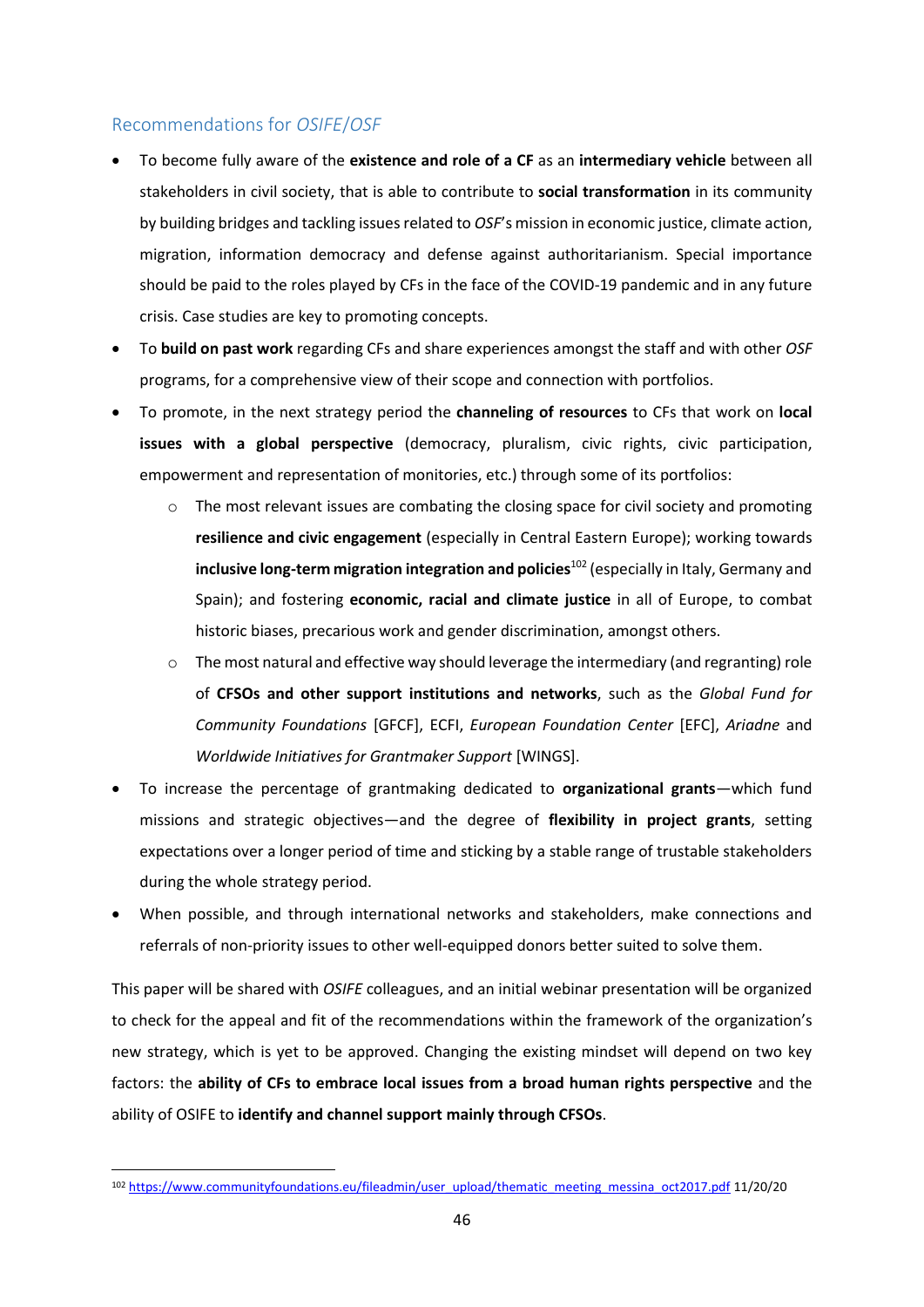## Recommendations for *OSIFE*/*OSF*

- To become fully aware of the **existence and role of a CF** as an **intermediary vehicle** between all stakeholders in civil society, that is able to contribute to **social transformation** in its community by building bridges and tackling issues related to *OSF*'s mission in economic justice, climate action, migration, information democracy and defense against authoritarianism. Special importance should be paid to the roles played by CFs in the face of the COVID-19 pandemic and in any future crisis. Case studies are key to promoting concepts.
- To **build on past work** regarding CFs and share experiences amongst the staff and with other *OSF* programs, for a comprehensive view of their scope and connection with portfolios.
- To promote, in the next strategy period the **channeling of resources** to CFs that work on **local issues with a global perspective** (democracy, pluralism, civic rights, civic participation, empowerment and representation of monitories, etc.) through some of its portfolios:
  - The most relevant issues are combating the closing space for civil society and promoting **resilience and civic engagement** (especially in Central Eastern Europe); working towards **inclusive long-term migration integration and policies**[102] (especially in Italy, Germany and Spain); and fostering **economic, racial and climate justice** in all of Europe, to combat historic biases, precarious work and gender discrimination, amongst others.
  - The most natural and effective way should leverage the intermediary (and regranting) role of **CFSOs and other support institutions and networks**, such as the *Global Fund for Community Foundations* [GFCF], ECFI, *European Foundation Center* [EFC], *Ariadne* and *Worldwide Initiatives for Grantmaker Support* [WINGS].
- To increase the percentage of grantmaking dedicated to **organizational grants**—which fund missions and strategic objectives—and the degree of **flexibility in project grants**, setting expectations over a longer period of time and sticking by a stable range of trustable stakeholders during the whole strategy period.
- When possible, and through international networks and stakeholders, make connections and referrals of non-priority issues to other well-equipped donors better suited to solve them.

This paper will be shared with *OSIFE* colleagues, and an initial webinar presentation will be organized to check for the appeal and fit of the recommendations within the framework of the organization's new strategy, which is yet to be approved. Changing the existing mindset will depend on two key factors: the **ability of CFs to embrace local issues from a broad human rights perspective** and the ability of OSIFE to **identify and channel support mainly through CFSOs**.

[102] https://www.communityfoundations.eu/fileadmin/user_upload/thematic_meeting_messina_oct2017.pdf 11/20/20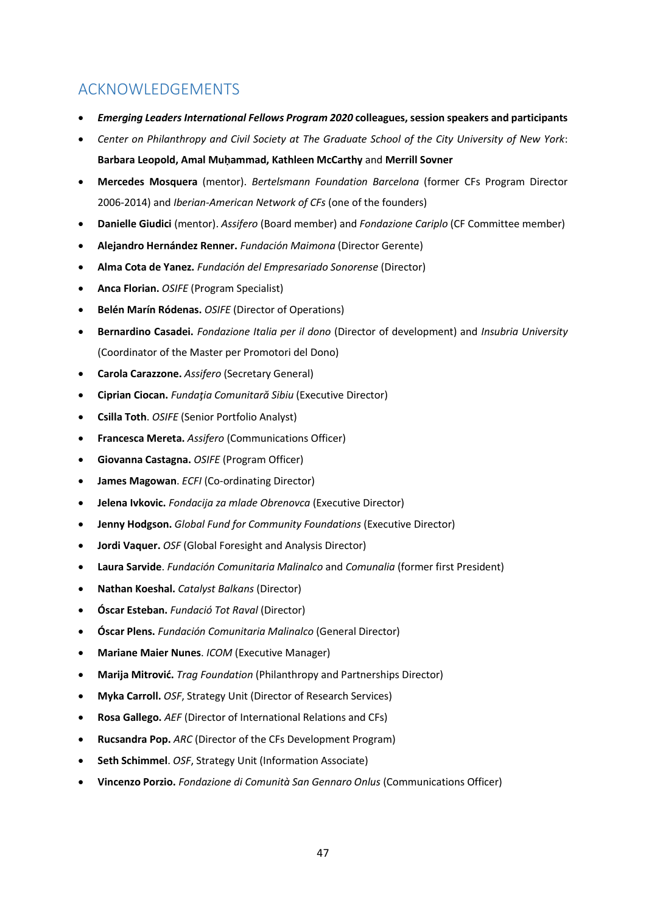# ACKNOWLEDGEMENTS

- ***Emerging Leaders International Fellows Program 2020* colleagues, session speakers and participants**
- *Center on Philanthropy and Civil Society at The Graduate School of the City University of New York*: **Barbara Leopold, Amal Muḥammad, Kathleen McCarthy** and **Merrill Sovner**
- **Mercedes Mosquera** (mentor). *Bertelsmann Foundation Barcelona* (former CFs Program Director 2006-2014) and *Iberian-American Network of CFs* (one of the founders)
- **Danielle Giudici** (mentor). *Assifero* (Board member) and *Fondazione Cariplo* (CF Committee member)
- **Alejandro Hernández Renner.** *Fundación Maimona* (Director Gerente)
- **Alma Cota de Yanez.** *Fundación del Empresariado Sonorense* (Director)
- **Anca Florian.** *OSIFE* (Program Specialist)
- **Belén Marín Ródenas.** *OSIFE* (Director of Operations)
- **Bernardino Casadei.** *Fondazione Italia per il dono* (Director of development) and *Insubria University* (Coordinator of the Master per Promotori del Dono)
- **Carola Carazzone.** *Assifero* (Secretary General)
- **Ciprian Ciocan.** *Fundaţia Comunitară Sibiu* (Executive Director)
- **Csilla Toth**. *OSIFE* (Senior Portfolio Analyst)
- **Francesca Mereta.** *Assifero* (Communications Officer)
- **Giovanna Castagna.** *OSIFE* (Program Officer)
- **James Magowan**. *ECFI* (Co-ordinating Director)
- **Jelena Ivkovic.** *Fondacija za mlade Obrenovca* (Executive Director)
- **Jenny Hodgson.** *Global Fund for Community Foundations* (Executive Director)
- **Jordi Vaquer.** *OSF* (Global Foresight and Analysis Director)
- **Laura Sarvide**. *Fundación Comunitaria Malinalco* and *Comunalia* (former first President)
- **Nathan Koeshal.** *Catalyst Balkans* (Director)
- **Óscar Esteban.** *Fundació Tot Raval* (Director)
- **Óscar Plens.** *Fundación Comunitaria Malinalco* (General Director)
- **Mariane Maier Nunes**. *ICOM* (Executive Manager)
- **Marija Mitrović.** *Trag Foundation* (Philanthropy and Partnerships Director)
- **Myka Carroll.** *OSF*, Strategy Unit (Director of Research Services)
- **Rosa Gallego.** *AEF* (Director of International Relations and CFs)
- **Rucsandra Pop.** *ARC* (Director of the CFs Development Program)
- **Seth Schimmel**. *OSF*, Strategy Unit (Information Associate)
- **Vincenzo Porzio.** *Fondazione di Comunità San Gennaro Onlus* (Communications Officer)